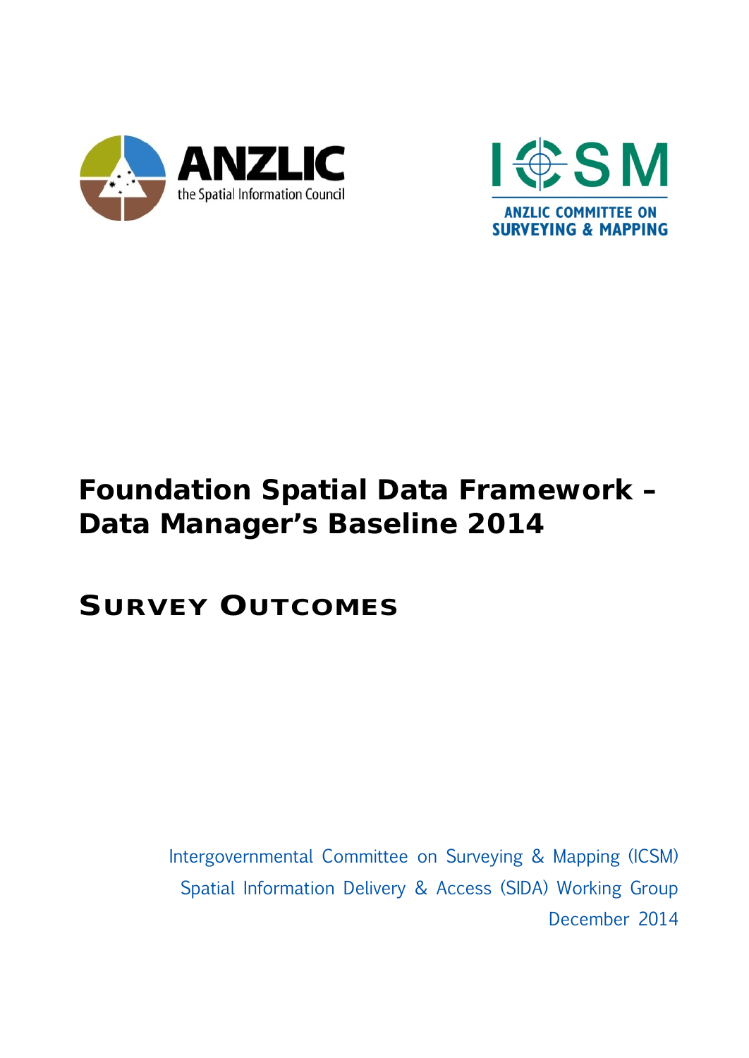ANZLIC
the Spatial Information Council

ICSM
ANZLIC COMMITTEE ON SURVEYING & MAPPING

# Foundation Spatial Data Framework – Data Manager's Baseline 2014

## Survey Outcomes

Intergovernmental Committee on Surveying & Mapping (ICSM)
Spatial Information Delivery & Access (SIDA) Working Group
December 2014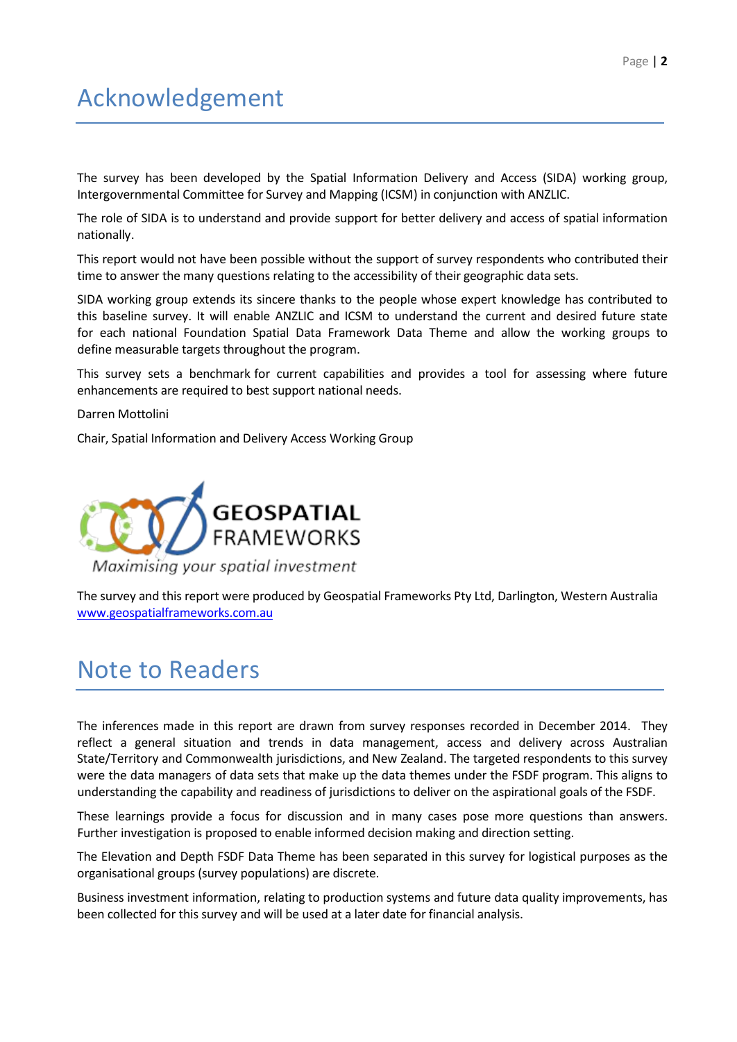# Acknowledgement

The survey has been developed by the Spatial Information Delivery and Access (SIDA) working group, Intergovernmental Committee for Survey and Mapping (ICSM) in conjunction with ANZLIC.

The role of SIDA is to understand and provide support for better delivery and access of spatial information nationally.

This report would not have been possible without the support of survey respondents who contributed their time to answer the many questions relating to the accessibility of their geographic data sets.

SIDA working group extends its sincere thanks to the people whose expert knowledge has contributed to this baseline survey. It will enable ANZLIC and ICSM to understand the current and desired future state for each national Foundation Spatial Data Framework Data Theme and allow the working groups to define measurable targets throughout the program.

This survey sets a benchmark for current capabilities and provides a tool for assessing where future enhancements are required to best support national needs.

Darren Mottolini

Chair, Spatial Information and Delivery Access Working Group

GEOSPATIAL FRAMEWORKS

*Maximising your spatial investment*

The survey and this report were produced by Geospatial Frameworks Pty Ltd, Darlington, Western Australia [www.geospatialframeworks.com.au](http://www.geospatialframeworks.com.au)

# Note to Readers

The inferences made in this report are drawn from survey responses recorded in December 2014. They reflect a general situation and trends in data management, access and delivery across Australian State/Territory and Commonwealth jurisdictions, and New Zealand. The targeted respondents to this survey were the data managers of data sets that make up the data themes under the FSDF program. This aligns to understanding the capability and readiness of jurisdictions to deliver on the aspirational goals of the FSDF.

These learnings provide a focus for discussion and in many cases pose more questions than answers. Further investigation is proposed to enable informed decision making and direction setting.

The Elevation and Depth FSDF Data Theme has been separated in this survey for logistical purposes as the organisational groups (survey populations) are discrete.

Business investment information, relating to production systems and future data quality improvements, has been collected for this survey and will be used at a later date for financial analysis.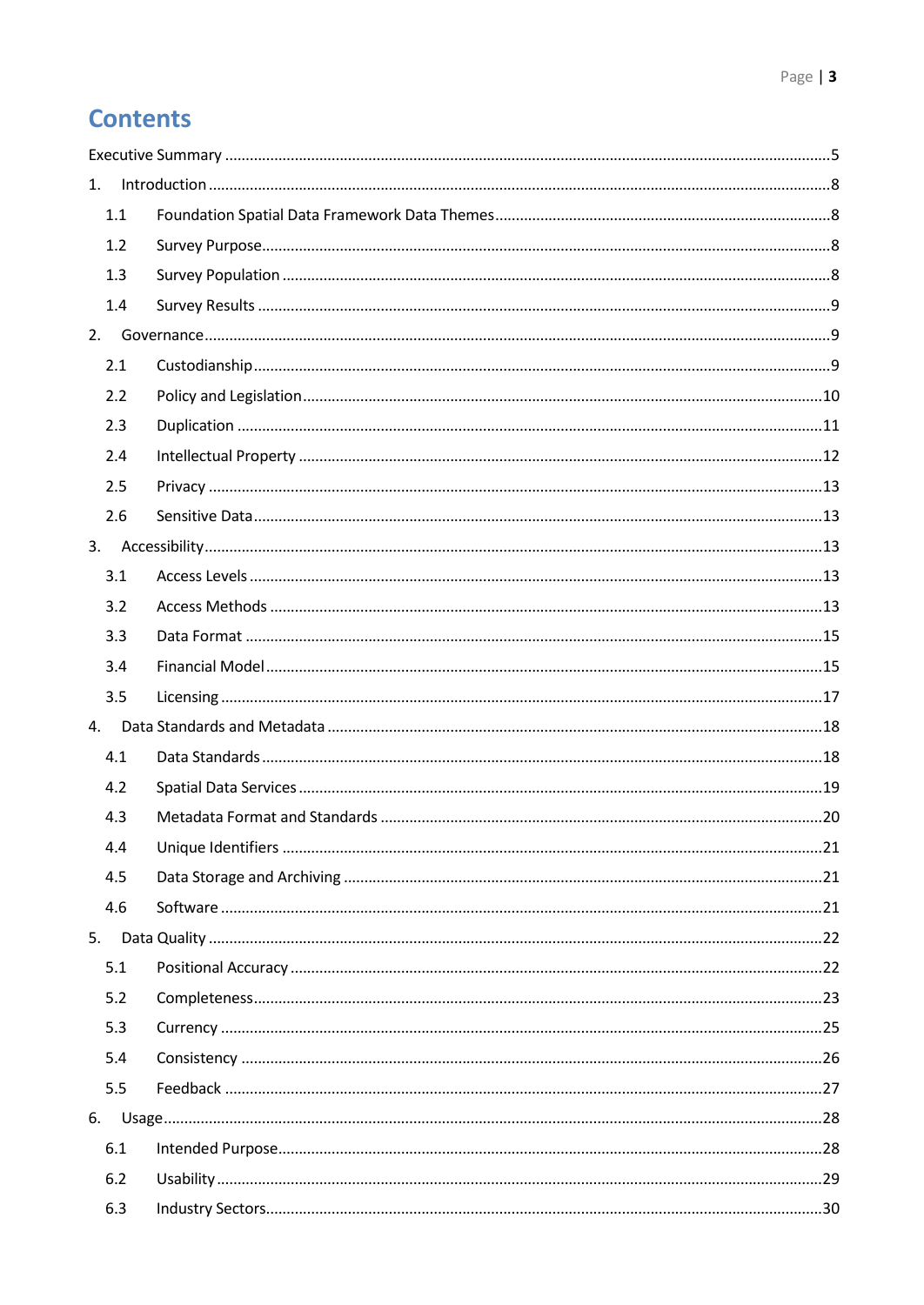# Contents

Executive Summary ....................................................................................................................... 5

1. Introduction ............................................................................................................................ 8
   - 1.1 Foundation Spatial Data Framework Data Themes ......................................................... 8
   - 1.2 Survey Purpose ............................................................................................................... 8
   - 1.3 Survey Population ........................................................................................................... 8
   - 1.4 Survey Results ................................................................................................................. 9
2. Governance ............................................................................................................................. 9
   - 2.1 Custodianship ................................................................................................................. 9
   - 2.2 Policy and Legislation .................................................................................................... 10
   - 2.3 Duplication .................................................................................................................... 11
   - 2.4 Intellectual Property ...................................................................................................... 12
   - 2.5 Privacy ........................................................................................................................... 13
   - 2.6 Sensitive Data ............................................................................................................... 13
3. Accessibility .......................................................................................................................... 13
   - 3.1 Access Levels ................................................................................................................. 13
   - 3.2 Access Methods ............................................................................................................. 13
   - 3.3 Data Format .................................................................................................................. 15
   - 3.4 Financial Model ............................................................................................................. 15
   - 3.5 Licensing ....................................................................................................................... 17
4. Data Standards and Metadata .............................................................................................. 18
   - 4.1 Data Standards .............................................................................................................. 18
   - 4.2 Spatial Data Services ..................................................................................................... 19
   - 4.3 Metadata Format and Standards ................................................................................... 20
   - 4.4 Unique Identifiers .......................................................................................................... 21
   - 4.5 Data Storage and Archiving ........................................................................................... 21
   - 4.6 Software ........................................................................................................................ 21
5. Data Quality .......................................................................................................................... 22
   - 5.1 Positional Accuracy ....................................................................................................... 22
   - 5.2 Completeness ................................................................................................................ 23
   - 5.3 Currency ........................................................................................................................ 25
   - 5.4 Consistency ................................................................................................................... 26
   - 5.5 Feedback ....................................................................................................................... 27
6. Usage ..................................................................................................................................... 28
   - 6.1 Intended Purpose .......................................................................................................... 28
   - 6.2 Usability ........................................................................................................................ 29
   - 6.3 Industry Sectors ............................................................................................................. 30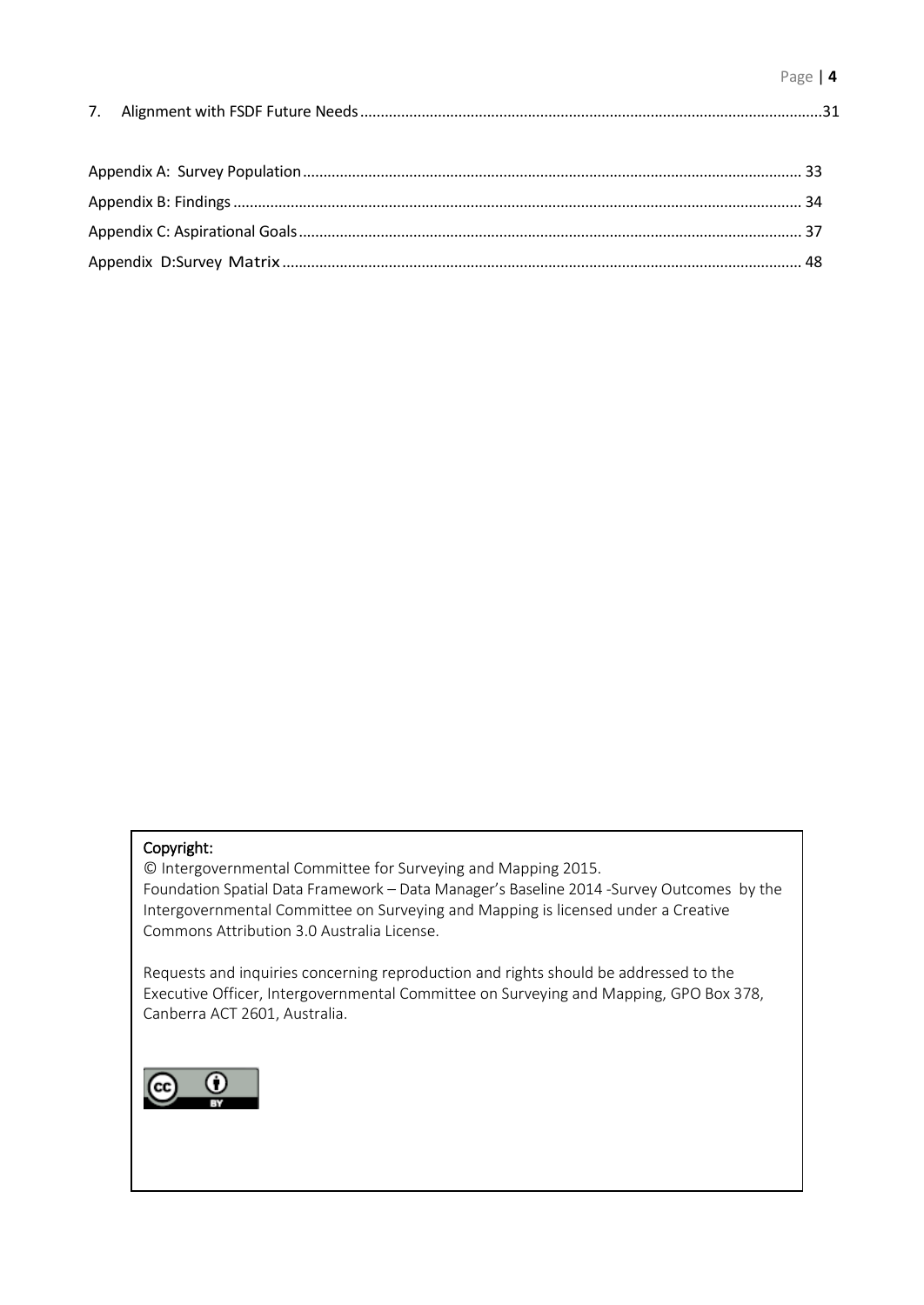7. Alignment with FSDF Future Needs .......... 31

Appendix A: Survey Population .......... 33

Appendix B: Findings .......... 34

Appendix C: Aspirational Goals .......... 37

Appendix D:Survey Matrix .......... 48

**Copyright:**

© Intergovernmental Committee for Surveying and Mapping 2015.

Foundation Spatial Data Framework – Data Manager's Baseline 2014 -Survey Outcomes by the Intergovernmental Committee on Surveying and Mapping is licensed under a Creative Commons Attribution 3.0 Australia License.

Requests and inquiries concerning reproduction and rights should be addressed to the Executive Officer, Intergovernmental Committee on Surveying and Mapping, GPO Box 378, Canberra ACT 2601, Australia.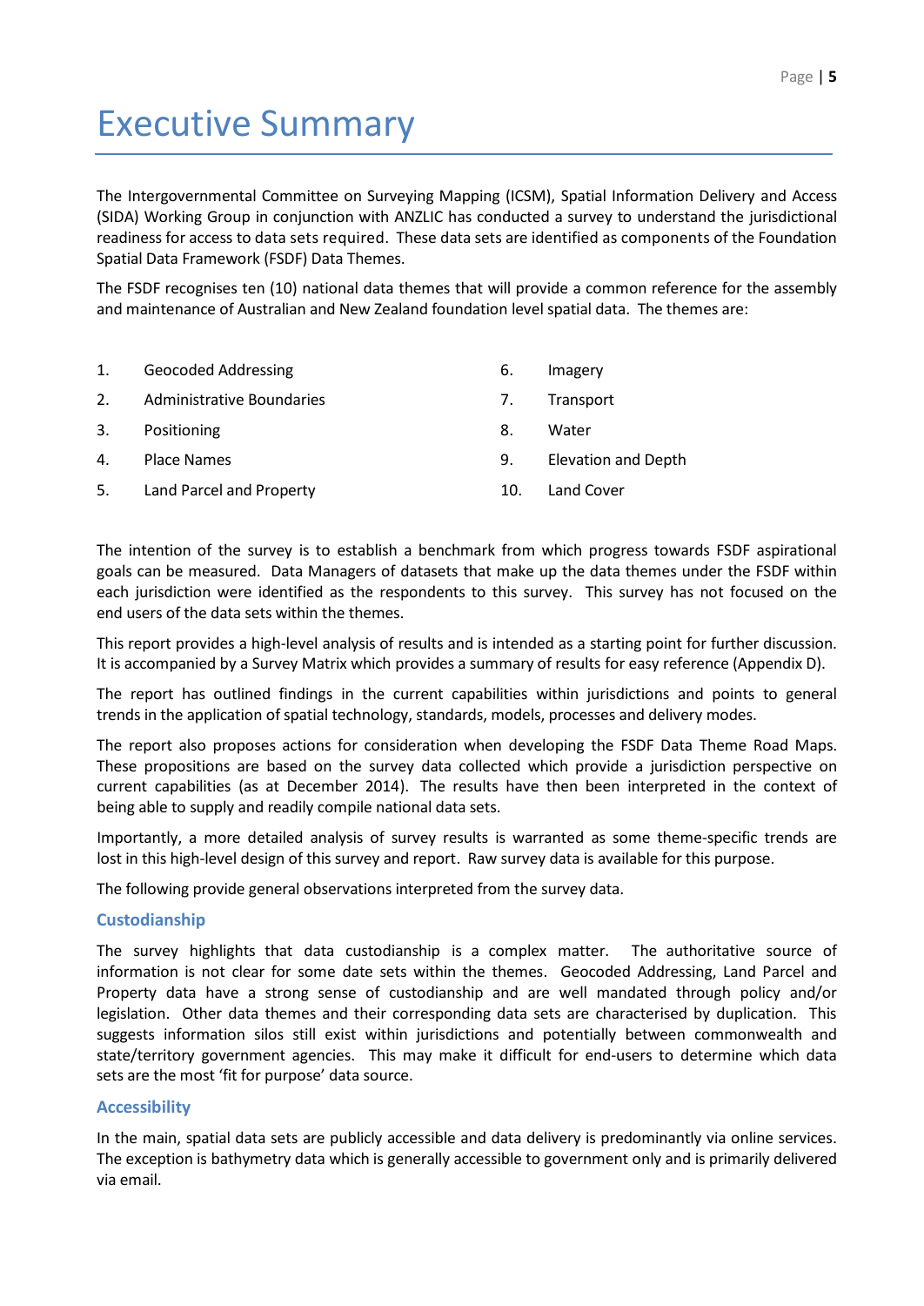# Executive Summary

The Intergovernmental Committee on Surveying Mapping (ICSM), Spatial Information Delivery and Access (SIDA) Working Group in conjunction with ANZLIC has conducted a survey to understand the jurisdictional readiness for access to data sets required. These data sets are identified as components of the Foundation Spatial Data Framework (FSDF) Data Themes.

The FSDF recognises ten (10) national data themes that will provide a common reference for the assembly and maintenance of Australian and New Zealand foundation level spatial data. The themes are:

1. Geocoded Addressing
2. Administrative Boundaries
3. Positioning
4. Place Names
5. Land Parcel and Property
6. Imagery
7. Transport
8. Water
9. Elevation and Depth
10. Land Cover

The intention of the survey is to establish a benchmark from which progress towards FSDF aspirational goals can be measured. Data Managers of datasets that make up the data themes under the FSDF within each jurisdiction were identified as the respondents to this survey. This survey has not focused on the end users of the data sets within the themes.

This report provides a high-level analysis of results and is intended as a starting point for further discussion. It is accompanied by a Survey Matrix which provides a summary of results for easy reference (Appendix D).

The report has outlined findings in the current capabilities within jurisdictions and points to general trends in the application of spatial technology, standards, models, processes and delivery modes.

The report also proposes actions for consideration when developing the FSDF Data Theme Road Maps. These propositions are based on the survey data collected which provide a jurisdiction perspective on current capabilities (as at December 2014). The results have then been interpreted in the context of being able to supply and readily compile national data sets.

Importantly, a more detailed analysis of survey results is warranted as some theme-specific trends are lost in this high-level design of this survey and report. Raw survey data is available for this purpose.

The following provide general observations interpreted from the survey data.

### Custodianship

The survey highlights that data custodianship is a complex matter. The authoritative source of information is not clear for some date sets within the themes. Geocoded Addressing, Land Parcel and Property data have a strong sense of custodianship and are well mandated through policy and/or legislation. Other data themes and their corresponding data sets are characterised by duplication. This suggests information silos still exist within jurisdictions and potentially between commonwealth and state/territory government agencies. This may make it difficult for end-users to determine which data sets are the most 'fit for purpose' data source.

### Accessibility

In the main, spatial data sets are publicly accessible and data delivery is predominantly via online services. The exception is bathymetry data which is generally accessible to government only and is primarily delivered via email.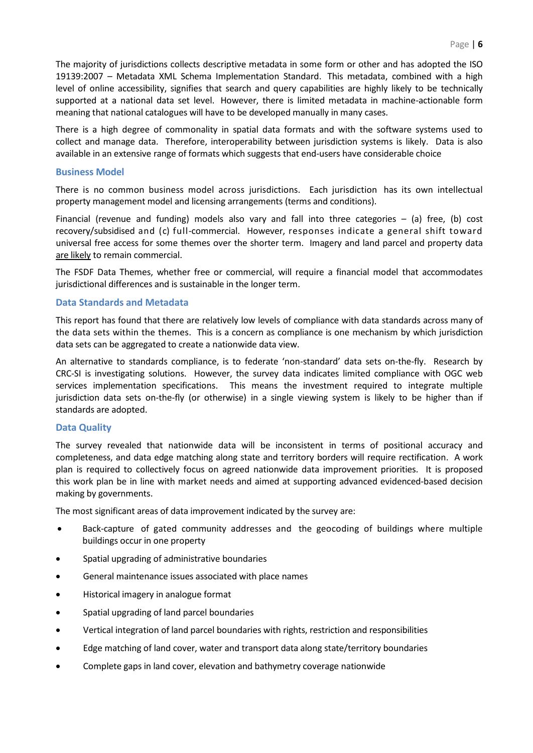The majority of jurisdictions collects descriptive metadata in some form or other and has adopted the ISO 19139:2007 – Metadata XML Schema Implementation Standard. This metadata, combined with a high level of online accessibility, signifies that search and query capabilities are highly likely to be technically supported at a national data set level. However, there is limited metadata in machine-actionable form meaning that national catalogues will have to be developed manually in many cases.

There is a high degree of commonality in spatial data formats and with the software systems used to collect and manage data. Therefore, interoperability between jurisdiction systems is likely. Data is also available in an extensive range of formats which suggests that end-users have considerable choice

## Business Model

There is no common business model across jurisdictions. Each jurisdiction has its own intellectual property management model and licensing arrangements (terms and conditions).

Financial (revenue and funding) models also vary and fall into three categories – (a) free, (b) cost recovery/subsidised and (c) full-commercial. However, responses indicate a general shift toward universal free access for some themes over the shorter term. Imagery and land parcel and property data are likely to remain commercial.

The FSDF Data Themes, whether free or commercial, will require a financial model that accommodates jurisdictional differences and is sustainable in the longer term.

## Data Standards and Metadata

This report has found that there are relatively low levels of compliance with data standards across many of the data sets within the themes. This is a concern as compliance is one mechanism by which jurisdiction data sets can be aggregated to create a nationwide data view.

An alternative to standards compliance, is to federate 'non-standard' data sets on-the-fly. Research by CRC-SI is investigating solutions. However, the survey data indicates limited compliance with OGC web services implementation specifications. This means the investment required to integrate multiple jurisdiction data sets on-the-fly (or otherwise) in a single viewing system is likely to be higher than if standards are adopted.

## Data Quality

The survey revealed that nationwide data will be inconsistent in terms of positional accuracy and completeness, and data edge matching along state and territory borders will require rectification. A work plan is required to collectively focus on agreed nationwide data improvement priorities. It is proposed this work plan be in line with market needs and aimed at supporting advanced evidenced-based decision making by governments.

The most significant areas of data improvement indicated by the survey are:

- Back-capture of gated community addresses and the geocoding of buildings where multiple buildings occur in one property
- Spatial upgrading of administrative boundaries
- General maintenance issues associated with place names
- Historical imagery in analogue format
- Spatial upgrading of land parcel boundaries
- Vertical integration of land parcel boundaries with rights, restriction and responsibilities
- Edge matching of land cover, water and transport data along state/territory boundaries
- Complete gaps in land cover, elevation and bathymetry coverage nationwide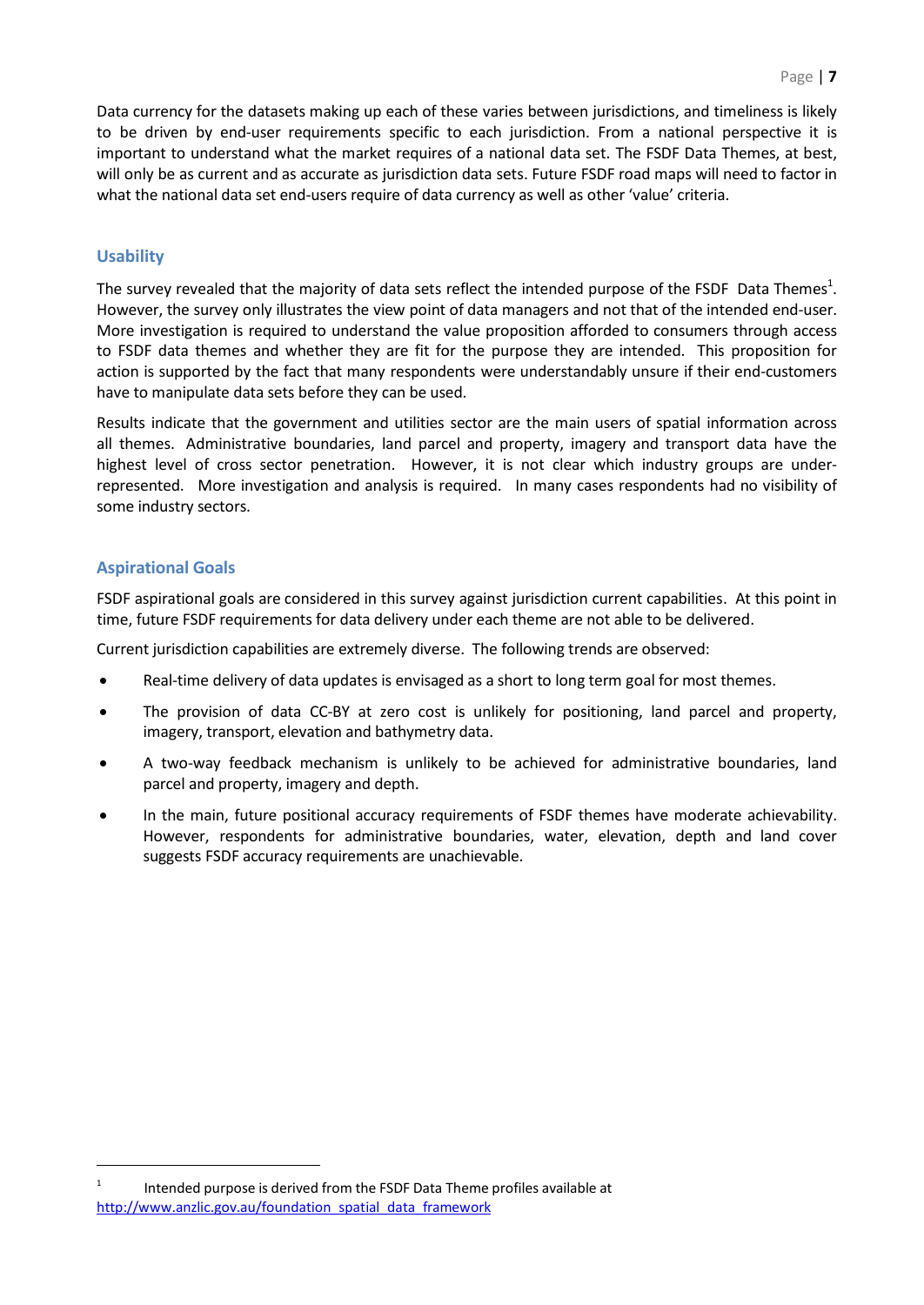Data currency for the datasets making up each of these varies between jurisdictions, and timeliness is likely to be driven by end-user requirements specific to each jurisdiction. From a national perspective it is important to understand what the market requires of a national data set. The FSDF Data Themes, at best, will only be as current and as accurate as jurisdiction data sets. Future FSDF road maps will need to factor in what the national data set end-users require of data currency as well as other 'value' criteria.

## Usability

The survey revealed that the majority of data sets reflect the intended purpose of the FSDF Data Themes[1]. However, the survey only illustrates the view point of data managers and not that of the intended end-user. More investigation is required to understand the value proposition afforded to consumers through access to FSDF data themes and whether they are fit for the purpose they are intended. This proposition for action is supported by the fact that many respondents were understandably unsure if their end-customers have to manipulate data sets before they can be used.

Results indicate that the government and utilities sector are the main users of spatial information across all themes. Administrative boundaries, land parcel and property, imagery and transport data have the highest level of cross sector penetration. However, it is not clear which industry groups are under-represented. More investigation and analysis is required. In many cases respondents had no visibility of some industry sectors.

## Aspirational Goals

FSDF aspirational goals are considered in this survey against jurisdiction current capabilities. At this point in time, future FSDF requirements for data delivery under each theme are not able to be delivered.

Current jurisdiction capabilities are extremely diverse. The following trends are observed:

- Real-time delivery of data updates is envisaged as a short to long term goal for most themes.
- The provision of data CC-BY at zero cost is unlikely for positioning, land parcel and property, imagery, transport, elevation and bathymetry data.
- A two-way feedback mechanism is unlikely to be achieved for administrative boundaries, land parcel and property, imagery and depth.
- In the main, future positional accuracy requirements of FSDF themes have moderate achievability. However, respondents for administrative boundaries, water, elevation, depth and land cover suggests FSDF accuracy requirements are unachievable.

[1] Intended purpose is derived from the FSDF Data Theme profiles available at http://www.anzlic.gov.au/foundation_spatial_data_framework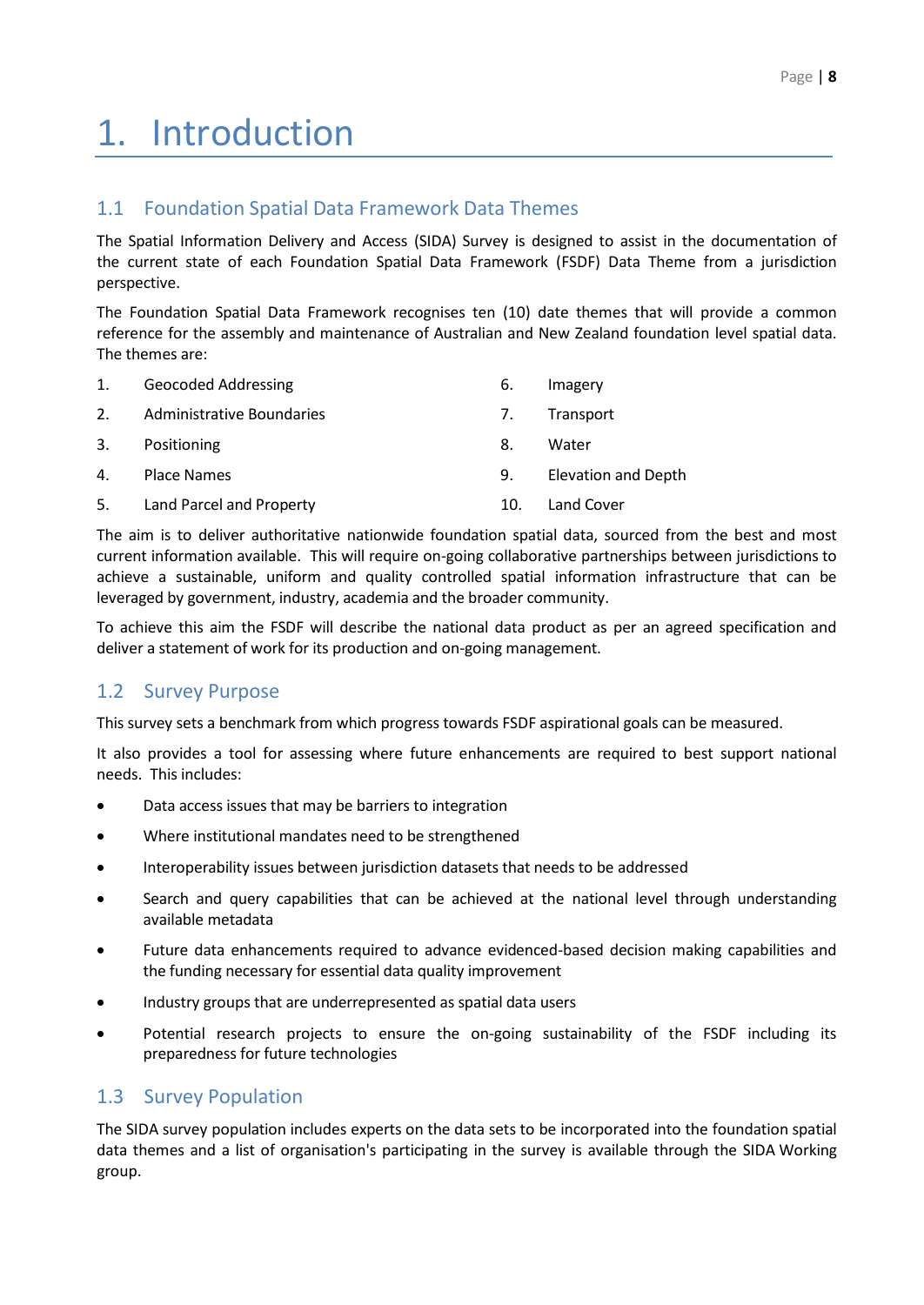# 1. Introduction

## 1.1 Foundation Spatial Data Framework Data Themes

The Spatial Information Delivery and Access (SIDA) Survey is designed to assist in the documentation of the current state of each Foundation Spatial Data Framework (FSDF) Data Theme from a jurisdiction perspective.

The Foundation Spatial Data Framework recognises ten (10) date themes that will provide a common reference for the assembly and maintenance of Australian and New Zealand foundation level spatial data. The themes are:

1. Geocoded Addressing
2. Administrative Boundaries
3. Positioning
4. Place Names
5. Land Parcel and Property
6. Imagery
7. Transport
8. Water
9. Elevation and Depth
10. Land Cover

The aim is to deliver authoritative nationwide foundation spatial data, sourced from the best and most current information available. This will require on-going collaborative partnerships between jurisdictions to achieve a sustainable, uniform and quality controlled spatial information infrastructure that can be leveraged by government, industry, academia and the broader community.

To achieve this aim the FSDF will describe the national data product as per an agreed specification and deliver a statement of work for its production and on-going management.

## 1.2 Survey Purpose

This survey sets a benchmark from which progress towards FSDF aspirational goals can be measured.

It also provides a tool for assessing where future enhancements are required to best support national needs. This includes:

- Data access issues that may be barriers to integration
- Where institutional mandates need to be strengthened
- Interoperability issues between jurisdiction datasets that needs to be addressed
- Search and query capabilities that can be achieved at the national level through understanding available metadata
- Future data enhancements required to advance evidenced-based decision making capabilities and the funding necessary for essential data quality improvement
- Industry groups that are underrepresented as spatial data users
- Potential research projects to ensure the on-going sustainability of the FSDF including its preparedness for future technologies

## 1.3 Survey Population

The SIDA survey population includes experts on the data sets to be incorporated into the foundation spatial data themes and a list of organisation's participating in the survey is available through the SIDA Working group.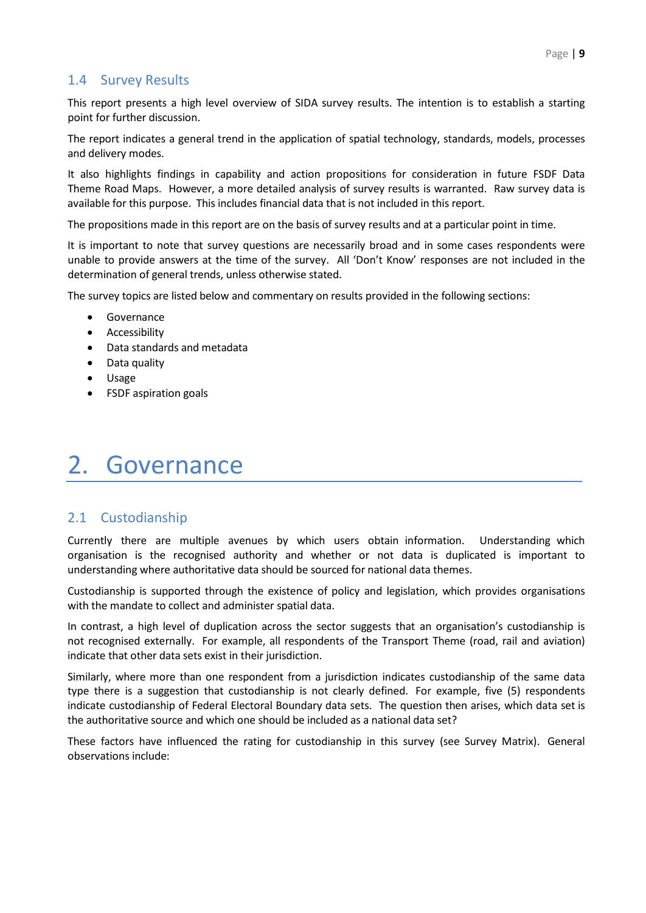## 1.4 Survey Results

This report presents a high level overview of SIDA survey results. The intention is to establish a starting point for further discussion.

The report indicates a general trend in the application of spatial technology, standards, models, processes and delivery modes.

It also highlights findings in capability and action propositions for consideration in future FSDF Data Theme Road Maps. However, a more detailed analysis of survey results is warranted. Raw survey data is available for this purpose. This includes financial data that is not included in this report.

The propositions made in this report are on the basis of survey results and at a particular point in time.

It is important to note that survey questions are necessarily broad and in some cases respondents were unable to provide answers at the time of the survey. All 'Don't Know' responses are not included in the determination of general trends, unless otherwise stated.

The survey topics are listed below and commentary on results provided in the following sections:

- Governance
- Accessibility
- Data standards and metadata
- Data quality
- Usage
- FSDF aspiration goals

# 2. Governance

## 2.1 Custodianship

Currently there are multiple avenues by which users obtain information. Understanding which organisation is the recognised authority and whether or not data is duplicated is important to understanding where authoritative data should be sourced for national data themes.

Custodianship is supported through the existence of policy and legislation, which provides organisations with the mandate to collect and administer spatial data.

In contrast, a high level of duplication across the sector suggests that an organisation's custodianship is not recognised externally. For example, all respondents of the Transport Theme (road, rail and aviation) indicate that other data sets exist in their jurisdiction.

Similarly, where more than one respondent from a jurisdiction indicates custodianship of the same data type there is a suggestion that custodianship is not clearly defined. For example, five (5) respondents indicate custodianship of Federal Electoral Boundary data sets. The question then arises, which data set is the authoritative source and which one should be included as a national data set?

These factors have influenced the rating for custodianship in this survey (see Survey Matrix). General observations include: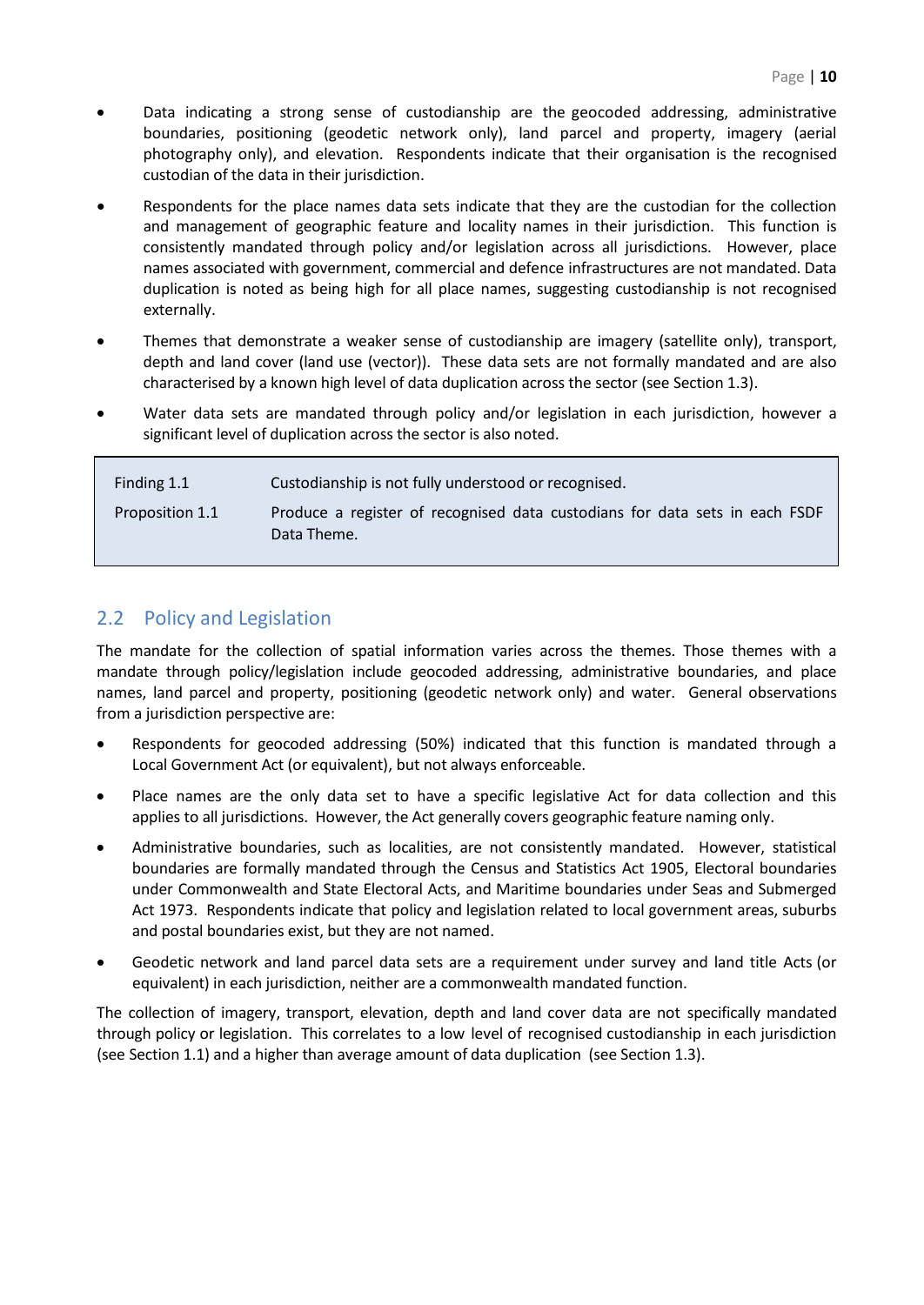- Data indicating a strong sense of custodianship are the geocoded addressing, administrative boundaries, positioning (geodetic network only), land parcel and property, imagery (aerial photography only), and elevation. Respondents indicate that their organisation is the recognised custodian of the data in their jurisdiction.
- Respondents for the place names data sets indicate that they are the custodian for the collection and management of geographic feature and locality names in their jurisdiction. This function is consistently mandated through policy and/or legislation across all jurisdictions. However, place names associated with government, commercial and defence infrastructures are not mandated. Data duplication is noted as being high for all place names, suggesting custodianship is not recognised externally.
- Themes that demonstrate a weaker sense of custodianship are imagery (satellite only), transport, depth and land cover (land use (vector)). These data sets are not formally mandated and are also characterised by a known high level of data duplication across the sector (see Section 1.3).
- Water data sets are mandated through policy and/or legislation in each jurisdiction, however a significant level of duplication across the sector is also noted.

| | |
|---|---|
| Finding 1.1 | Custodianship is not fully understood or recognised. |
| Proposition 1.1 | Produce a register of recognised data custodians for data sets in each FSDF Data Theme. |

## 2.2 Policy and Legislation

The mandate for the collection of spatial information varies across the themes. Those themes with a mandate through policy/legislation include geocoded addressing, administrative boundaries, and place names, land parcel and property, positioning (geodetic network only) and water. General observations from a jurisdiction perspective are:

- Respondents for geocoded addressing (50%) indicated that this function is mandated through a Local Government Act (or equivalent), but not always enforceable.
- Place names are the only data set to have a specific legislative Act for data collection and this applies to all jurisdictions. However, the Act generally covers geographic feature naming only.
- Administrative boundaries, such as localities, are not consistently mandated. However, statistical boundaries are formally mandated through the Census and Statistics Act 1905, Electoral boundaries under Commonwealth and State Electoral Acts, and Maritime boundaries under Seas and Submerged Act 1973. Respondents indicate that policy and legislation related to local government areas, suburbs and postal boundaries exist, but they are not named.
- Geodetic network and land parcel data sets are a requirement under survey and land title Acts (or equivalent) in each jurisdiction, neither are a commonwealth mandated function.

The collection of imagery, transport, elevation, depth and land cover data are not specifically mandated through policy or legislation. This correlates to a low level of recognised custodianship in each jurisdiction (see Section 1.1) and a higher than average amount of data duplication (see Section 1.3).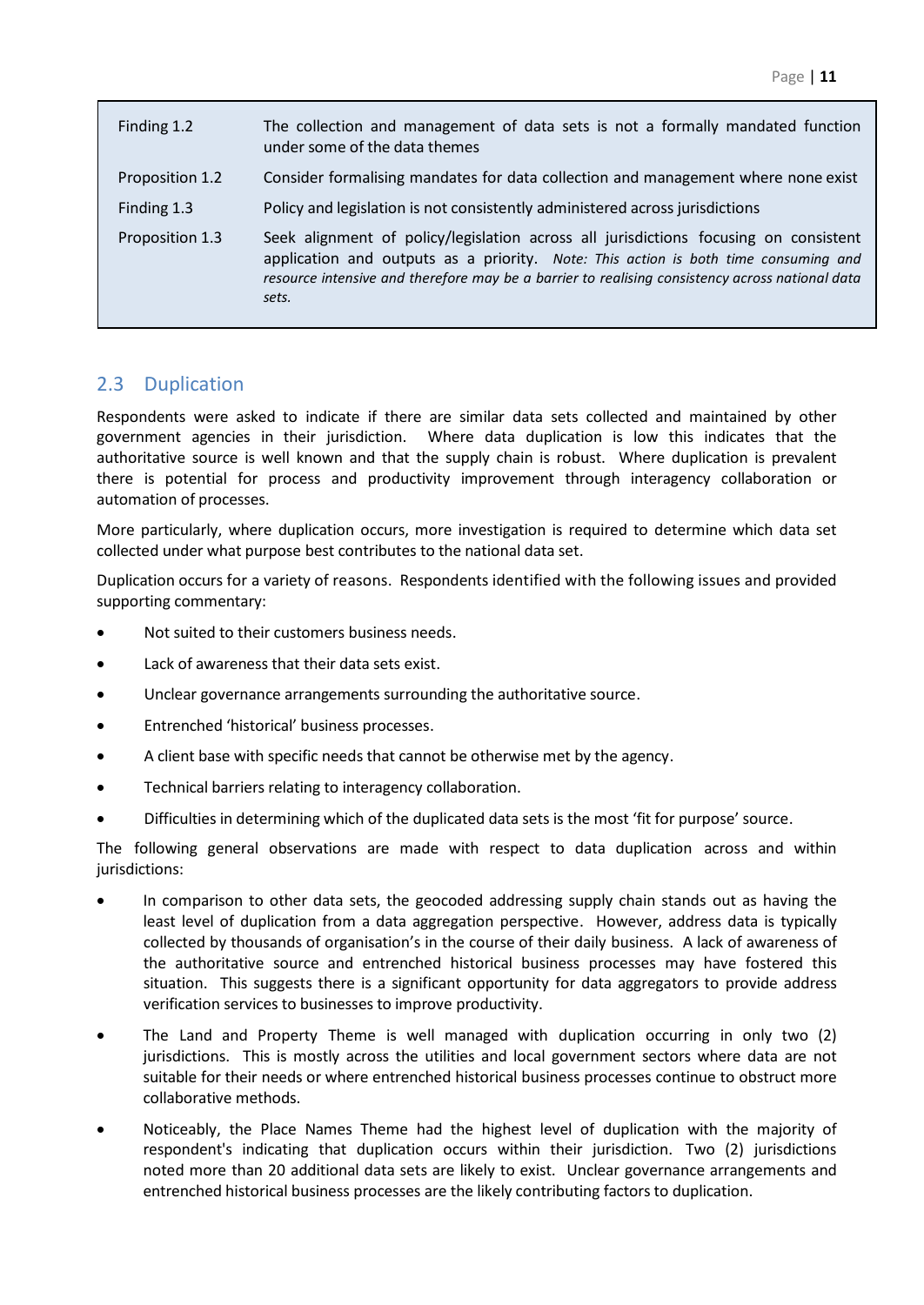| | |
|---|---|
| Finding 1.2 | The collection and management of data sets is not a formally mandated function under some of the data themes |
| Proposition 1.2 | Consider formalising mandates for data collection and management where none exist |
| Finding 1.3 | Policy and legislation is not consistently administered across jurisdictions |
| Proposition 1.3 | Seek alignment of policy/legislation across all jurisdictions focusing on consistent application and outputs as a priority. *Note: This action is both time consuming and resource intensive and therefore may be a barrier to realising consistency across national data sets.* |

## 2.3 Duplication

Respondents were asked to indicate if there are similar data sets collected and maintained by other government agencies in their jurisdiction. Where data duplication is low this indicates that the authoritative source is well known and that the supply chain is robust. Where duplication is prevalent there is potential for process and productivity improvement through interagency collaboration or automation of processes.

More particularly, where duplication occurs, more investigation is required to determine which data set collected under what purpose best contributes to the national data set.

Duplication occurs for a variety of reasons. Respondents identified with the following issues and provided supporting commentary:

- Not suited to their customers business needs.
- Lack of awareness that their data sets exist.
- Unclear governance arrangements surrounding the authoritative source.
- Entrenched 'historical' business processes.
- A client base with specific needs that cannot be otherwise met by the agency.
- Technical barriers relating to interagency collaboration.
- Difficulties in determining which of the duplicated data sets is the most 'fit for purpose' source.

The following general observations are made with respect to data duplication across and within jurisdictions:

- In comparison to other data sets, the geocoded addressing supply chain stands out as having the least level of duplication from a data aggregation perspective. However, address data is typically collected by thousands of organisation's in the course of their daily business. A lack of awareness of the authoritative source and entrenched historical business processes may have fostered this situation. This suggests there is a significant opportunity for data aggregators to provide address verification services to businesses to improve productivity.
- The Land and Property Theme is well managed with duplication occurring in only two (2) jurisdictions. This is mostly across the utilities and local government sectors where data are not suitable for their needs or where entrenched historical business processes continue to obstruct more collaborative methods.
- Noticeably, the Place Names Theme had the highest level of duplication with the majority of respondent's indicating that duplication occurs within their jurisdiction. Two (2) jurisdictions noted more than 20 additional data sets are likely to exist. Unclear governance arrangements and entrenched historical business processes are the likely contributing factors to duplication.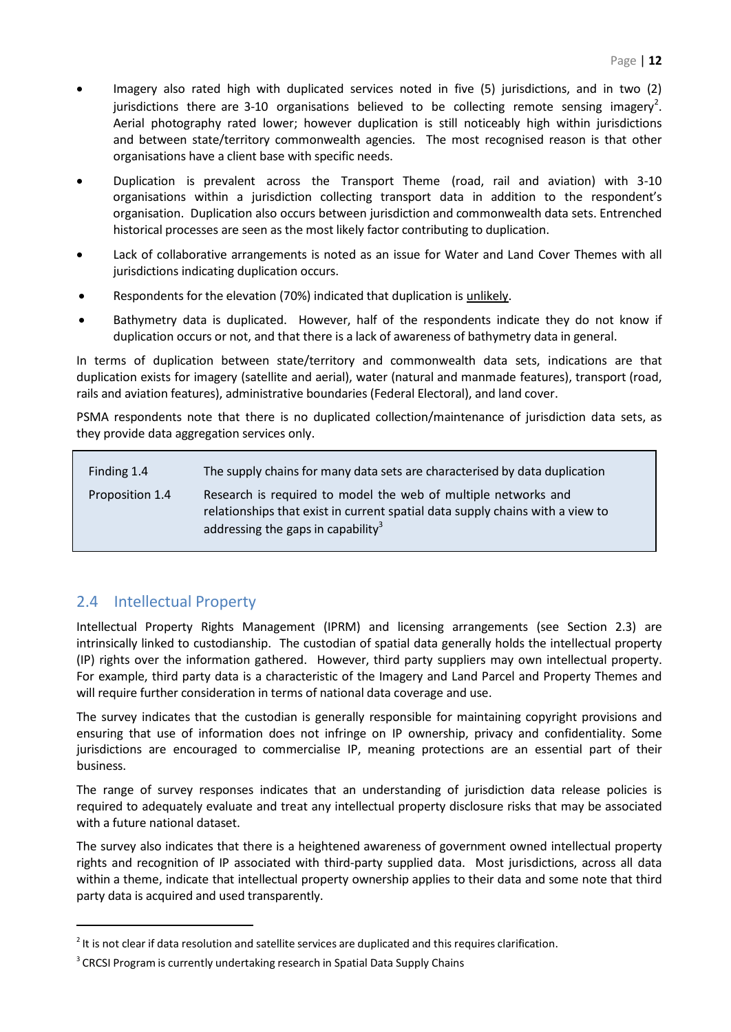- Imagery also rated high with duplicated services noted in five (5) jurisdictions, and in two (2) jurisdictions there are 3-10 organisations believed to be collecting remote sensing imagery[2]. Aerial photography rated lower; however duplication is still noticeably high within jurisdictions and between state/territory commonwealth agencies. The most recognised reason is that other organisations have a client base with specific needs.
- Duplication is prevalent across the Transport Theme (road, rail and aviation) with 3-10 organisations within a jurisdiction collecting transport data in addition to the respondent's organisation. Duplication also occurs between jurisdiction and commonwealth data sets. Entrenched historical processes are seen as the most likely factor contributing to duplication.
- Lack of collaborative arrangements is noted as an issue for Water and Land Cover Themes with all jurisdictions indicating duplication occurs.
- Respondents for the elevation (70%) indicated that duplication is <u>unlikely</u>.
- Bathymetry data is duplicated. However, half of the respondents indicate they do not know if duplication occurs or not, and that there is a lack of awareness of bathymetry data in general.

In terms of duplication between state/territory and commonwealth data sets, indications are that duplication exists for imagery (satellite and aerial), water (natural and manmade features), transport (road, rails and aviation features), administrative boundaries (Federal Electoral), and land cover.

PSMA respondents note that there is no duplicated collection/maintenance of jurisdiction data sets, as they provide data aggregation services only.

| | |
|---|---|
| Finding 1.4 | The supply chains for many data sets are characterised by data duplication |
| Proposition 1.4 | Research is required to model the web of multiple networks and relationships that exist in current spatial data supply chains with a view to addressing the gaps in capability[3] |

## 2.4 Intellectual Property

Intellectual Property Rights Management (IPRM) and licensing arrangements (see Section 2.3) are intrinsically linked to custodianship. The custodian of spatial data generally holds the intellectual property (IP) rights over the information gathered. However, third party suppliers may own intellectual property. For example, third party data is a characteristic of the Imagery and Land Parcel and Property Themes and will require further consideration in terms of national data coverage and use.

The survey indicates that the custodian is generally responsible for maintaining copyright provisions and ensuring that use of information does not infringe on IP ownership, privacy and confidentiality. Some jurisdictions are encouraged to commercialise IP, meaning protections are an essential part of their business.

The range of survey responses indicates that an understanding of jurisdiction data release policies is required to adequately evaluate and treat any intellectual property disclosure risks that may be associated with a future national dataset.

The survey also indicates that there is a heightened awareness of government owned intellectual property rights and recognition of IP associated with third-party supplied data. Most jurisdictions, across all data within a theme, indicate that intellectual property ownership applies to their data and some note that third party data is acquired and used transparently.

[2] It is not clear if data resolution and satellite services are duplicated and this requires clarification.

[3] CRCSI Program is currently undertaking research in Spatial Data Supply Chains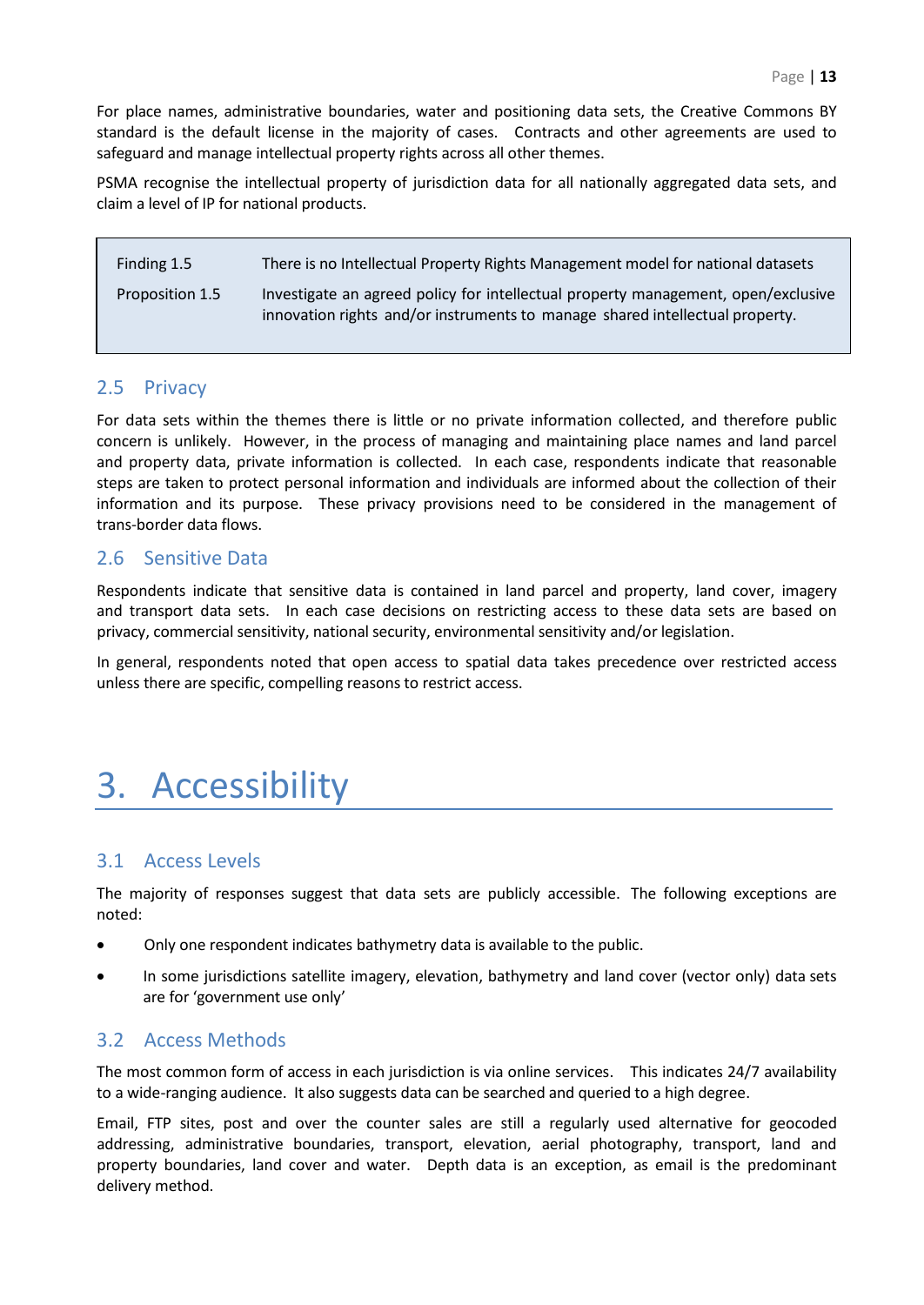For place names, administrative boundaries, water and positioning data sets, the Creative Commons BY standard is the default license in the majority of cases. Contracts and other agreements are used to safeguard and manage intellectual property rights across all other themes.

PSMA recognise the intellectual property of jurisdiction data for all nationally aggregated data sets, and claim a level of IP for national products.

| | |
|---|---|
| Finding 1.5 | There is no Intellectual Property Rights Management model for national datasets |
| Proposition 1.5 | Investigate an agreed policy for intellectual property management, open/exclusive innovation rights and/or instruments to manage shared intellectual property. |

## 2.5 Privacy

For data sets within the themes there is little or no private information collected, and therefore public concern is unlikely. However, in the process of managing and maintaining place names and land parcel and property data, private information is collected. In each case, respondents indicate that reasonable steps are taken to protect personal information and individuals are informed about the collection of their information and its purpose. These privacy provisions need to be considered in the management of trans-border data flows.

## 2.6 Sensitive Data

Respondents indicate that sensitive data is contained in land parcel and property, land cover, imagery and transport data sets. In each case decisions on restricting access to these data sets are based on privacy, commercial sensitivity, national security, environmental sensitivity and/or legislation.

In general, respondents noted that open access to spatial data takes precedence over restricted access unless there are specific, compelling reasons to restrict access.

# 3. Accessibility

## 3.1 Access Levels

The majority of responses suggest that data sets are publicly accessible. The following exceptions are noted:

- Only one respondent indicates bathymetry data is available to the public.
- In some jurisdictions satellite imagery, elevation, bathymetry and land cover (vector only) data sets are for 'government use only'

## 3.2 Access Methods

The most common form of access in each jurisdiction is via online services. This indicates 24/7 availability to a wide-ranging audience. It also suggests data can be searched and queried to a high degree.

Email, FTP sites, post and over the counter sales are still a regularly used alternative for geocoded addressing, administrative boundaries, transport, elevation, aerial photography, transport, land and property boundaries, land cover and water. Depth data is an exception, as email is the predominant delivery method.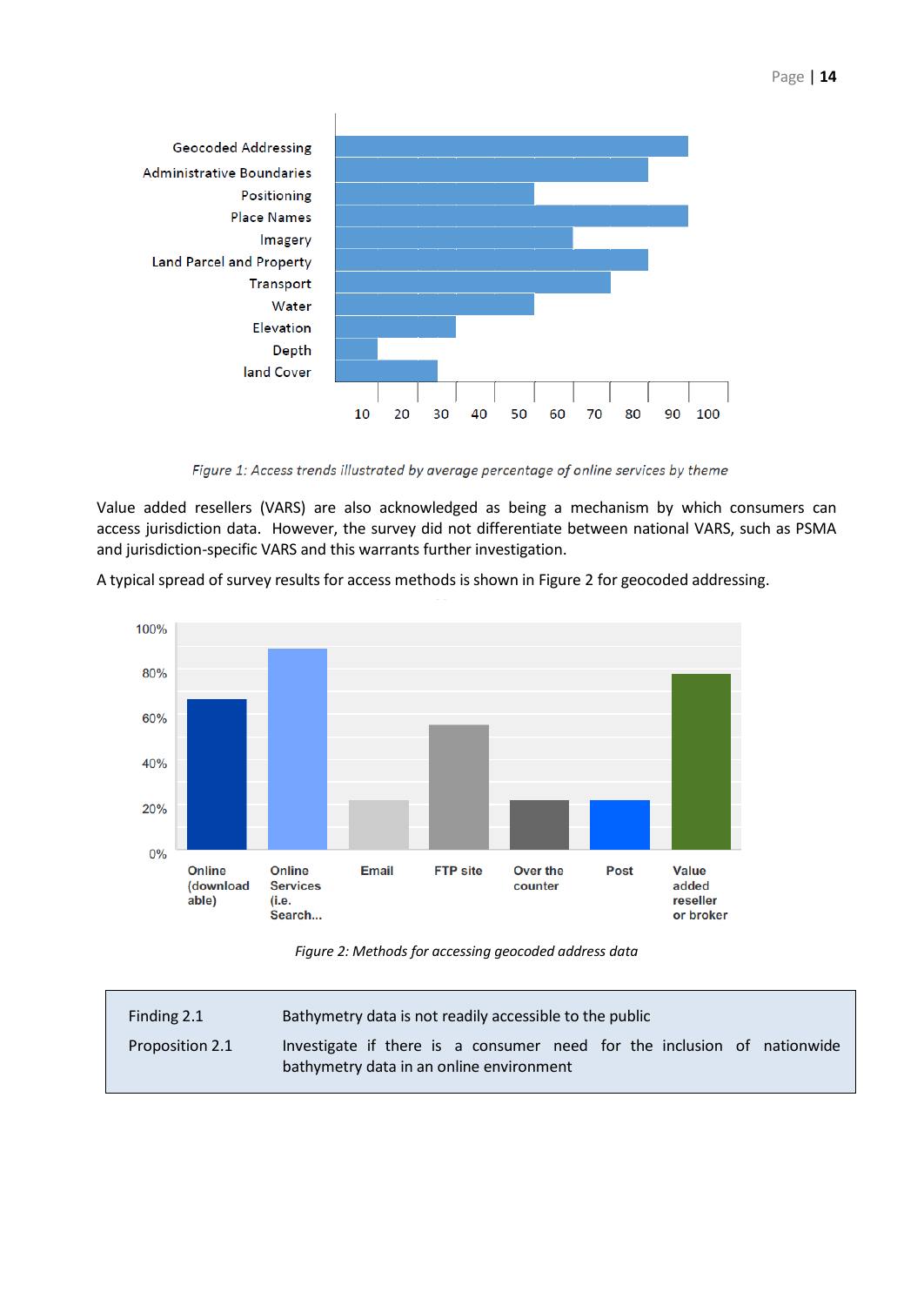*Figure 1: Access trends illustrated by average percentage of online services by theme*

Value added resellers (VARS) are also acknowledged as being a mechanism by which consumers can access jurisdiction data. However, the survey did not differentiate between national VARS, such as PSMA and jurisdiction-specific VARS and this warrants further investigation.

A typical spread of survey results for access methods is shown in Figure 2 for geocoded addressing.

*Figure 2: Methods for accessing geocoded address data*

| | |
|---|---|
| Finding 2.1 | Bathymetry data is not readily accessible to the public |
| Proposition 2.1 | Investigate if there is a consumer need for the inclusion of nationwide bathymetry data in an online environment |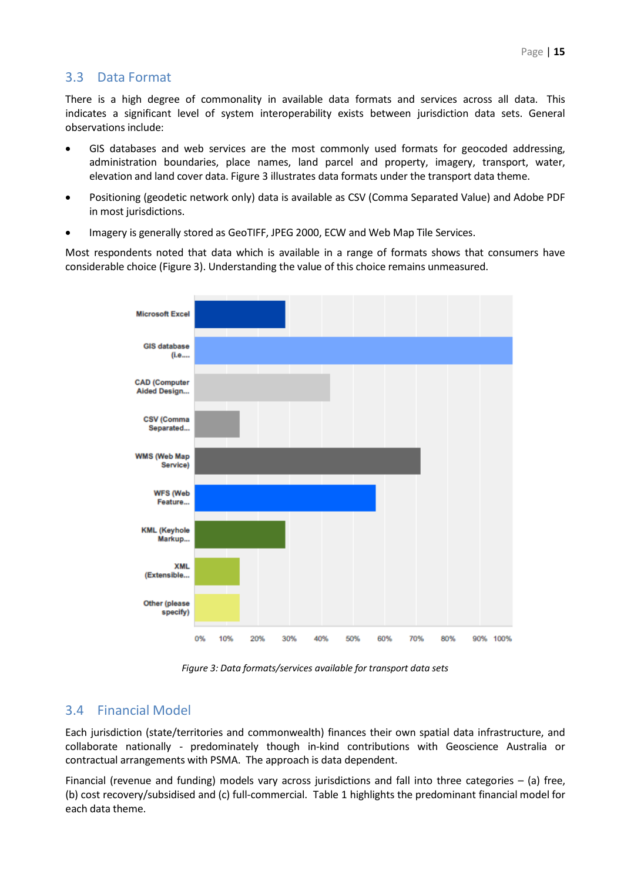## 3.3 Data Format

There is a high degree of commonality in available data formats and services across all data. This indicates a significant level of system interoperability exists between jurisdiction data sets. General observations include:

- GIS databases and web services are the most commonly used formats for geocoded addressing, administration boundaries, place names, land parcel and property, imagery, transport, water, elevation and land cover data. Figure 3 illustrates data formats under the transport data theme.
- Positioning (geodetic network only) data is available as CSV (Comma Separated Value) and Adobe PDF in most jurisdictions.
- Imagery is generally stored as GeoTIFF, JPEG 2000, ECW and Web Map Tile Services.

Most respondents noted that data which is available in a range of formats shows that consumers have considerable choice (Figure 3). Understanding the value of this choice remains unmeasured.

*Figure 3: Data formats/services available for transport data sets*

## 3.4 Financial Model

Each jurisdiction (state/territories and commonwealth) finances their own spatial data infrastructure, and collaborate nationally - predominately though in-kind contributions with Geoscience Australia or contractual arrangements with PSMA. The approach is data dependent.

Financial (revenue and funding) models vary across jurisdictions and fall into three categories – (a) free, (b) cost recovery/subsidised and (c) full-commercial. Table 1 highlights the predominant financial model for each data theme.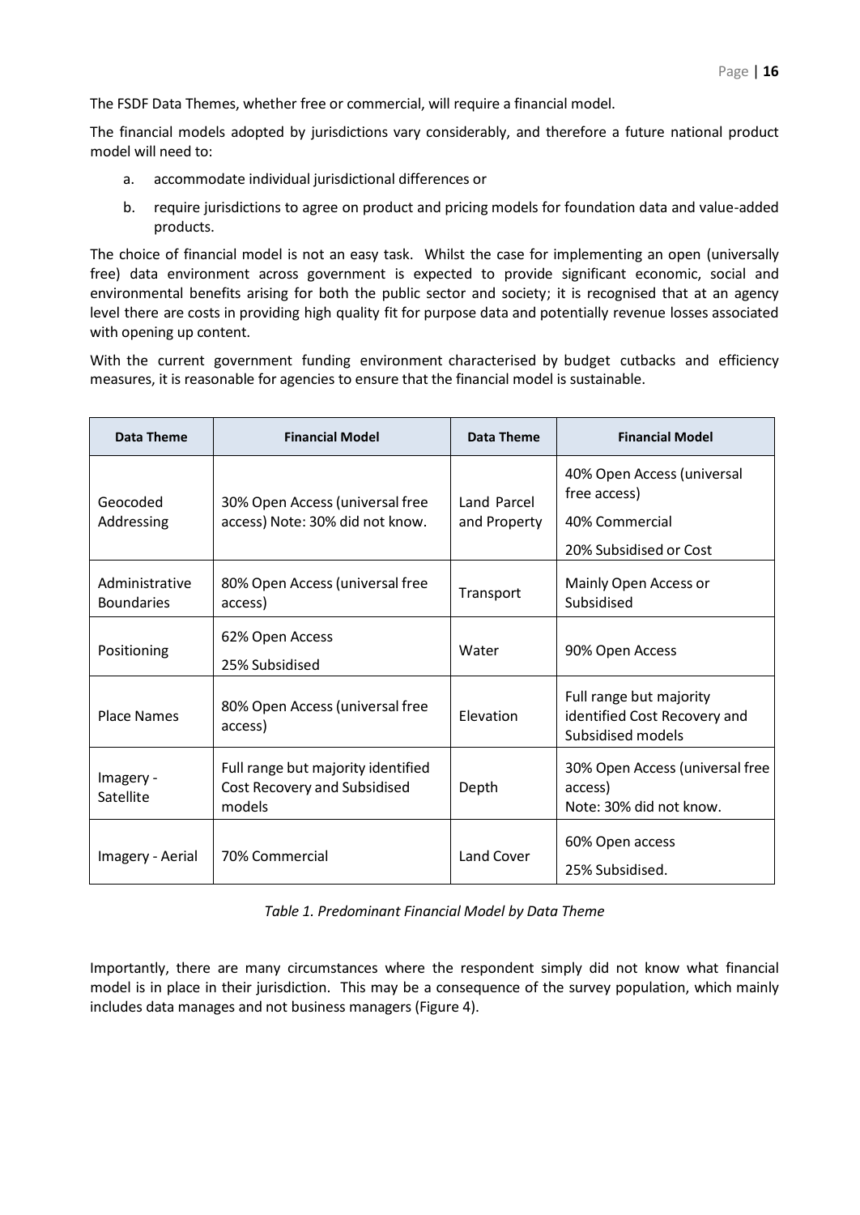The FSDF Data Themes, whether free or commercial, will require a financial model.

The financial models adopted by jurisdictions vary considerably, and therefore a future national product model will need to:

a. accommodate individual jurisdictional differences or

b. require jurisdictions to agree on product and pricing models for foundation data and value-added products.

The choice of financial model is not an easy task. Whilst the case for implementing an open (universally free) data environment across government is expected to provide significant economic, social and environmental benefits arising for both the public sector and society; it is recognised that at an agency level there are costs in providing high quality fit for purpose data and potentially revenue losses associated with opening up content.

With the current government funding environment characterised by budget cutbacks and efficiency measures, it is reasonable for agencies to ensure that the financial model is sustainable.

| Data Theme | Financial Model | Data Theme | Financial Model |
|---|---|---|---|
| Geocoded Addressing | 30% Open Access (universal free access) Note: 30% did not know. | Land Parcel and Property | 40% Open Access (universal free access)<br>40% Commercial<br>20% Subsidised or Cost |
| Administrative Boundaries | 80% Open Access (universal free access) | Transport | Mainly Open Access or Subsidised |
| Positioning | 62% Open Access<br>25% Subsidised | Water | 90% Open Access |
| Place Names | 80% Open Access (universal free access) | Elevation | Full range but majority identified Cost Recovery and Subsidised models |
| Imagery - Satellite | Full range but majority identified Cost Recovery and Subsidised models | Depth | 30% Open Access (universal free access)<br>Note: 30% did not know. |
| Imagery - Aerial | 70% Commercial | Land Cover | 60% Open access<br>25% Subsidised. |

*Table 1. Predominant Financial Model by Data Theme*

Importantly, there are many circumstances where the respondent simply did not know what financial model is in place in their jurisdiction. This may be a consequence of the survey population, which mainly includes data manages and not business managers (Figure 4).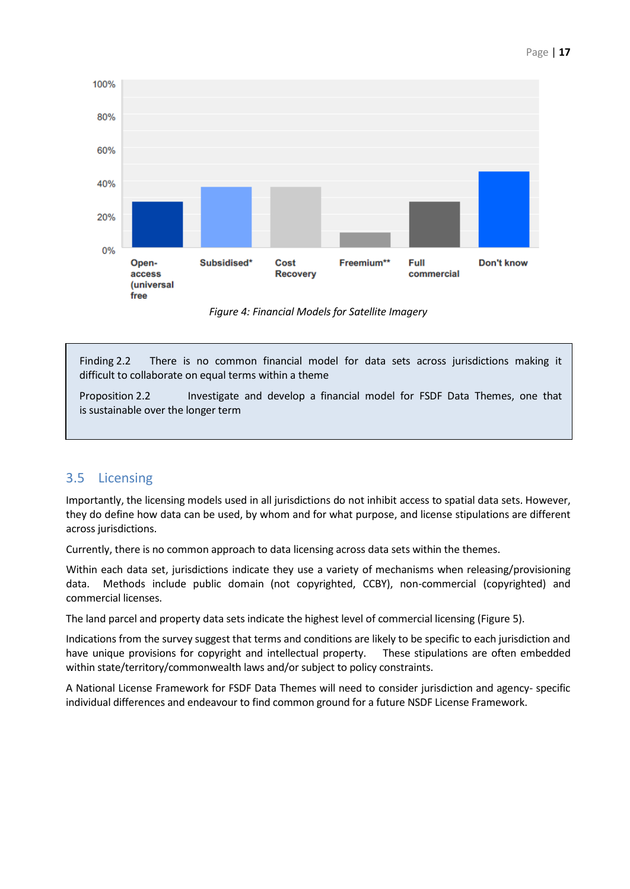Figure 4: Financial Models for Satellite Imagery

> Finding 2.2 There is no common financial model for data sets across jurisdictions making it difficult to collaborate on equal terms within a theme
>
> Proposition 2.2 Investigate and develop a financial model for FSDF Data Themes, one that is sustainable over the longer term

## 3.5 Licensing

Importantly, the licensing models used in all jurisdictions do not inhibit access to spatial data sets. However, they do define how data can be used, by whom and for what purpose, and license stipulations are different across jurisdictions.

Currently, there is no common approach to data licensing across data sets within the themes.

Within each data set, jurisdictions indicate they use a variety of mechanisms when releasing/provisioning data. Methods include public domain (not copyrighted, CCBY), non-commercial (copyrighted) and commercial licenses.

The land parcel and property data sets indicate the highest level of commercial licensing (Figure 5).

Indications from the survey suggest that terms and conditions are likely to be specific to each jurisdiction and have unique provisions for copyright and intellectual property. These stipulations are often embedded within state/territory/commonwealth laws and/or subject to policy constraints.

A National License Framework for FSDF Data Themes will need to consider jurisdiction and agency- specific individual differences and endeavour to find common ground for a future NSDF License Framework.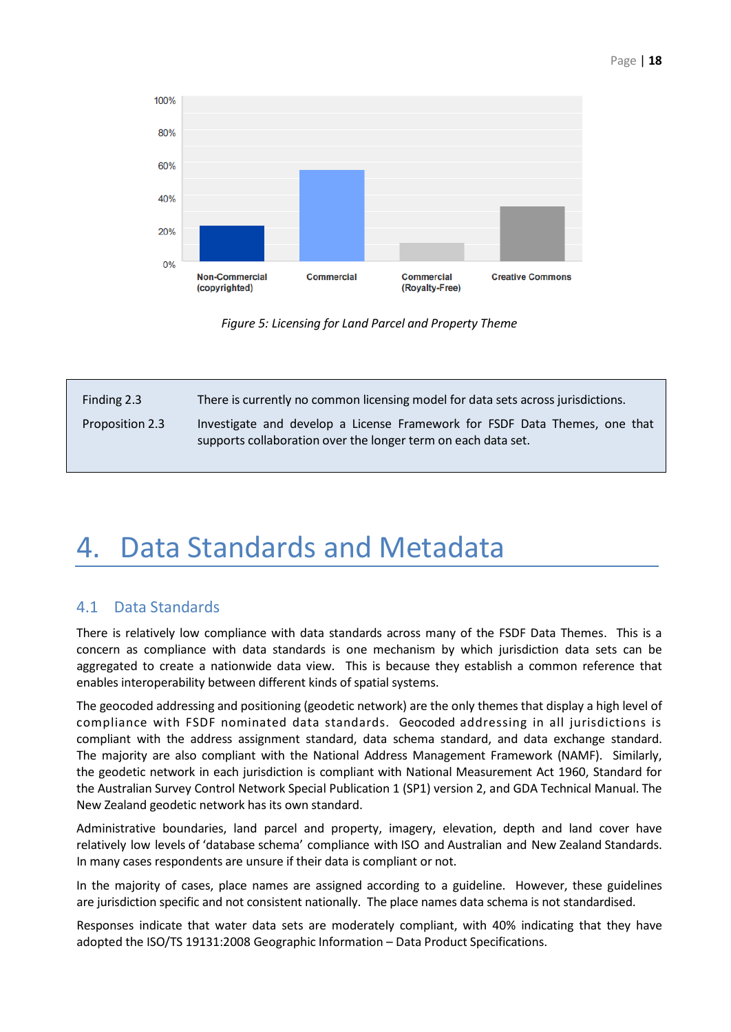Figure 5: Licensing for Land Parcel and Property Theme

| | |
|---|---|
| Finding 2.3 | There is currently no common licensing model for data sets across jurisdictions. |
| Proposition 2.3 | Investigate and develop a License Framework for FSDF Data Themes, one that supports collaboration over the longer term on each data set. |

# 4. Data Standards and Metadata

## 4.1 Data Standards

There is relatively low compliance with data standards across many of the FSDF Data Themes. This is a concern as compliance with data standards is one mechanism by which jurisdiction data sets can be aggregated to create a nationwide data view. This is because they establish a common reference that enables interoperability between different kinds of spatial systems.

The geocoded addressing and positioning (geodetic network) are the only themes that display a high level of compliance with FSDF nominated data standards. Geocoded addressing in all jurisdictions is compliant with the address assignment standard, data schema standard, and data exchange standard. The majority are also compliant with the National Address Management Framework (NAMF). Similarly, the geodetic network in each jurisdiction is compliant with National Measurement Act 1960, Standard for the Australian Survey Control Network Special Publication 1 (SP1) version 2, and GDA Technical Manual. The New Zealand geodetic network has its own standard.

Administrative boundaries, land parcel and property, imagery, elevation, depth and land cover have relatively low levels of 'database schema' compliance with ISO and Australian and New Zealand Standards. In many cases respondents are unsure if their data is compliant or not.

In the majority of cases, place names are assigned according to a guideline. However, these guidelines are jurisdiction specific and not consistent nationally. The place names data schema is not standardised.

Responses indicate that water data sets are moderately compliant, with 40% indicating that they have adopted the ISO/TS 19131:2008 Geographic Information – Data Product Specifications.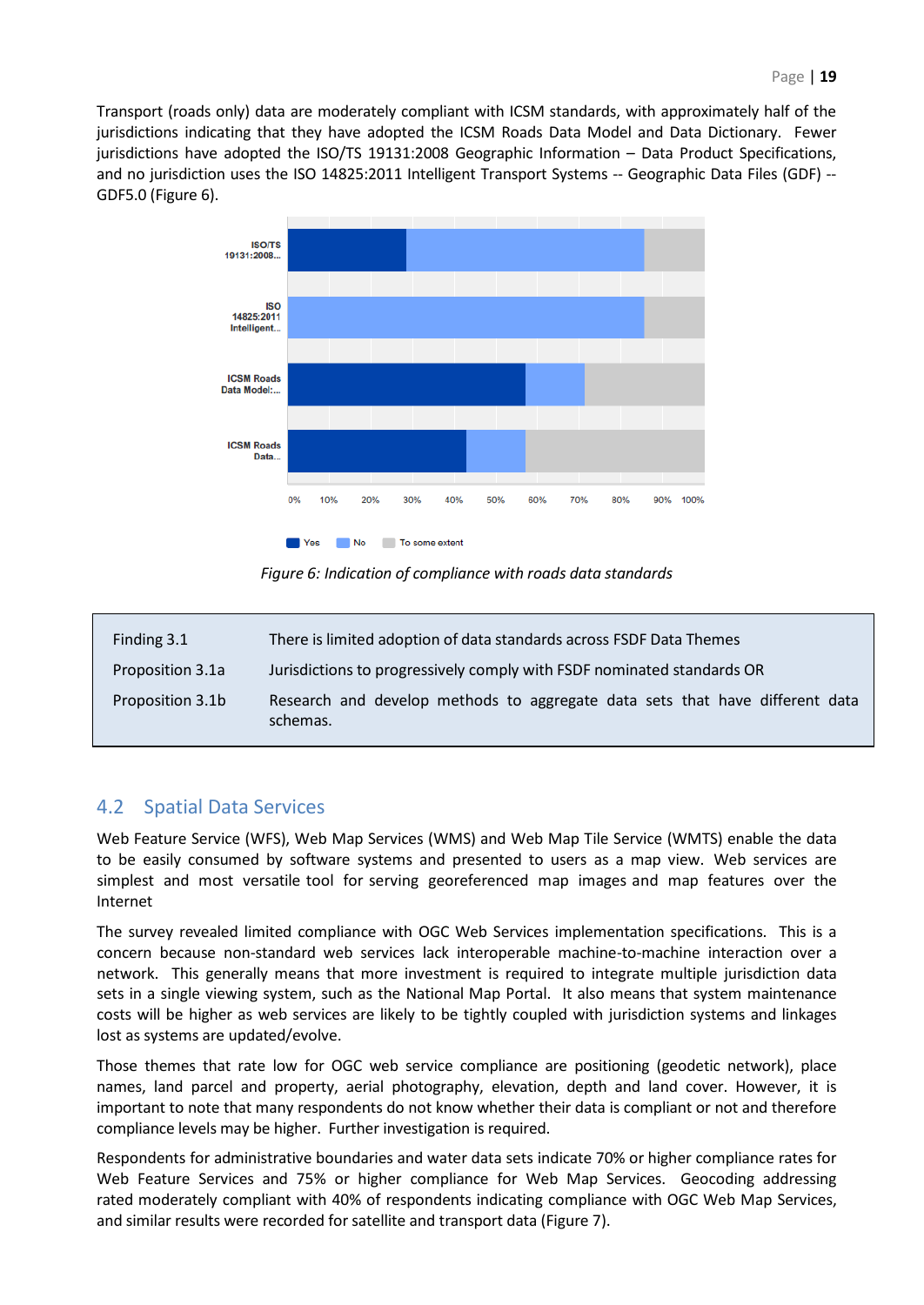Transport (roads only) data are moderately compliant with ICSM standards, with approximately half of the jurisdictions indicating that they have adopted the ICSM Roads Data Model and Data Dictionary. Fewer jurisdictions have adopted the ISO/TS 19131:2008 Geographic Information – Data Product Specifications, and no jurisdiction uses the ISO 14825:2011 Intelligent Transport Systems -- Geographic Data Files (GDF) -- GDF5.0 (Figure 6).

*Figure 6: Indication of compliance with roads data standards*

| | |
|---|---|
| Finding 3.1 | There is limited adoption of data standards across FSDF Data Themes |
| Proposition 3.1a | Jurisdictions to progressively comply with FSDF nominated standards OR |
| Proposition 3.1b | Research and develop methods to aggregate data sets that have different data schemas. |

## 4.2 Spatial Data Services

Web Feature Service (WFS), Web Map Services (WMS) and Web Map Tile Service (WMTS) enable the data to be easily consumed by software systems and presented to users as a map view. Web services are simplest and most versatile tool for serving georeferenced map images and map features over the Internet

The survey revealed limited compliance with OGC Web Services implementation specifications. This is a concern because non-standard web services lack interoperable machine-to-machine interaction over a network. This generally means that more investment is required to integrate multiple jurisdiction data sets in a single viewing system, such as the National Map Portal. It also means that system maintenance costs will be higher as web services are likely to be tightly coupled with jurisdiction systems and linkages lost as systems are updated/evolve.

Those themes that rate low for OGC web service compliance are positioning (geodetic network), place names, land parcel and property, aerial photography, elevation, depth and land cover. However, it is important to note that many respondents do not know whether their data is compliant or not and therefore compliance levels may be higher. Further investigation is required.

Respondents for administrative boundaries and water data sets indicate 70% or higher compliance rates for Web Feature Services and 75% or higher compliance for Web Map Services. Geocoding addressing rated moderately compliant with 40% of respondents indicating compliance with OGC Web Map Services, and similar results were recorded for satellite and transport data (Figure 7).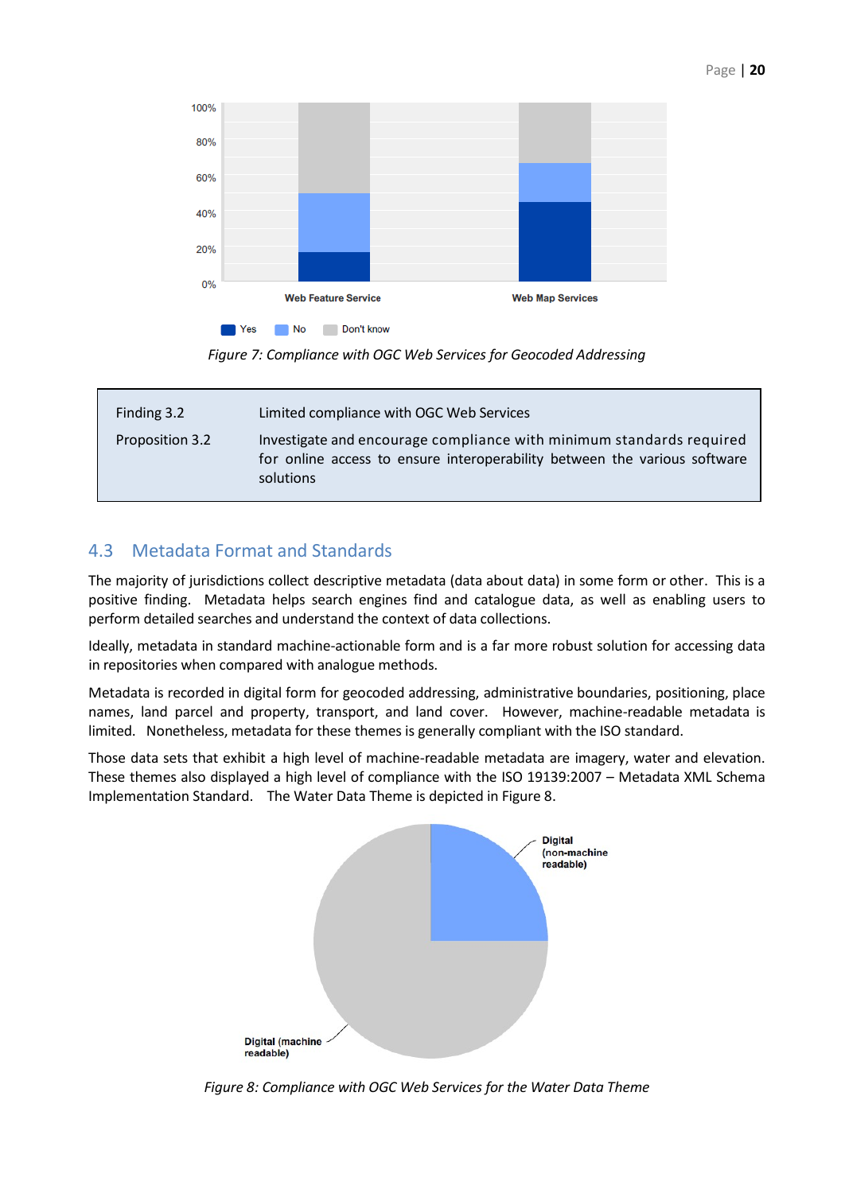Figure 7: Compliance with OGC Web Services for Geocoded Addressing

| | |
|---|---|
| Finding 3.2 | Limited compliance with OGC Web Services |
| Proposition 3.2 | Investigate and encourage compliance with minimum standards required for online access to ensure interoperability between the various software solutions |

## 4.3 Metadata Format and Standards

The majority of jurisdictions collect descriptive metadata (data about data) in some form or other. This is a positive finding. Metadata helps search engines find and catalogue data, as well as enabling users to perform detailed searches and understand the context of data collections.

Ideally, metadata in standard machine-actionable form and is a far more robust solution for accessing data in repositories when compared with analogue methods.

Metadata is recorded in digital form for geocoded addressing, administrative boundaries, positioning, place names, land parcel and property, transport, and land cover. However, machine-readable metadata is limited. Nonetheless, metadata for these themes is generally compliant with the ISO standard.

Those data sets that exhibit a high level of machine-readable metadata are imagery, water and elevation. These themes also displayed a high level of compliance with the ISO 19139:2007 – Metadata XML Schema Implementation Standard. The Water Data Theme is depicted in Figure 8.

Figure 8: Compliance with OGC Web Services for the Water Data Theme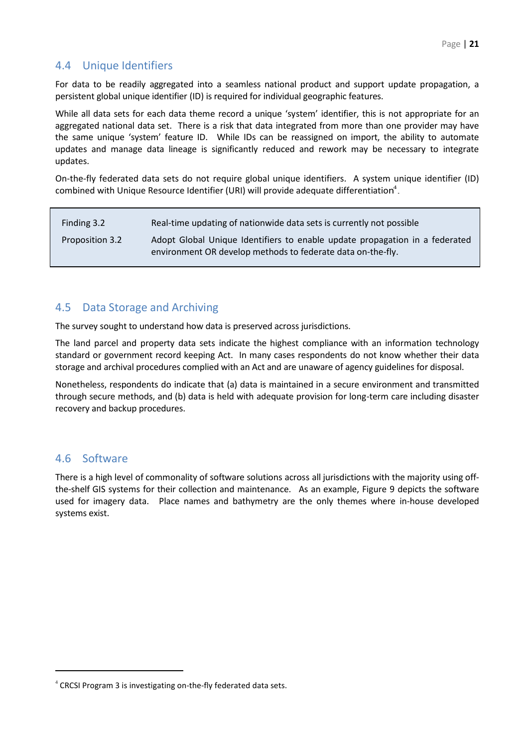## 4.4 Unique Identifiers

For data to be readily aggregated into a seamless national product and support update propagation, a persistent global unique identifier (ID) is required for individual geographic features.

While all data sets for each data theme record a unique 'system' identifier, this is not appropriate for an aggregated national data set. There is a risk that data integrated from more than one provider may have the same unique 'system' feature ID. While IDs can be reassigned on import, the ability to automate updates and manage data lineage is significantly reduced and rework may be necessary to integrate updates.

On-the-fly federated data sets do not require global unique identifiers. A system unique identifier (ID) combined with Unique Resource Identifier (URI) will provide adequate differentiation[4].

| | |
|---|---|
| Finding 3.2 | Real-time updating of nationwide data sets is currently not possible |
| Proposition 3.2 | Adopt Global Unique Identifiers to enable update propagation in a federated environment OR develop methods to federate data on-the-fly. |

## 4.5 Data Storage and Archiving

The survey sought to understand how data is preserved across jurisdictions.

The land parcel and property data sets indicate the highest compliance with an information technology standard or government record keeping Act. In many cases respondents do not know whether their data storage and archival procedures complied with an Act and are unaware of agency guidelines for disposal.

Nonetheless, respondents do indicate that (a) data is maintained in a secure environment and transmitted through secure methods, and (b) data is held with adequate provision for long-term care including disaster recovery and backup procedures.

## 4.6 Software

There is a high level of commonality of software solutions across all jurisdictions with the majority using off-the-shelf GIS systems for their collection and maintenance. As an example, Figure 9 depicts the software used for imagery data. Place names and bathymetry are the only themes where in-house developed systems exist.

---

[4] CRCSI Program 3 is investigating on-the-fly federated data sets.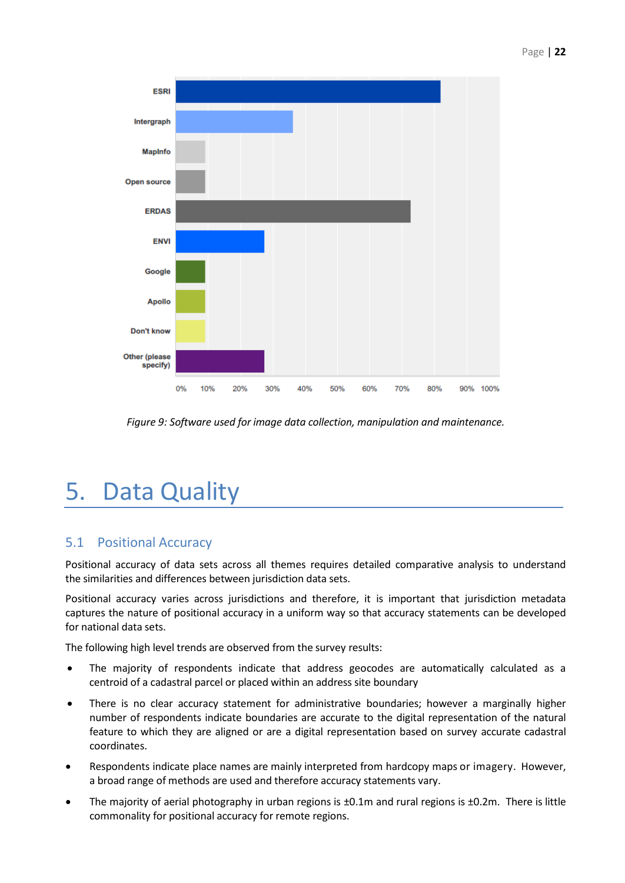*Figure 9: Software used for image data collection, manipulation and maintenance.*

# 5. Data Quality

## 5.1 Positional Accuracy

Positional accuracy of data sets across all themes requires detailed comparative analysis to understand the similarities and differences between jurisdiction data sets.

Positional accuracy varies across jurisdictions and therefore, it is important that jurisdiction metadata captures the nature of positional accuracy in a uniform way so that accuracy statements can be developed for national data sets.

The following high level trends are observed from the survey results:

- The majority of respondents indicate that address geocodes are automatically calculated as a centroid of a cadastral parcel or placed within an address site boundary
- There is no clear accuracy statement for administrative boundaries; however a marginally higher number of respondents indicate boundaries are accurate to the digital representation of the natural feature to which they are aligned or are a digital representation based on survey accurate cadastral coordinates.
- Respondents indicate place names are mainly interpreted from hardcopy maps or imagery. However, a broad range of methods are used and therefore accuracy statements vary.
- The majority of aerial photography in urban regions is ±0.1m and rural regions is ±0.2m. There is little commonality for positional accuracy for remote regions.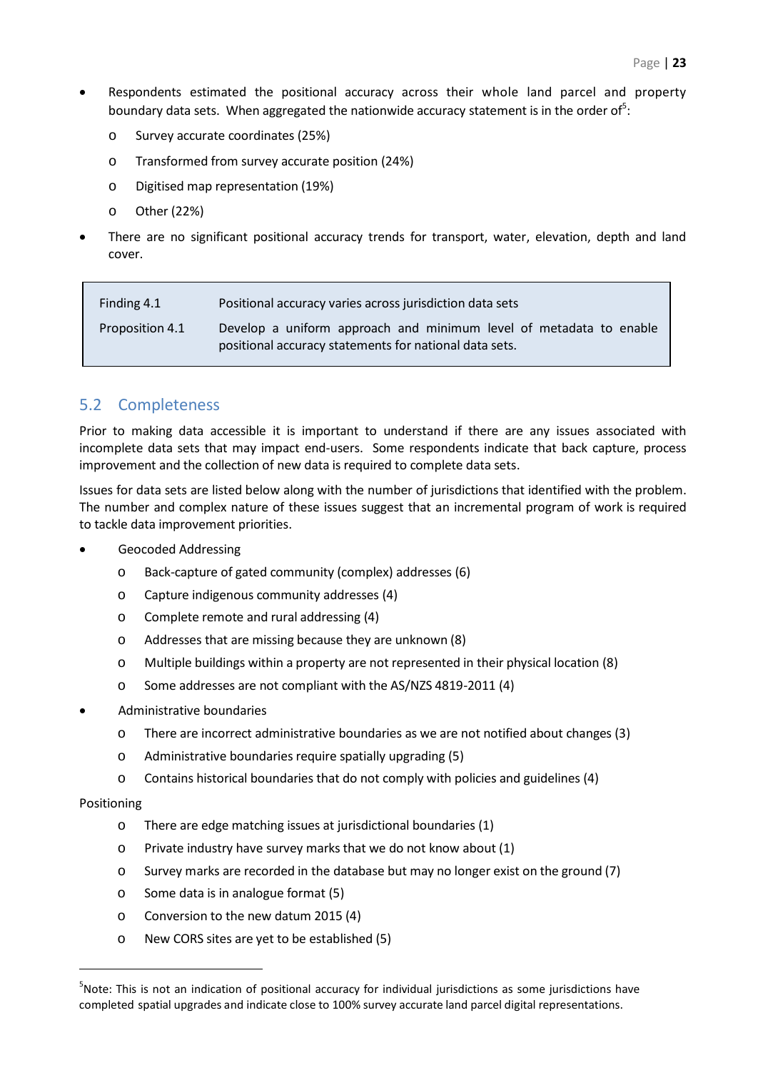- Respondents estimated the positional accuracy across their whole land parcel and property boundary data sets. When aggregated the nationwide accuracy statement is in the order of[5]:
  - Survey accurate coordinates (25%)
  - Transformed from survey accurate position (24%)
  - Digitised map representation (19%)
  - Other (22%)
- There are no significant positional accuracy trends for transport, water, elevation, depth and land cover.

| | |
|---|---|
| Finding 4.1 | Positional accuracy varies across jurisdiction data sets |
| Proposition 4.1 | Develop a uniform approach and minimum level of metadata to enable positional accuracy statements for national data sets. |

## 5.2 Completeness

Prior to making data accessible it is important to understand if there are any issues associated with incomplete data sets that may impact end-users. Some respondents indicate that back capture, process improvement and the collection of new data is required to complete data sets.

Issues for data sets are listed below along with the number of jurisdictions that identified with the problem. The number and complex nature of these issues suggest that an incremental program of work is required to tackle data improvement priorities.

- Geocoded Addressing
  - Back-capture of gated community (complex) addresses (6)
  - Capture indigenous community addresses (4)
  - Complete remote and rural addressing (4)
  - Addresses that are missing because they are unknown (8)
  - Multiple buildings within a property are not represented in their physical location (8)
  - Some addresses are not compliant with the AS/NZS 4819-2011 (4)
- Administrative boundaries
  - There are incorrect administrative boundaries as we are not notified about changes (3)
  - Administrative boundaries require spatially upgrading (5)
  - Contains historical boundaries that do not comply with policies and guidelines (4)

Positioning

  - There are edge matching issues at jurisdictional boundaries (1)
  - Private industry have survey marks that we do not know about (1)
  - Survey marks are recorded in the database but may no longer exist on the ground (7)
  - Some data is in analogue format (5)
  - Conversion to the new datum 2015 (4)
  - New CORS sites are yet to be established (5)

---

[5]Note: This is not an indication of positional accuracy for individual jurisdictions as some jurisdictions have completed spatial upgrades and indicate close to 100% survey accurate land parcel digital representations.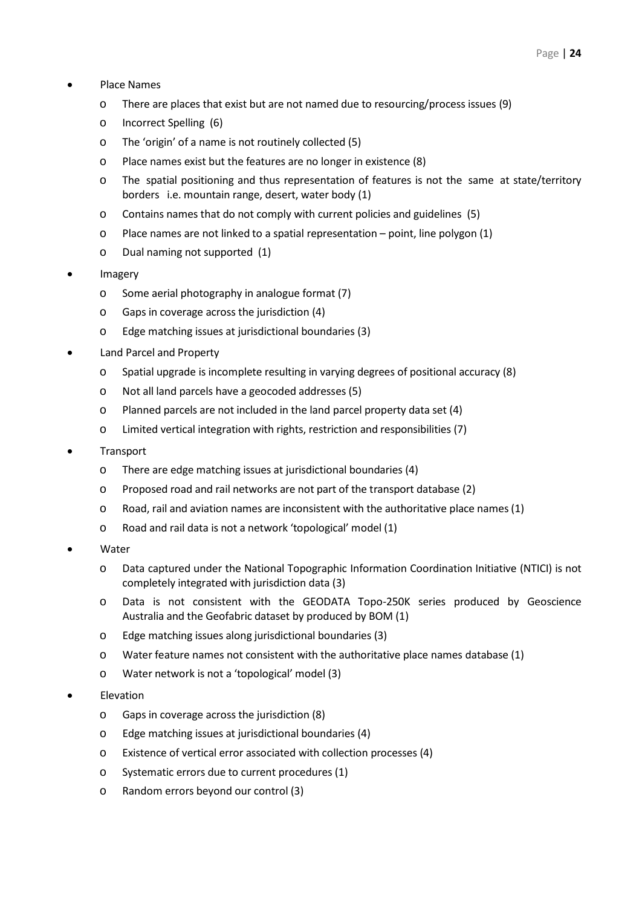- Place Names
  - There are places that exist but are not named due to resourcing/process issues (9)
  - Incorrect Spelling (6)
  - The 'origin' of a name is not routinely collected (5)
  - Place names exist but the features are no longer in existence (8)
  - The spatial positioning and thus representation of features is not the same at state/territory borders i.e. mountain range, desert, water body (1)
  - Contains names that do not comply with current policies and guidelines (5)
  - Place names are not linked to a spatial representation – point, line polygon (1)
  - Dual naming not supported (1)
- Imagery
  - Some aerial photography in analogue format (7)
  - Gaps in coverage across the jurisdiction (4)
  - Edge matching issues at jurisdictional boundaries (3)
- Land Parcel and Property
  - Spatial upgrade is incomplete resulting in varying degrees of positional accuracy (8)
  - Not all land parcels have a geocoded addresses (5)
  - Planned parcels are not included in the land parcel property data set (4)
  - Limited vertical integration with rights, restriction and responsibilities (7)
- Transport
  - There are edge matching issues at jurisdictional boundaries (4)
  - Proposed road and rail networks are not part of the transport database (2)
  - Road, rail and aviation names are inconsistent with the authoritative place names (1)
  - Road and rail data is not a network 'topological' model (1)
- Water
  - Data captured under the National Topographic Information Coordination Initiative (NTICI) is not completely integrated with jurisdiction data (3)
  - Data is not consistent with the GEODATA Topo-250K series produced by Geoscience Australia and the Geofabric dataset by produced by BOM (1)
  - Edge matching issues along jurisdictional boundaries (3)
  - Water feature names not consistent with the authoritative place names database (1)
  - Water network is not a 'topological' model (3)
- Elevation
  - Gaps in coverage across the jurisdiction (8)
  - Edge matching issues at jurisdictional boundaries (4)
  - Existence of vertical error associated with collection processes (4)
  - Systematic errors due to current procedures (1)
  - Random errors beyond our control (3)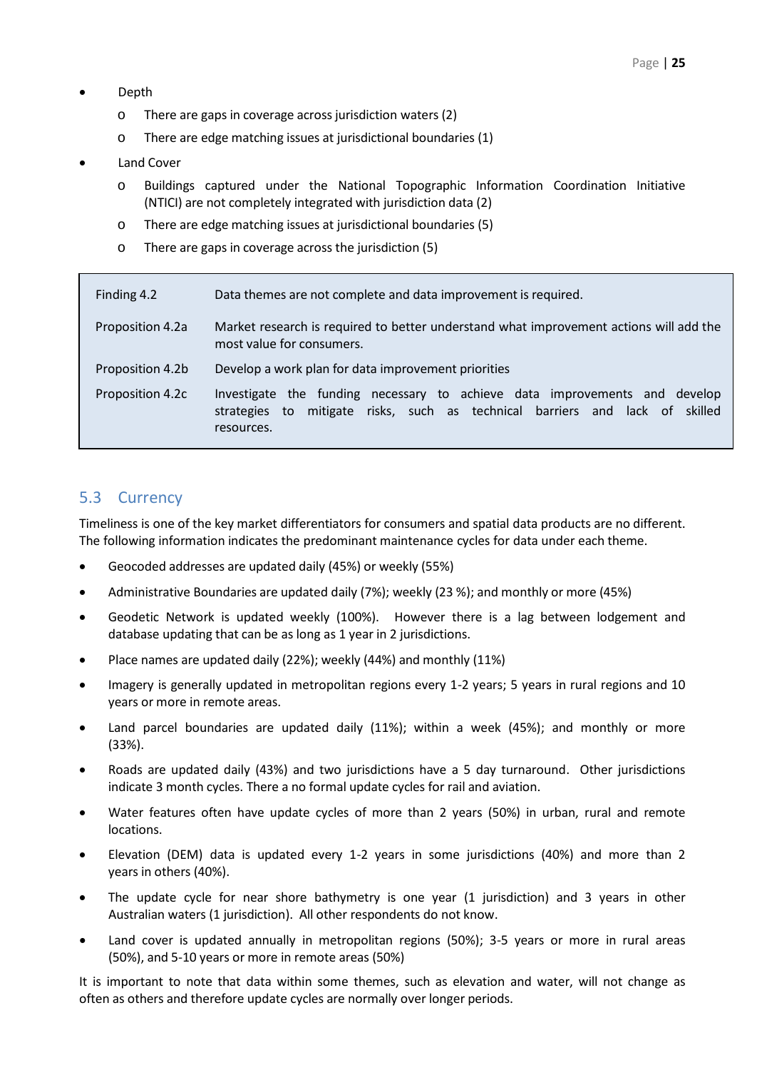- Depth
  - There are gaps in coverage across jurisdiction waters (2)
  - There are edge matching issues at jurisdictional boundaries (1)
- Land Cover
  - Buildings captured under the National Topographic Information Coordination Initiative (NTICI) are not completely integrated with jurisdiction data (2)
  - There are edge matching issues at jurisdictional boundaries (5)
  - There are gaps in coverage across the jurisdiction (5)

| | |
|---|---|
| Finding 4.2 | Data themes are not complete and data improvement is required. |
| Proposition 4.2a | Market research is required to better understand what improvement actions will add the most value for consumers. |
| Proposition 4.2b | Develop a work plan for data improvement priorities |
| Proposition 4.2c | Investigate the funding necessary to achieve data improvements and develop strategies to mitigate risks, such as technical barriers and lack of skilled resources. |

## 5.3 Currency

Timeliness is one of the key market differentiators for consumers and spatial data products are no different. The following information indicates the predominant maintenance cycles for data under each theme.

- Geocoded addresses are updated daily (45%) or weekly (55%)
- Administrative Boundaries are updated daily (7%); weekly (23 %); and monthly or more (45%)
- Geodetic Network is updated weekly (100%). However there is a lag between lodgement and database updating that can be as long as 1 year in 2 jurisdictions.
- Place names are updated daily (22%); weekly (44%) and monthly (11%)
- Imagery is generally updated in metropolitan regions every 1-2 years; 5 years in rural regions and 10 years or more in remote areas.
- Land parcel boundaries are updated daily (11%); within a week (45%); and monthly or more (33%).
- Roads are updated daily (43%) and two jurisdictions have a 5 day turnaround. Other jurisdictions indicate 3 month cycles. There a no formal update cycles for rail and aviation.
- Water features often have update cycles of more than 2 years (50%) in urban, rural and remote locations.
- Elevation (DEM) data is updated every 1-2 years in some jurisdictions (40%) and more than 2 years in others (40%).
- The update cycle for near shore bathymetry is one year (1 jurisdiction) and 3 years in other Australian waters (1 jurisdiction). All other respondents do not know.
- Land cover is updated annually in metropolitan regions (50%); 3-5 years or more in rural areas (50%), and 5-10 years or more in remote areas (50%)

It is important to note that data within some themes, such as elevation and water, will not change as often as others and therefore update cycles are normally over longer periods.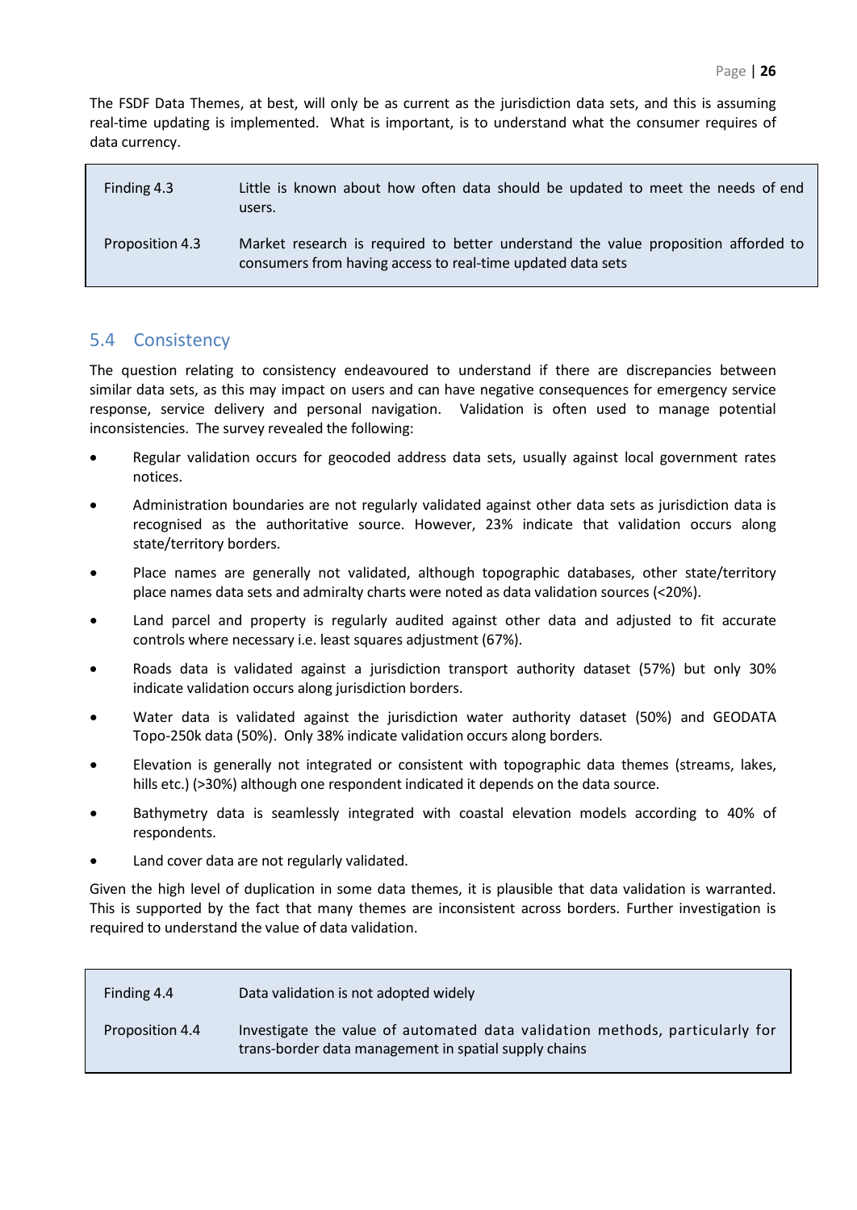The FSDF Data Themes, at best, will only be as current as the jurisdiction data sets, and this is assuming real-time updating is implemented. What is important, is to understand what the consumer requires of data currency.

| | |
|---|---|
| Finding 4.3 | Little is known about how often data should be updated to meet the needs of end users. |
| Proposition 4.3 | Market research is required to better understand the value proposition afforded to consumers from having access to real-time updated data sets |

## 5.4 Consistency

The question relating to consistency endeavoured to understand if there are discrepancies between similar data sets, as this may impact on users and can have negative consequences for emergency service response, service delivery and personal navigation. Validation is often used to manage potential inconsistencies. The survey revealed the following:

- Regular validation occurs for geocoded address data sets, usually against local government rates notices.
- Administration boundaries are not regularly validated against other data sets as jurisdiction data is recognised as the authoritative source. However, 23% indicate that validation occurs along state/territory borders.
- Place names are generally not validated, although topographic databases, other state/territory place names data sets and admiralty charts were noted as data validation sources (<20%).
- Land parcel and property is regularly audited against other data and adjusted to fit accurate controls where necessary i.e. least squares adjustment (67%).
- Roads data is validated against a jurisdiction transport authority dataset (57%) but only 30% indicate validation occurs along jurisdiction borders.
- Water data is validated against the jurisdiction water authority dataset (50%) and GEODATA Topo-250k data (50%). Only 38% indicate validation occurs along borders.
- Elevation is generally not integrated or consistent with topographic data themes (streams, lakes, hills etc.) (>30%) although one respondent indicated it depends on the data source.
- Bathymetry data is seamlessly integrated with coastal elevation models according to 40% of respondents.
- Land cover data are not regularly validated.

Given the high level of duplication in some data themes, it is plausible that data validation is warranted. This is supported by the fact that many themes are inconsistent across borders. Further investigation is required to understand the value of data validation.

| | |
|---|---|
| Finding 4.4 | Data validation is not adopted widely |
| Proposition 4.4 | Investigate the value of automated data validation methods, particularly for trans-border data management in spatial supply chains |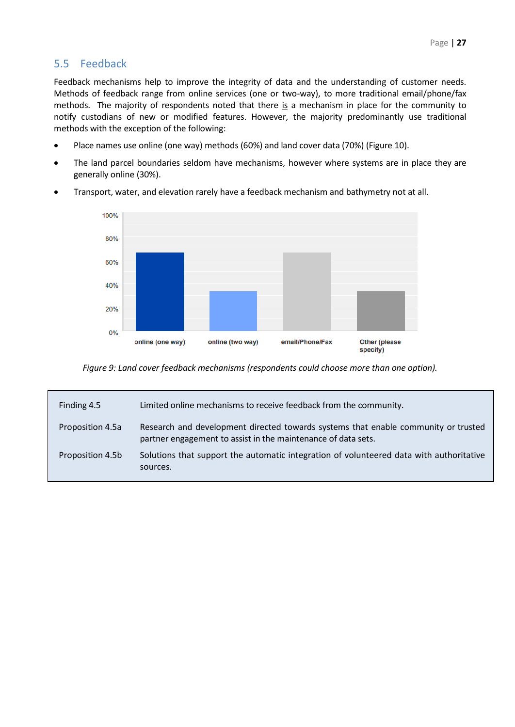## 5.5 Feedback

Feedback mechanisms help to improve the integrity of data and the understanding of customer needs. Methods of feedback range from online services (one or two-way), to more traditional email/phone/fax methods. The majority of respondents noted that there is a mechanism in place for the community to notify custodians of new or modified features. However, the majority predominantly use traditional methods with the exception of the following:

- Place names use online (one way) methods (60%) and land cover data (70%) (Figure 10).
- The land parcel boundaries seldom have mechanisms, however where systems are in place they are generally online (30%).
- Transport, water, and elevation rarely have a feedback mechanism and bathymetry not at all.

*Figure 9: Land cover feedback mechanisms (respondents could choose more than one option).*

| | |
|---|---|
| Finding 4.5 | Limited online mechanisms to receive feedback from the community. |
| Proposition 4.5a | Research and development directed towards systems that enable community or trusted partner engagement to assist in the maintenance of data sets. |
| Proposition 4.5b | Solutions that support the automatic integration of volunteered data with authoritative sources. |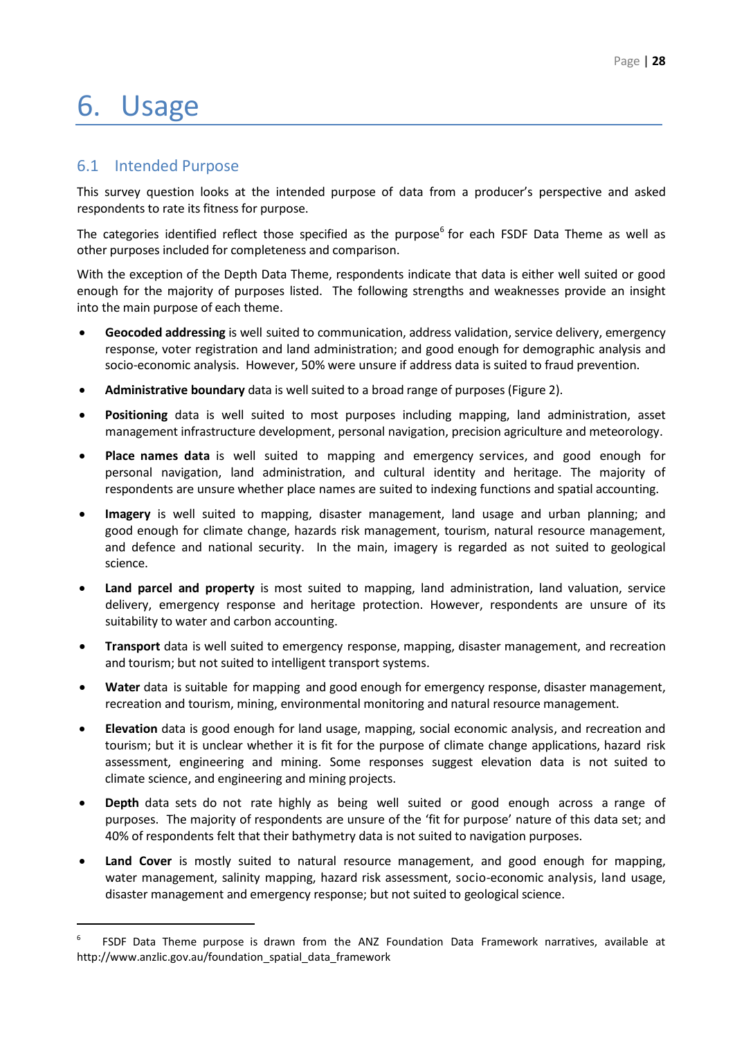# 6. Usage

## 6.1 Intended Purpose

This survey question looks at the intended purpose of data from a producer's perspective and asked respondents to rate its fitness for purpose.

The categories identified reflect those specified as the purpose[6] for each FSDF Data Theme as well as other purposes included for completeness and comparison.

With the exception of the Depth Data Theme, respondents indicate that data is either well suited or good enough for the majority of purposes listed. The following strengths and weaknesses provide an insight into the main purpose of each theme.

- **Geocoded addressing** is well suited to communication, address validation, service delivery, emergency response, voter registration and land administration; and good enough for demographic analysis and socio-economic analysis. However, 50% were unsure if address data is suited to fraud prevention.
- **Administrative boundary** data is well suited to a broad range of purposes (Figure 2).
- **Positioning** data is well suited to most purposes including mapping, land administration, asset management infrastructure development, personal navigation, precision agriculture and meteorology.
- **Place names data** is well suited to mapping and emergency services, and good enough for personal navigation, land administration, and cultural identity and heritage. The majority of respondents are unsure whether place names are suited to indexing functions and spatial accounting.
- **Imagery** is well suited to mapping, disaster management, land usage and urban planning; and good enough for climate change, hazards risk management, tourism, natural resource management, and defence and national security. In the main, imagery is regarded as not suited to geological science.
- **Land parcel and property** is most suited to mapping, land administration, land valuation, service delivery, emergency response and heritage protection. However, respondents are unsure of its suitability to water and carbon accounting.
- **Transport** data is well suited to emergency response, mapping, disaster management, and recreation and tourism; but not suited to intelligent transport systems.
- **Water** data is suitable for mapping and good enough for emergency response, disaster management, recreation and tourism, mining, environmental monitoring and natural resource management.
- **Elevation** data is good enough for land usage, mapping, social economic analysis, and recreation and tourism; but it is unclear whether it is fit for the purpose of climate change applications, hazard risk assessment, engineering and mining. Some responses suggest elevation data is not suited to climate science, and engineering and mining projects.
- **Depth** data sets do not rate highly as being well suited or good enough across a range of purposes. The majority of respondents are unsure of the 'fit for purpose' nature of this data set; and 40% of respondents felt that their bathymetry data is not suited to navigation purposes.
- **Land Cover** is mostly suited to natural resource management, and good enough for mapping, water management, salinity mapping, hazard risk assessment, socio-economic analysis, land usage, disaster management and emergency response; but not suited to geological science.

---

[6] FSDF Data Theme purpose is drawn from the ANZ Foundation Data Framework narratives, available at http://www.anzlic.gov.au/foundation_spatial_data_framework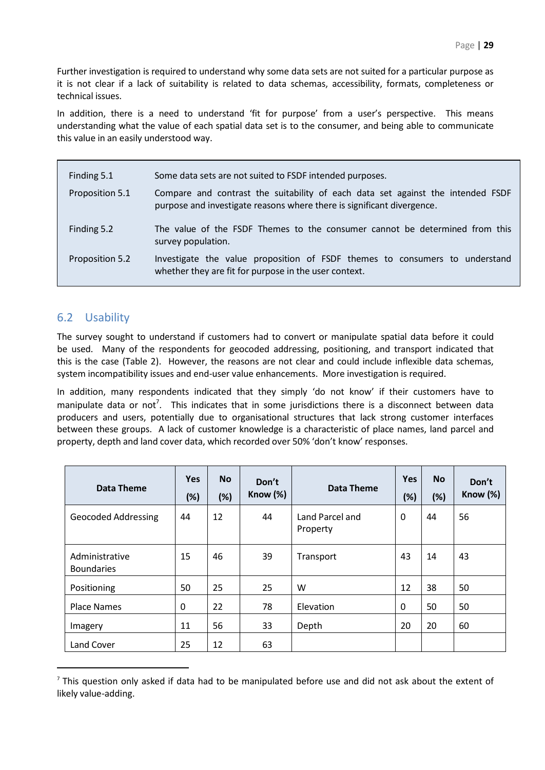Further investigation is required to understand why some data sets are not suited for a particular purpose as it is not clear if a lack of suitability is related to data schemas, accessibility, formats, completeness or technical issues.

In addition, there is a need to understand 'fit for purpose' from a user's perspective. This means understanding what the value of each spatial data set is to the consumer, and being able to communicate this value in an easily understood way.

| | |
|---|---|
| Finding 5.1 | Some data sets are not suited to FSDF intended purposes. |
| Proposition 5.1 | Compare and contrast the suitability of each data set against the intended FSDF purpose and investigate reasons where there is significant divergence. |
| Finding 5.2 | The value of the FSDF Themes to the consumer cannot be determined from this survey population. |
| Proposition 5.2 | Investigate the value proposition of FSDF themes to consumers to understand whether they are fit for purpose in the user context. |

## 6.2 Usability

The survey sought to understand if customers had to convert or manipulate spatial data before it could be used. Many of the respondents for geocoded addressing, positioning, and transport indicated that this is the case (Table 2). However, the reasons are not clear and could include inflexible data schemas, system incompatibility issues and end-user value enhancements. More investigation is required.

In addition, many respondents indicated that they simply 'do not know' if their customers have to manipulate data or not[7]. This indicates that in some jurisdictions there is a disconnect between data producers and users, potentially due to organisational structures that lack strong customer interfaces between these groups. A lack of customer knowledge is a characteristic of place names, land parcel and property, depth and land cover data, which recorded over 50% 'don't know' responses.

| Data Theme | Yes (%) | No (%) | Don't Know (%) | Data Theme | Yes (%) | No (%) | Don't Know (%) |
|---|---|---|---|---|---|---|---|
| Geocoded Addressing | 44 | 12 | 44 | Land Parcel and Property | 0 | 44 | 56 |
| Administrative Boundaries | 15 | 46 | 39 | Transport | 43 | 14 | 43 |
| Positioning | 50 | 25 | 25 | W | 12 | 38 | 50 |
| Place Names | 0 | 22 | 78 | Elevation | 0 | 50 | 50 |
| Imagery | 11 | 56 | 33 | Depth | 20 | 20 | 60 |
| Land Cover | 25 | 12 | 63 | | | | |

[7] This question only asked if data had to be manipulated before use and did not ask about the extent of likely value-adding.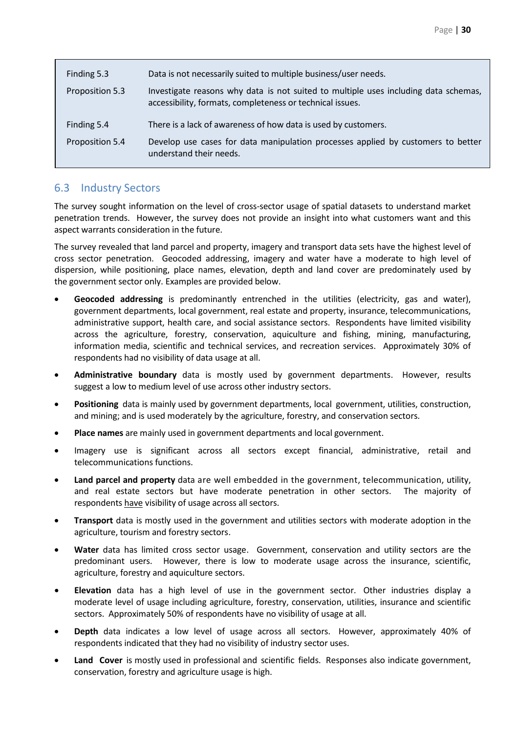| | |
|---|---|
| Finding 5.3 | Data is not necessarily suited to multiple business/user needs. |
| Proposition 5.3 | Investigate reasons why data is not suited to multiple uses including data schemas, accessibility, formats, completeness or technical issues. |
| Finding 5.4 | There is a lack of awareness of how data is used by customers. |
| Proposition 5.4 | Develop use cases for data manipulation processes applied by customers to better understand their needs. |

## 6.3 Industry Sectors

The survey sought information on the level of cross-sector usage of spatial datasets to understand market penetration trends. However, the survey does not provide an insight into what customers want and this aspect warrants consideration in the future.

The survey revealed that land parcel and property, imagery and transport data sets have the highest level of cross sector penetration. Geocoded addressing, imagery and water have a moderate to high level of dispersion, while positioning, place names, elevation, depth and land cover are predominately used by the government sector only. Examples are provided below.

- **Geocoded addressing** is predominantly entrenched in the utilities (electricity, gas and water), government departments, local government, real estate and property, insurance, telecommunications, administrative support, health care, and social assistance sectors. Respondents have limited visibility across the agriculture, forestry, conservation, aquiculture and fishing, mining, manufacturing, information media, scientific and technical services, and recreation services. Approximately 30% of respondents had no visibility of data usage at all.
- **Administrative boundary** data is mostly used by government departments. However, results suggest a low to medium level of use across other industry sectors.
- **Positioning** data is mainly used by government departments, local government, utilities, construction, and mining; and is used moderately by the agriculture, forestry, and conservation sectors.
- **Place names** are mainly used in government departments and local government.
- Imagery use is significant across all sectors except financial, administrative, retail and telecommunications functions.
- **Land parcel and property** data are well embedded in the government, telecommunication, utility, and real estate sectors but have moderate penetration in other sectors. The majority of respondents have visibility of usage across all sectors.
- **Transport** data is mostly used in the government and utilities sectors with moderate adoption in the agriculture, tourism and forestry sectors.
- **Water** data has limited cross sector usage. Government, conservation and utility sectors are the predominant users. However, there is low to moderate usage across the insurance, scientific, agriculture, forestry and aquiculture sectors.
- **Elevation** data has a high level of use in the government sector. Other industries display a moderate level of usage including agriculture, forestry, conservation, utilities, insurance and scientific sectors. Approximately 50% of respondents have no visibility of usage at all.
- **Depth** data indicates a low level of usage across all sectors. However, approximately 40% of respondents indicated that they had no visibility of industry sector uses.
- **Land Cover** is mostly used in professional and scientific fields. Responses also indicate government, conservation, forestry and agriculture usage is high.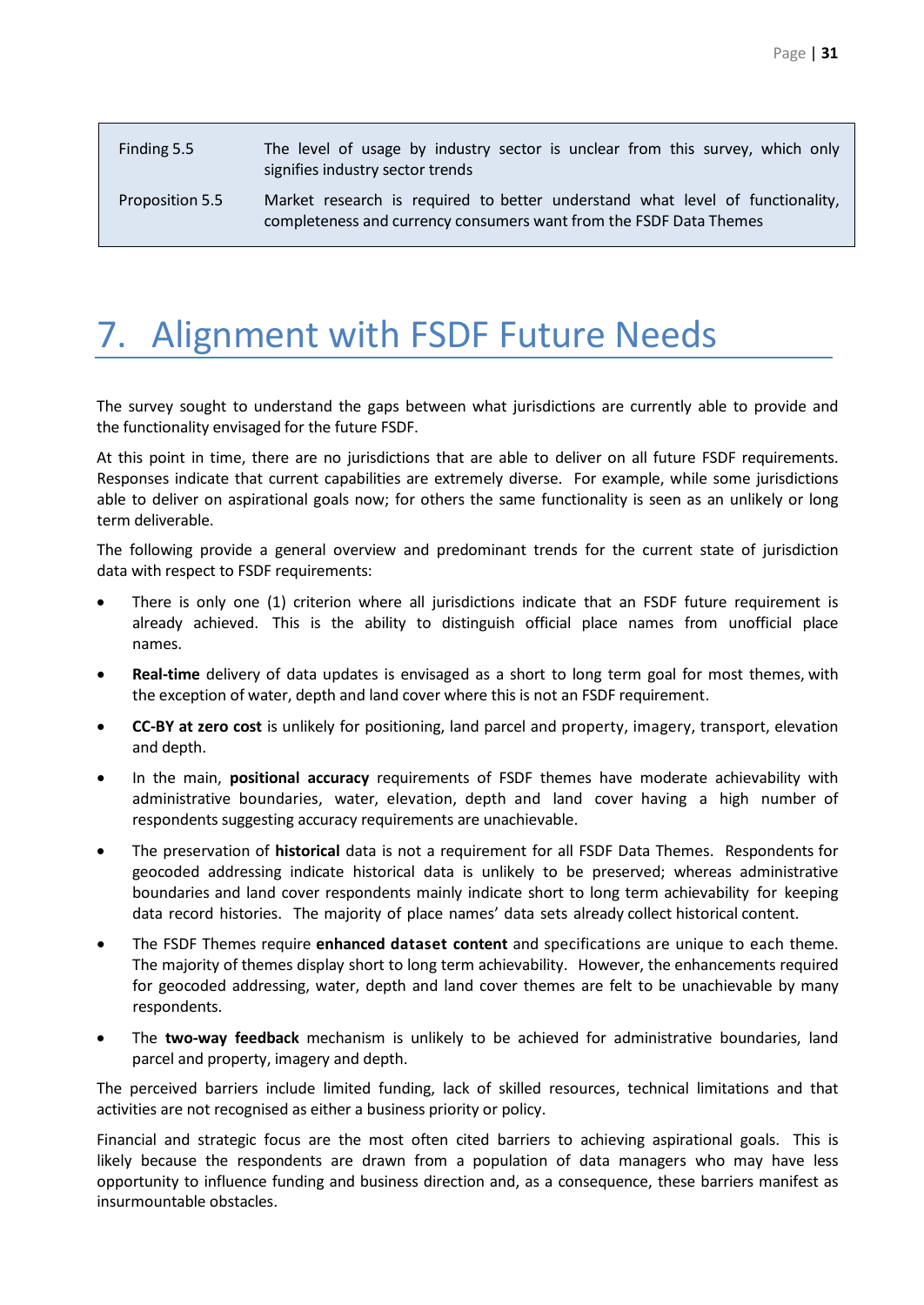| | |
|---|---|
| Finding 5.5 | The level of usage by industry sector is unclear from this survey, which only signifies industry sector trends |
| Proposition 5.5 | Market research is required to better understand what level of functionality, completeness and currency consumers want from the FSDF Data Themes |

# 7. Alignment with FSDF Future Needs

The survey sought to understand the gaps between what jurisdictions are currently able to provide and the functionality envisaged for the future FSDF.

At this point in time, there are no jurisdictions that are able to deliver on all future FSDF requirements. Responses indicate that current capabilities are extremely diverse. For example, while some jurisdictions able to deliver on aspirational goals now; for others the same functionality is seen as an unlikely or long term deliverable.

The following provide a general overview and predominant trends for the current state of jurisdiction data with respect to FSDF requirements:

- There is only one (1) criterion where all jurisdictions indicate that an FSDF future requirement is already achieved. This is the ability to distinguish official place names from unofficial place names.
- **Real-time** delivery of data updates is envisaged as a short to long term goal for most themes, with the exception of water, depth and land cover where this is not an FSDF requirement.
- **CC-BY at zero cost** is unlikely for positioning, land parcel and property, imagery, transport, elevation and depth.
- In the main, **positional accuracy** requirements of FSDF themes have moderate achievability with administrative boundaries, water, elevation, depth and land cover having a high number of respondents suggesting accuracy requirements are unachievable.
- The preservation of **historical** data is not a requirement for all FSDF Data Themes. Respondents for geocoded addressing indicate historical data is unlikely to be preserved; whereas administrative boundaries and land cover respondents mainly indicate short to long term achievability for keeping data record histories. The majority of place names' data sets already collect historical content.
- The FSDF Themes require **enhanced dataset content** and specifications are unique to each theme. The majority of themes display short to long term achievability. However, the enhancements required for geocoded addressing, water, depth and land cover themes are felt to be unachievable by many respondents.
- The **two-way feedback** mechanism is unlikely to be achieved for administrative boundaries, land parcel and property, imagery and depth.

The perceived barriers include limited funding, lack of skilled resources, technical limitations and that activities are not recognised as either a business priority or policy.

Financial and strategic focus are the most often cited barriers to achieving aspirational goals. This is likely because the respondents are drawn from a population of data managers who may have less opportunity to influence funding and business direction and, as a consequence, these barriers manifest as insurmountable obstacles.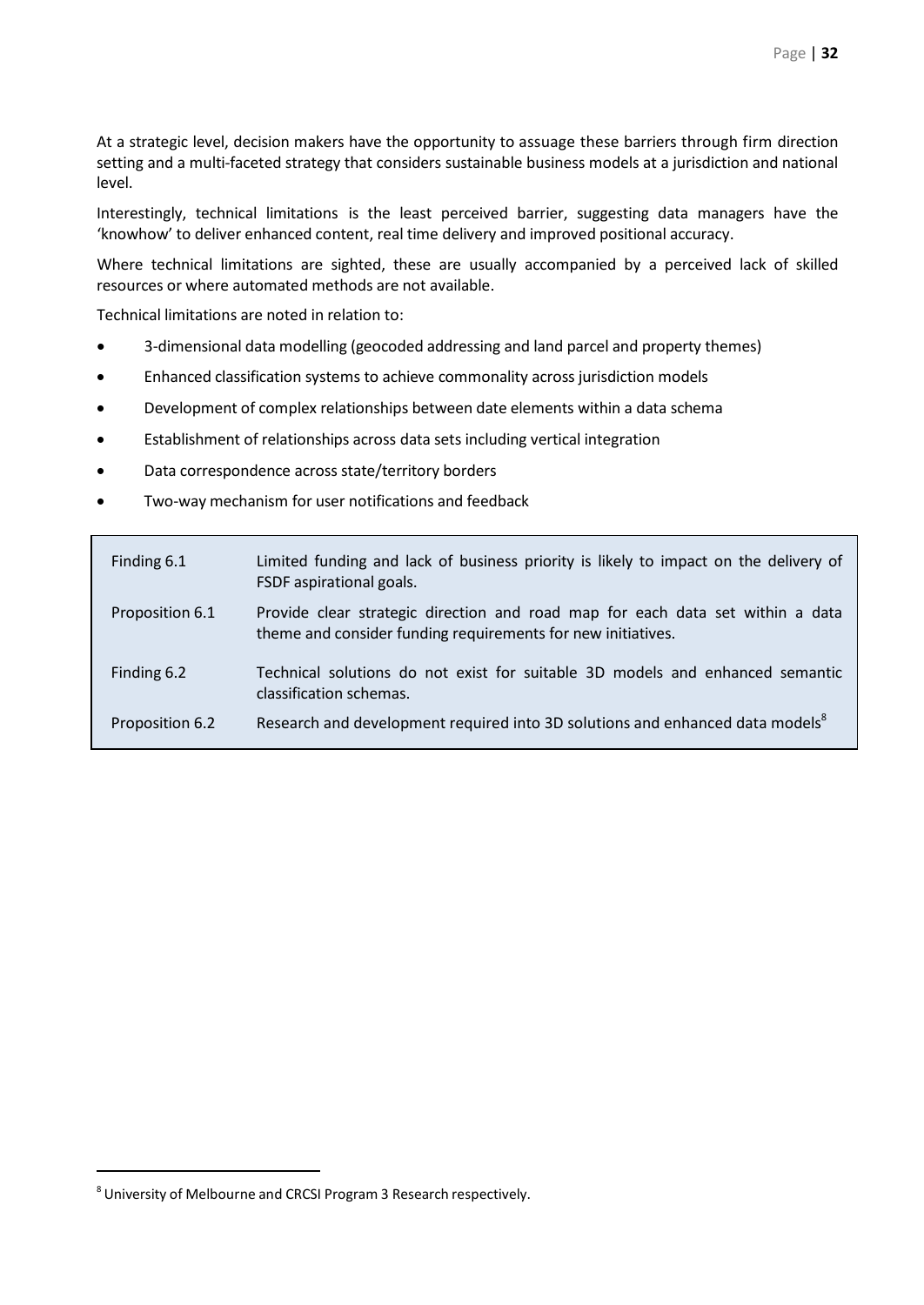At a strategic level, decision makers have the opportunity to assuage these barriers through firm direction setting and a multi-faceted strategy that considers sustainable business models at a jurisdiction and national level.

Interestingly, technical limitations is the least perceived barrier, suggesting data managers have the 'knowhow' to deliver enhanced content, real time delivery and improved positional accuracy.

Where technical limitations are sighted, these are usually accompanied by a perceived lack of skilled resources or where automated methods are not available.

Technical limitations are noted in relation to:

- 3-dimensional data modelling (geocoded addressing and land parcel and property themes)
- Enhanced classification systems to achieve commonality across jurisdiction models
- Development of complex relationships between date elements within a data schema
- Establishment of relationships across data sets including vertical integration
- Data correspondence across state/territory borders
- Two-way mechanism for user notifications and feedback

| | |
|---|---|
| Finding 6.1 | Limited funding and lack of business priority is likely to impact on the delivery of FSDF aspirational goals. |
| Proposition 6.1 | Provide clear strategic direction and road map for each data set within a data theme and consider funding requirements for new initiatives. |
| Finding 6.2 | Technical solutions do not exist for suitable 3D models and enhanced semantic classification schemas. |
| Proposition 6.2 | Research and development required into 3D solutions and enhanced data models[8] |

[8] University of Melbourne and CRCSI Program 3 Research respectively.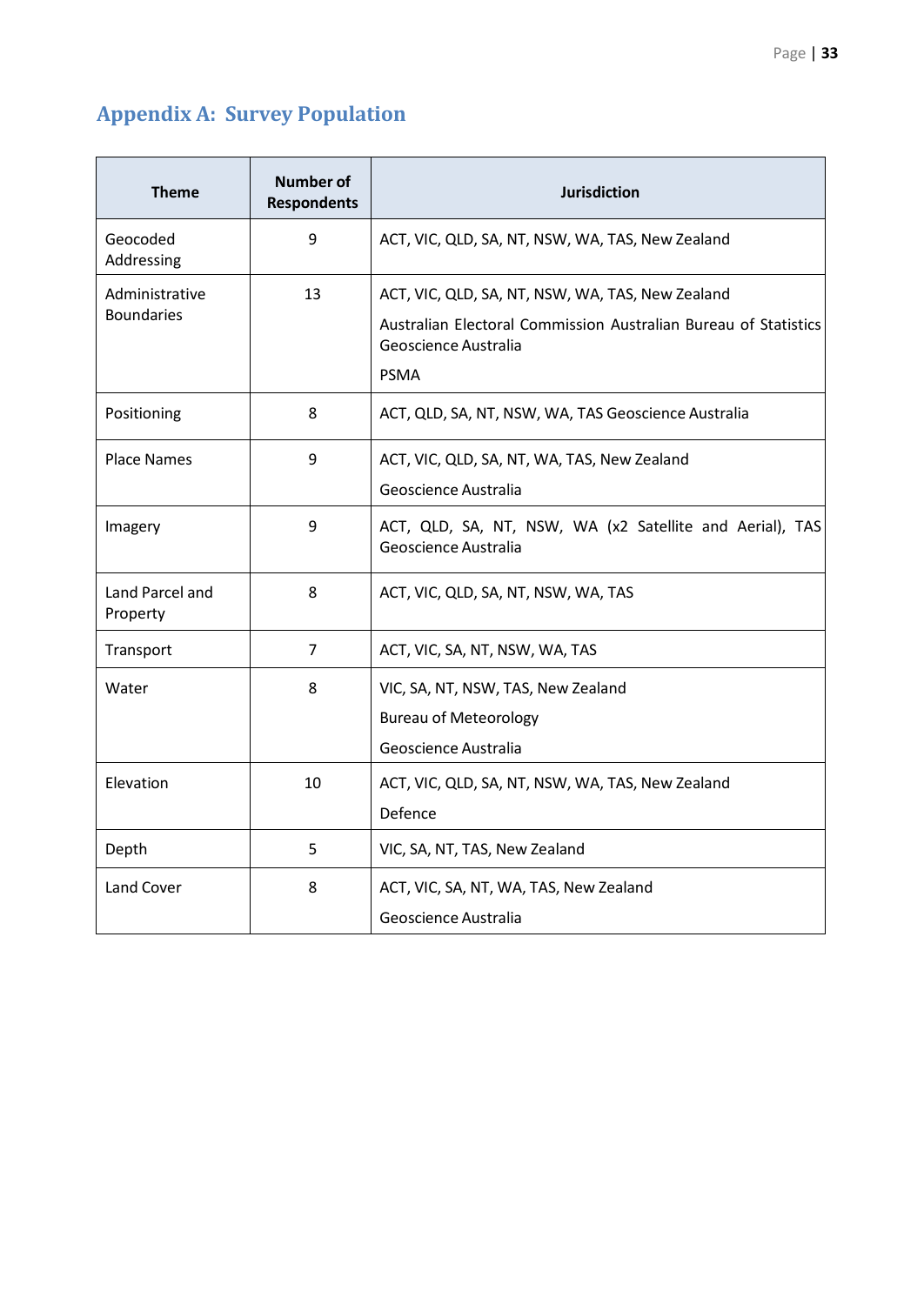# Appendix A: Survey Population

| Theme | Number of Respondents | Jurisdiction |
|---|---|---|
| Geocoded Addressing | 9 | ACT, VIC, QLD, SA, NT, NSW, WA, TAS, New Zealand |
| Administrative Boundaries | 13 | ACT, VIC, QLD, SA, NT, NSW, WA, TAS, New Zealand<br>Australian Electoral Commission Australian Bureau of Statistics Geoscience Australia<br>PSMA |
| Positioning | 8 | ACT, QLD, SA, NT, NSW, WA, TAS Geoscience Australia |
| Place Names | 9 | ACT, VIC, QLD, SA, NT, WA, TAS, New Zealand<br>Geoscience Australia |
| Imagery | 9 | ACT, QLD, SA, NT, NSW, WA (x2 Satellite and Aerial), TAS Geoscience Australia |
| Land Parcel and Property | 8 | ACT, VIC, QLD, SA, NT, NSW, WA, TAS |
| Transport | 7 | ACT, VIC, SA, NT, NSW, WA, TAS |
| Water | 8 | VIC, SA, NT, NSW, TAS, New Zealand<br>Bureau of Meteorology<br>Geoscience Australia |
| Elevation | 10 | ACT, VIC, QLD, SA, NT, NSW, WA, TAS, New Zealand<br>Defence |
| Depth | 5 | VIC, SA, NT, TAS, New Zealand |
| Land Cover | 8 | ACT, VIC, SA, NT, WA, TAS, New Zealand<br>Geoscience Australia |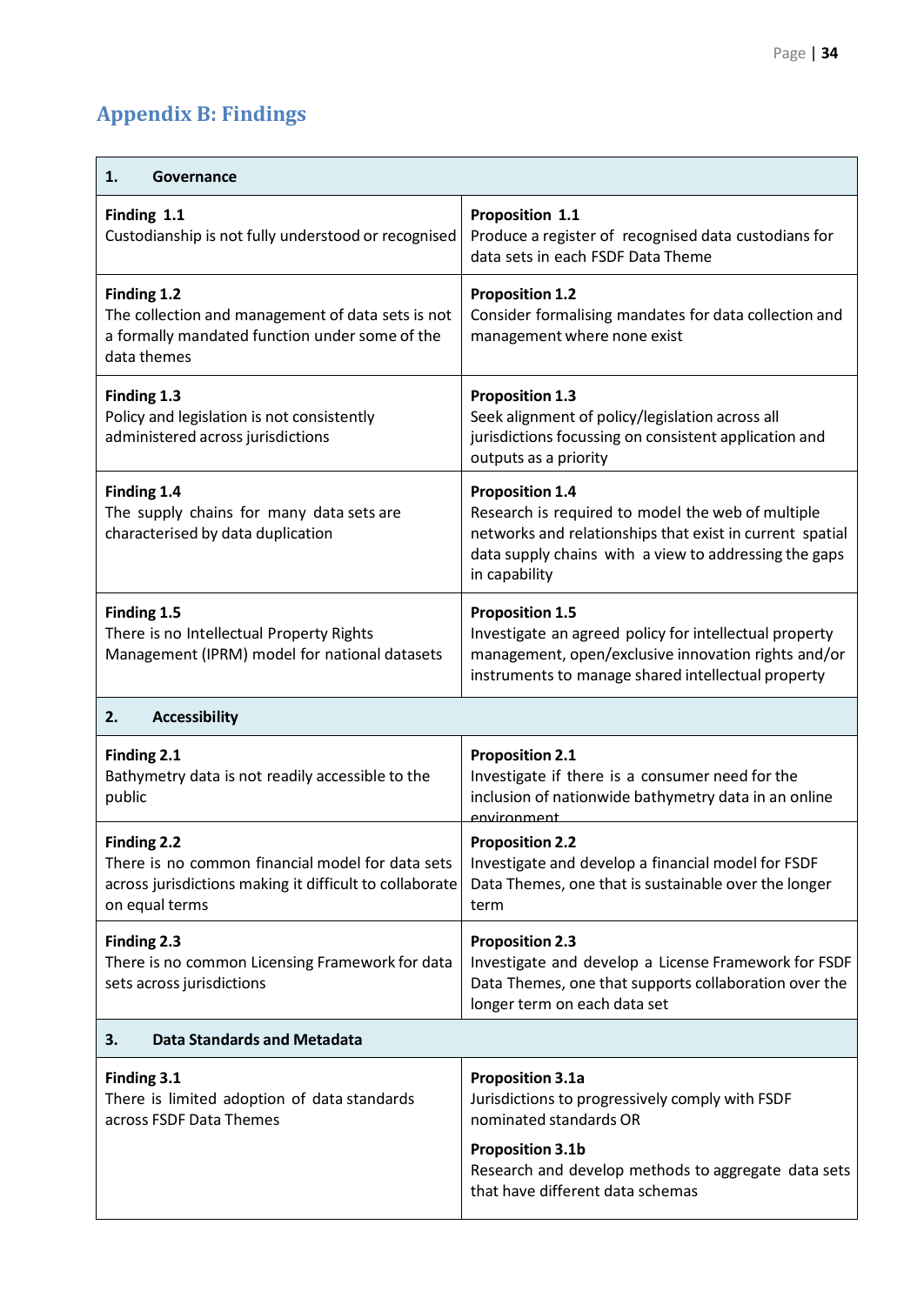## Appendix B: Findings

| 1. Governance | |
|---|---|
| **Finding 1.1**<br>Custodianship is not fully understood or recognised | **Proposition 1.1**<br>Produce a register of recognised data custodians for data sets in each FSDF Data Theme |
| **Finding 1.2**<br>The collection and management of data sets is not a formally mandated function under some of the data themes | **Proposition 1.2**<br>Consider formalising mandates for data collection and management where none exist |
| **Finding 1.3**<br>Policy and legislation is not consistently administered across jurisdictions | **Proposition 1.3**<br>Seek alignment of policy/legislation across all jurisdictions focussing on consistent application and outputs as a priority |
| **Finding 1.4**<br>The supply chains for many data sets are characterised by data duplication | **Proposition 1.4**<br>Research is required to model the web of multiple networks and relationships that exist in current spatial data supply chains with a view to addressing the gaps in capability |
| **Finding 1.5**<br>There is no Intellectual Property Rights Management (IPRM) model for national datasets | **Proposition 1.5**<br>Investigate an agreed policy for intellectual property management, open/exclusive innovation rights and/or instruments to manage shared intellectual property |
| **2. Accessibility** | |
| **Finding 2.1**<br>Bathymetry data is not readily accessible to the public | **Proposition 2.1**<br>Investigate if there is a consumer need for the inclusion of nationwide bathymetry data in an online environment |
| **Finding 2.2**<br>There is no common financial model for data sets across jurisdictions making it difficult to collaborate on equal terms | **Proposition 2.2**<br>Investigate and develop a financial model for FSDF Data Themes, one that is sustainable over the longer term |
| **Finding 2.3**<br>There is no common Licensing Framework for data sets across jurisdictions | **Proposition 2.3**<br>Investigate and develop a License Framework for FSDF Data Themes, one that supports collaboration over the longer term on each data set |
| **3. Data Standards and Metadata** | |
| **Finding 3.1**<br>There is limited adoption of data standards across FSDF Data Themes | **Proposition 3.1a**<br>Jurisdictions to progressively comply with FSDF nominated standards OR<br><br>**Proposition 3.1b**<br>Research and develop methods to aggregate data sets that have different data schemas |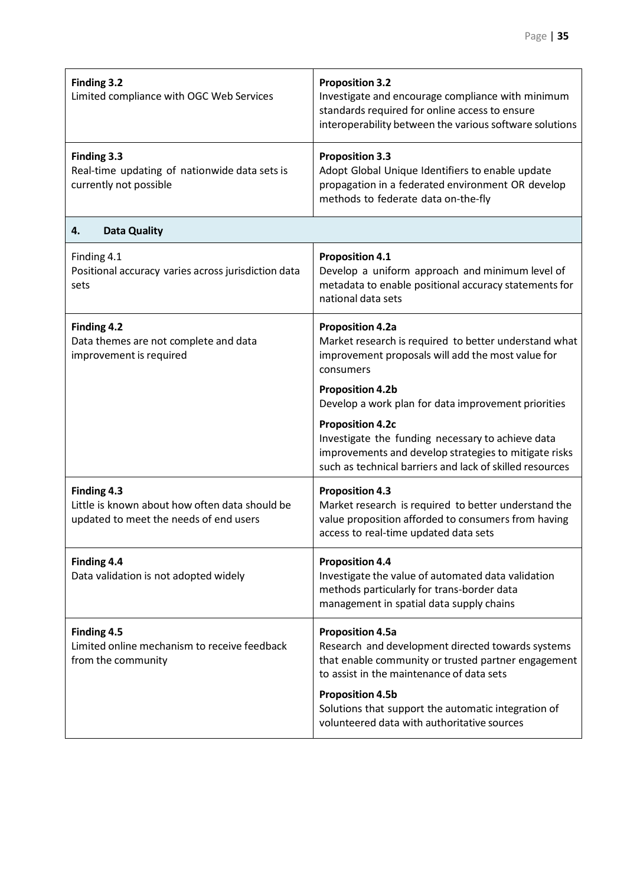| Finding | Proposition |
|---|---|
| **Finding 3.2**<br>Limited compliance with OGC Web Services | **Proposition 3.2**<br>Investigate and encourage compliance with minimum standards required for online access to ensure interoperability between the various software solutions |
| **Finding 3.3**<br>Real-time updating of nationwide data sets is currently not possible | **Proposition 3.3**<br>Adopt Global Unique Identifiers to enable update propagation in a federated environment OR develop methods to federate data on-the-fly |
| **4. Data Quality** | |
| Finding 4.1<br>Positional accuracy varies across jurisdiction data sets | **Proposition 4.1**<br>Develop a uniform approach and minimum level of metadata to enable positional accuracy statements for national data sets |
| **Finding 4.2**<br>Data themes are not complete and data improvement is required | **Proposition 4.2a**<br>Market research is required to better understand what improvement proposals will add the most value for consumers<br>**Proposition 4.2b**<br>Develop a work plan for data improvement priorities<br>**Proposition 4.2c**<br>Investigate the funding necessary to achieve data improvements and develop strategies to mitigate risks such as technical barriers and lack of skilled resources |
| **Finding 4.3**<br>Little is known about how often data should be updated to meet the needs of end users | **Proposition 4.3**<br>Market research is required to better understand the value proposition afforded to consumers from having access to real-time updated data sets |
| **Finding 4.4**<br>Data validation is not adopted widely | **Proposition 4.4**<br>Investigate the value of automated data validation methods particularly for trans-border data management in spatial data supply chains |
| **Finding 4.5**<br>Limited online mechanism to receive feedback from the community | **Proposition 4.5a**<br>Research and development directed towards systems that enable community or trusted partner engagement to assist in the maintenance of data sets<br>**Proposition 4.5b**<br>Solutions that support the automatic integration of volunteered data with authoritative sources |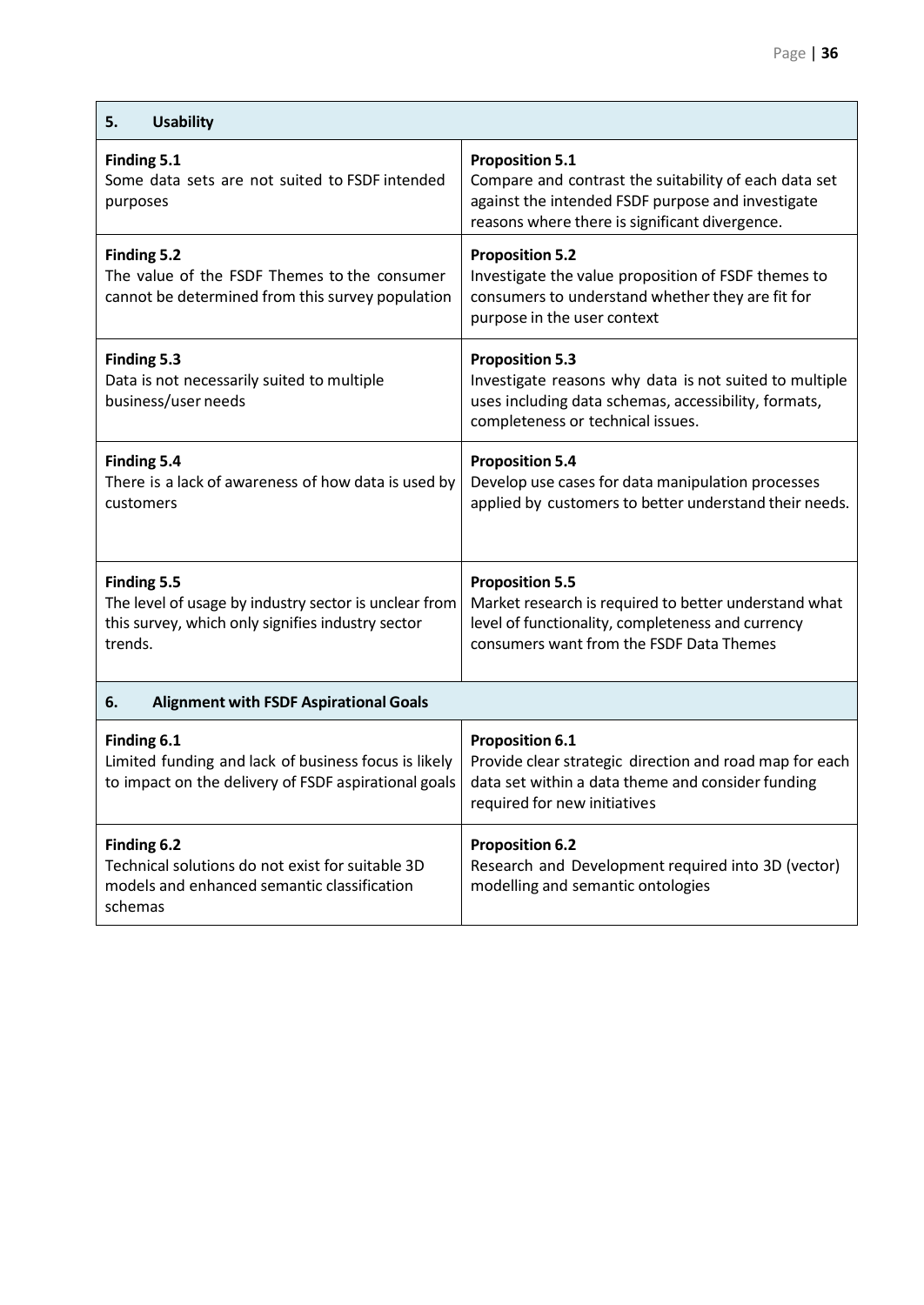| **5. Usability** | |
|---|---|
| **Finding 5.1**<br>Some data sets are not suited to FSDF intended purposes | **Proposition 5.1**<br>Compare and contrast the suitability of each data set against the intended FSDF purpose and investigate reasons where there is significant divergence. |
| **Finding 5.2**<br>The value of the FSDF Themes to the consumer cannot be determined from this survey population | **Proposition 5.2**<br>Investigate the value proposition of FSDF themes to consumers to understand whether they are fit for purpose in the user context |
| **Finding 5.3**<br>Data is not necessarily suited to multiple business/user needs | **Proposition 5.3**<br>Investigate reasons why data is not suited to multiple uses including data schemas, accessibility, formats, completeness or technical issues. |
| **Finding 5.4**<br>There is a lack of awareness of how data is used by customers | **Proposition 5.4**<br>Develop use cases for data manipulation processes applied by customers to better understand their needs. |
| **Finding 5.5**<br>The level of usage by industry sector is unclear from this survey, which only signifies industry sector trends. | **Proposition 5.5**<br>Market research is required to better understand what level of functionality, completeness and currency consumers want from the FSDF Data Themes |
| **6. Alignment with FSDF Aspirational Goals** | |
| **Finding 6.1**<br>Limited funding and lack of business focus is likely to impact on the delivery of FSDF aspirational goals | **Proposition 6.1**<br>Provide clear strategic direction and road map for each data set within a data theme and consider funding required for new initiatives |
| **Finding 6.2**<br>Technical solutions do not exist for suitable 3D models and enhanced semantic classification schemas | **Proposition 6.2**<br>Research and Development required into 3D (vector) modelling and semantic ontologies |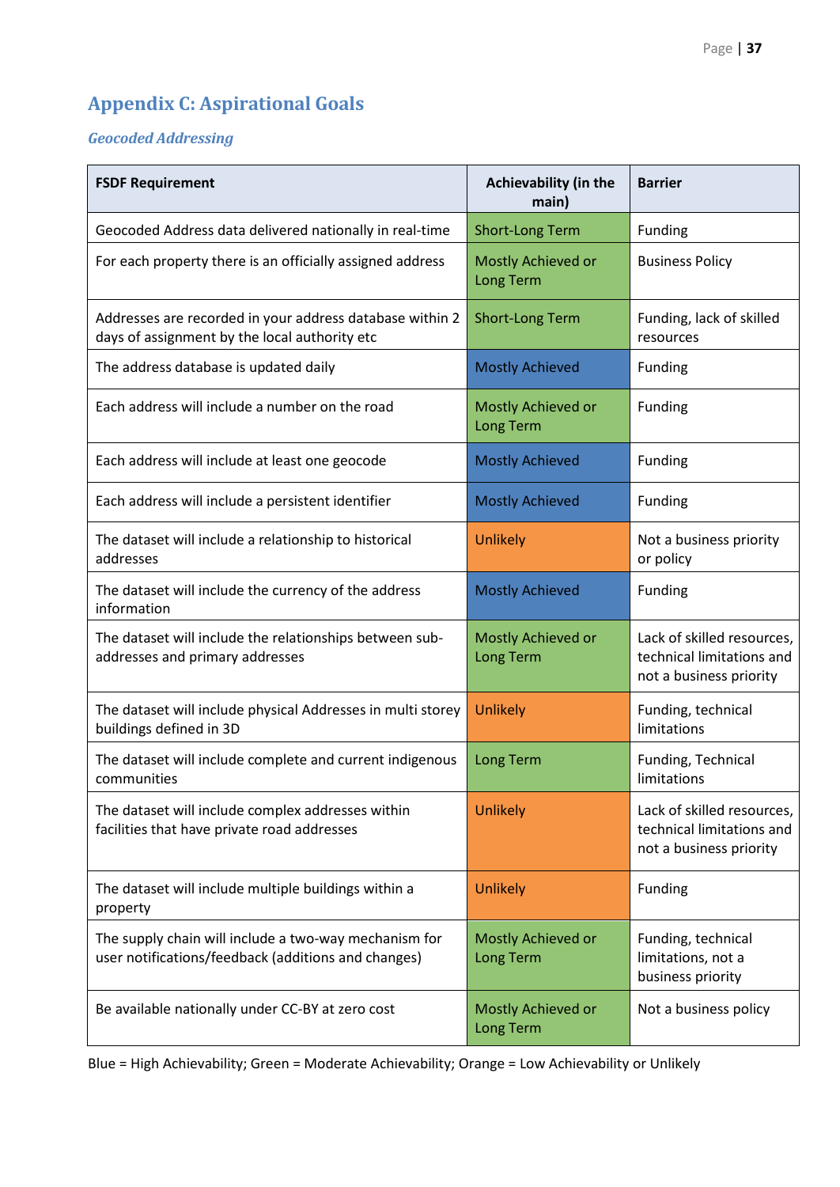## Appendix C: Aspirational Goals

### *Geocoded Addressing*

| FSDF Requirement | Achievability (in the main) | Barrier |
|---|---|---|
| Geocoded Address data delivered nationally in real-time | Short-Long Term | Funding |
| For each property there is an officially assigned address | Mostly Achieved or Long Term | Business Policy |
| Addresses are recorded in your address database within 2 days of assignment by the local authority etc | Short-Long Term | Funding, lack of skilled resources |
| The address database is updated daily | Mostly Achieved | Funding |
| Each address will include a number on the road | Mostly Achieved or Long Term | Funding |
| Each address will include at least one geocode | Mostly Achieved | Funding |
| Each address will include a persistent identifier | Mostly Achieved | Funding |
| The dataset will include a relationship to historical addresses | Unlikely | Not a business priority or policy |
| The dataset will include the currency of the address information | Mostly Achieved | Funding |
| The dataset will include the relationships between sub-addresses and primary addresses | Mostly Achieved or Long Term | Lack of skilled resources, technical limitations and not a business priority |
| The dataset will include physical Addresses in multi storey buildings defined in 3D | Unlikely | Funding, technical limitations |
| The dataset will include complete and current indigenous communities | Long Term | Funding, Technical limitations |
| The dataset will include complex addresses within facilities that have private road addresses | Unlikely | Lack of skilled resources, technical limitations and not a business priority |
| The dataset will include multiple buildings within a property | Unlikely | Funding |
| The supply chain will include a two-way mechanism for user notifications/feedback (additions and changes) | Mostly Achieved or Long Term | Funding, technical limitations, not a business priority |
| Be available nationally under CC-BY at zero cost | Mostly Achieved or Long Term | Not a business policy |

Blue = High Achievability; Green = Moderate Achievability; Orange = Low Achievability or Unlikely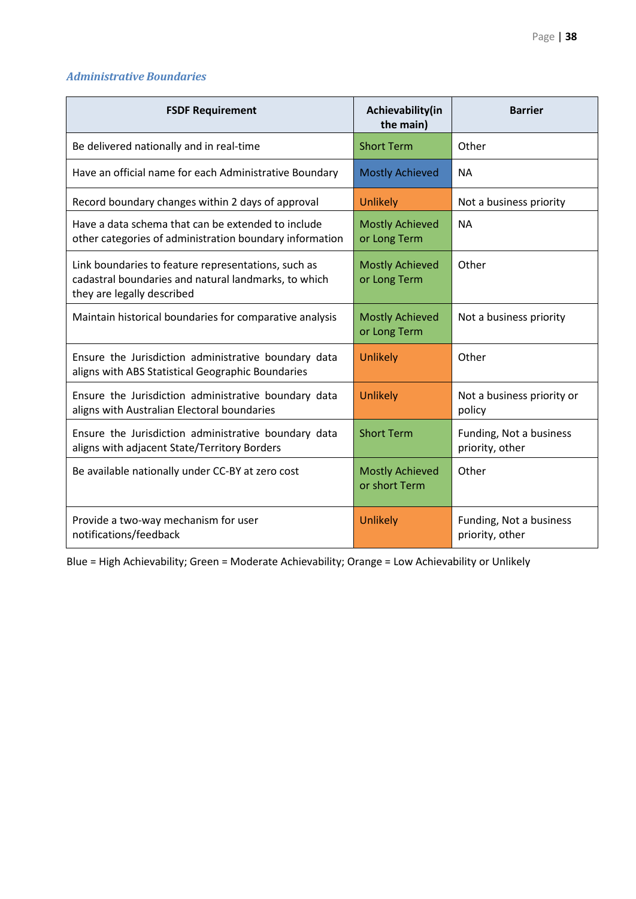### *Administrative Boundaries*

| FSDF Requirement | Achievability(in the main) | Barrier |
|---|---|---|
| Be delivered nationally and in real-time | Short Term | Other |
| Have an official name for each Administrative Boundary | Mostly Achieved | NA |
| Record boundary changes within 2 days of approval | Unlikely | Not a business priority |
| Have a data schema that can be extended to include other categories of administration boundary information | Mostly Achieved or Long Term | NA |
| Link boundaries to feature representations, such as cadastral boundaries and natural landmarks, to which they are legally described | Mostly Achieved or Long Term | Other |
| Maintain historical boundaries for comparative analysis | Mostly Achieved or Long Term | Not a business priority |
| Ensure the Jurisdiction administrative boundary data aligns with ABS Statistical Geographic Boundaries | Unlikely | Other |
| Ensure the Jurisdiction administrative boundary data aligns with Australian Electoral boundaries | Unlikely | Not a business priority or policy |
| Ensure the Jurisdiction administrative boundary data aligns with adjacent State/Territory Borders | Short Term | Funding, Not a business priority, other |
| Be available nationally under CC-BY at zero cost | Mostly Achieved or short Term | Other |
| Provide a two-way mechanism for user notifications/feedback | Unlikely | Funding, Not a business priority, other |

Blue = High Achievability; Green = Moderate Achievability; Orange = Low Achievability or Unlikely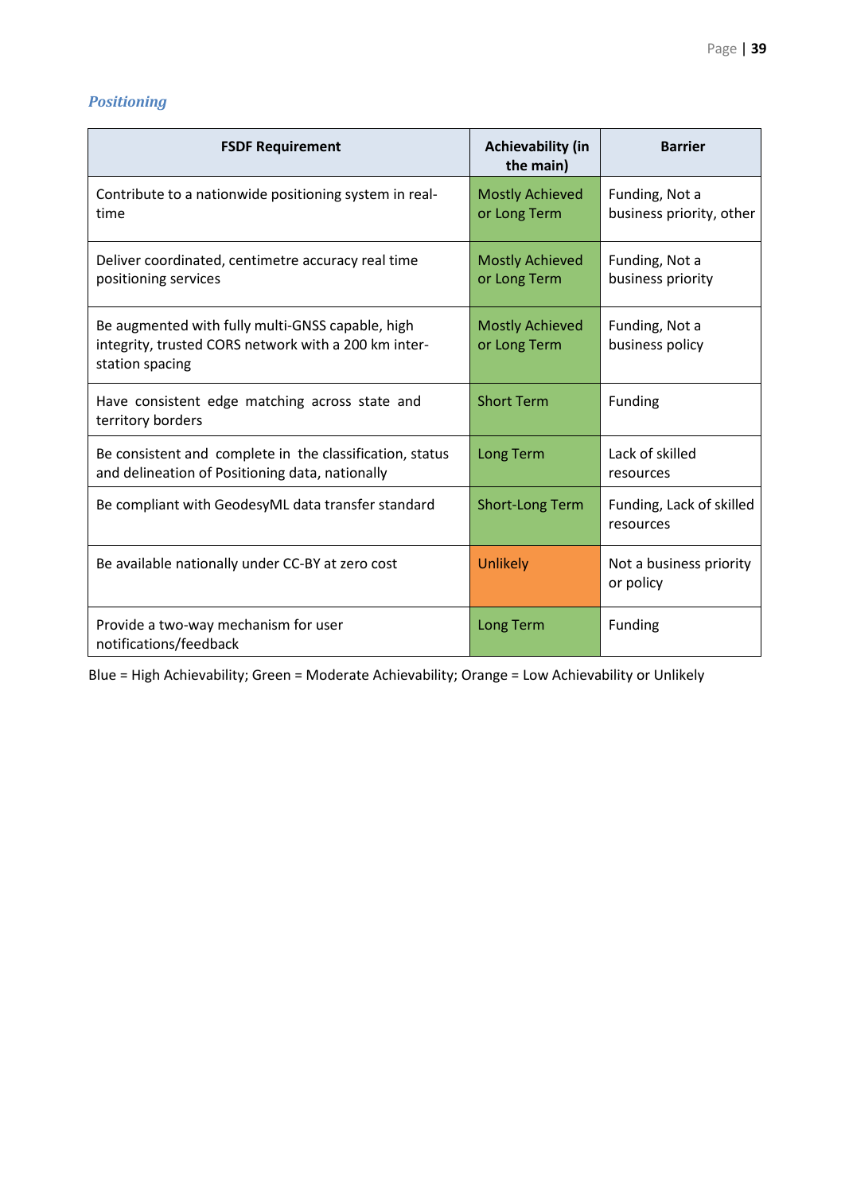### *Positioning*

| FSDF Requirement | Achievability (in the main) | Barrier |
| --- | --- | --- |
| Contribute to a nationwide positioning system in real-time | Mostly Achieved or Long Term | Funding, Not a business priority, other |
| Deliver coordinated, centimetre accuracy real time positioning services | Mostly Achieved or Long Term | Funding, Not a business priority |
| Be augmented with fully multi-GNSS capable, high integrity, trusted CORS network with a 200 km inter-station spacing | Mostly Achieved or Long Term | Funding, Not a business policy |
| Have consistent edge matching across state and territory borders | Short Term | Funding |
| Be consistent and complete in the classification, status and delineation of Positioning data, nationally | Long Term | Lack of skilled resources |
| Be compliant with GeodesyML data transfer standard | Short-Long Term | Funding, Lack of skilled resources |
| Be available nationally under CC-BY at zero cost | Unlikely | Not a business priority or policy |
| Provide a two-way mechanism for user notifications/feedback | Long Term | Funding |

Blue = High Achievability; Green = Moderate Achievability; Orange = Low Achievability or Unlikely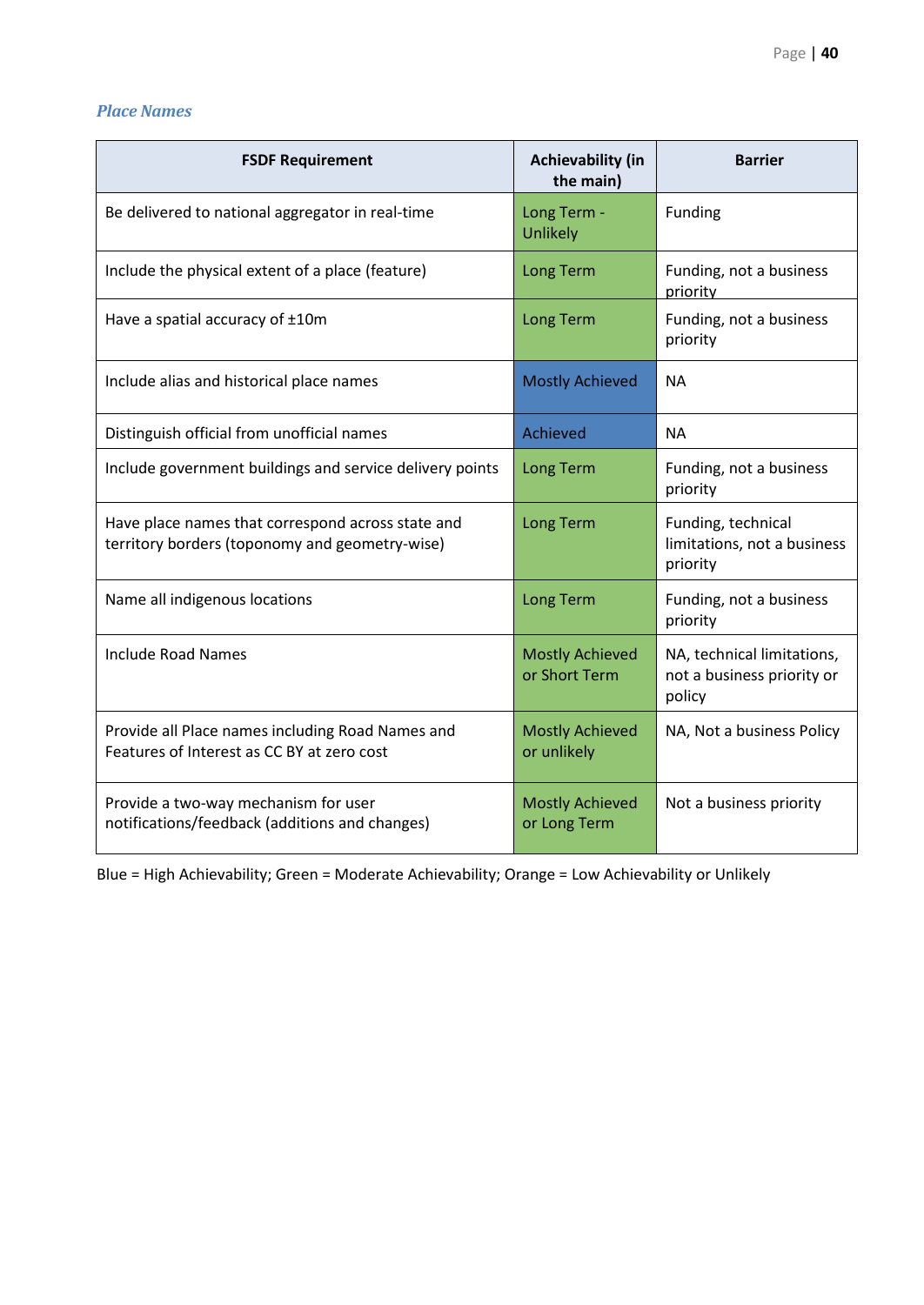### *Place Names*

| FSDF Requirement | Achievability (in the main) | Barrier |
|---|---|---|
| Be delivered to national aggregator in real-time | Long Term - Unlikely | Funding |
| Include the physical extent of a place (feature) | Long Term | Funding, not a business priority |
| Have a spatial accuracy of ±10m | Long Term | Funding, not a business priority |
| Include alias and historical place names | Mostly Achieved | NA |
| Distinguish official from unofficial names | Achieved | NA |
| Include government buildings and service delivery points | Long Term | Funding, not a business priority |
| Have place names that correspond across state and territory borders (toponomy and geometry-wise) | Long Term | Funding, technical limitations, not a business priority |
| Name all indigenous locations | Long Term | Funding, not a business priority |
| Include Road Names | Mostly Achieved or Short Term | NA, technical limitations, not a business priority or policy |
| Provide all Place names including Road Names and Features of Interest as CC BY at zero cost | Mostly Achieved or unlikely | NA, Not a business Policy |
| Provide a two-way mechanism for user notifications/feedback (additions and changes) | Mostly Achieved or Long Term | Not a business priority |

Blue = High Achievability; Green = Moderate Achievability; Orange = Low Achievability or Unlikely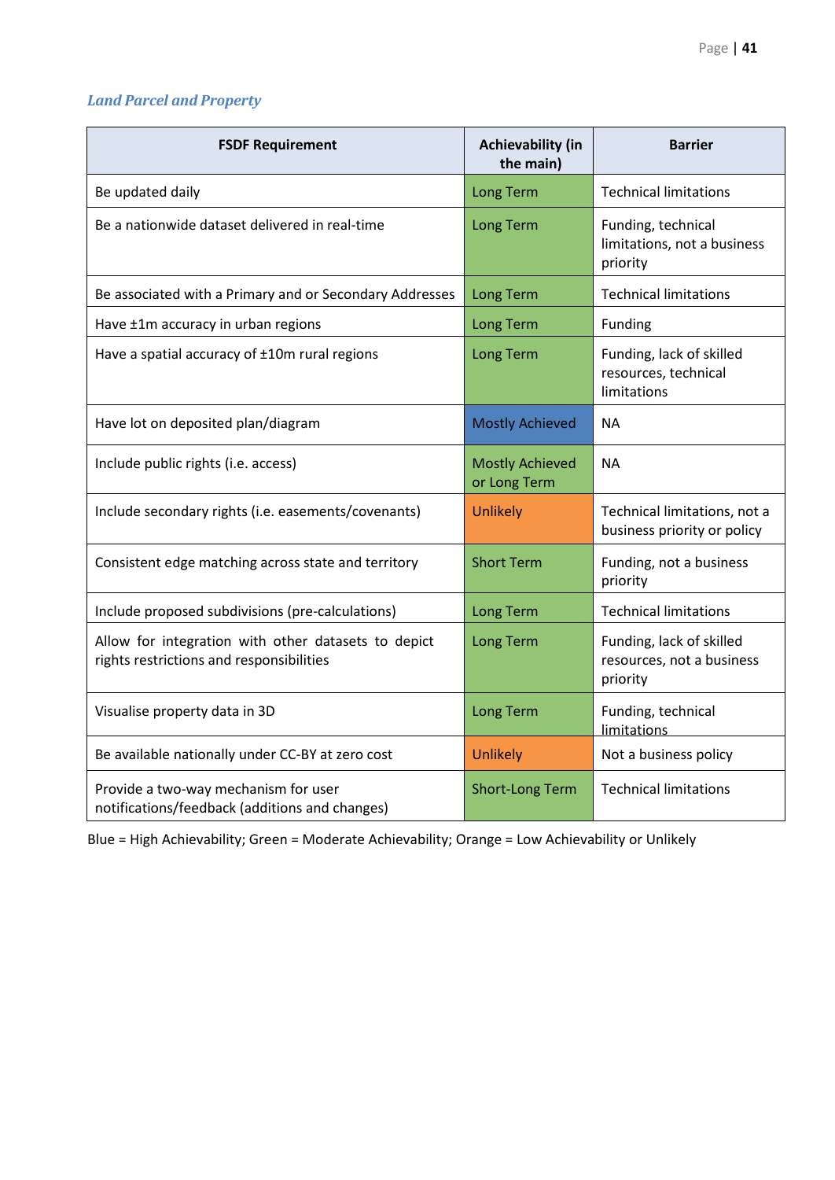### *Land Parcel and Property*

| FSDF Requirement | Achievability (in the main) | Barrier |
| --- | --- | --- |
| Be updated daily | Long Term | Technical limitations |
| Be a nationwide dataset delivered in real-time | Long Term | Funding, technical limitations, not a business priority |
| Be associated with a Primary and or Secondary Addresses | Long Term | Technical limitations |
| Have ±1m accuracy in urban regions | Long Term | Funding |
| Have a spatial accuracy of ±10m rural regions | Long Term | Funding, lack of skilled resources, technical limitations |
| Have lot on deposited plan/diagram | Mostly Achieved | NA |
| Include public rights (i.e. access) | Mostly Achieved or Long Term | NA |
| Include secondary rights (i.e. easements/covenants) | Unlikely | Technical limitations, not a business priority or policy |
| Consistent edge matching across state and territory | Short Term | Funding, not a business priority |
| Include proposed subdivisions (pre-calculations) | Long Term | Technical limitations |
| Allow for integration with other datasets to depict rights restrictions and responsibilities | Long Term | Funding, lack of skilled resources, not a business priority |
| Visualise property data in 3D | Long Term | Funding, technical limitations |
| Be available nationally under CC-BY at zero cost | Unlikely | Not a business policy |
| Provide a two-way mechanism for user notifications/feedback (additions and changes) | Short-Long Term | Technical limitations |

Blue = High Achievability; Green = Moderate Achievability; Orange = Low Achievability or Unlikely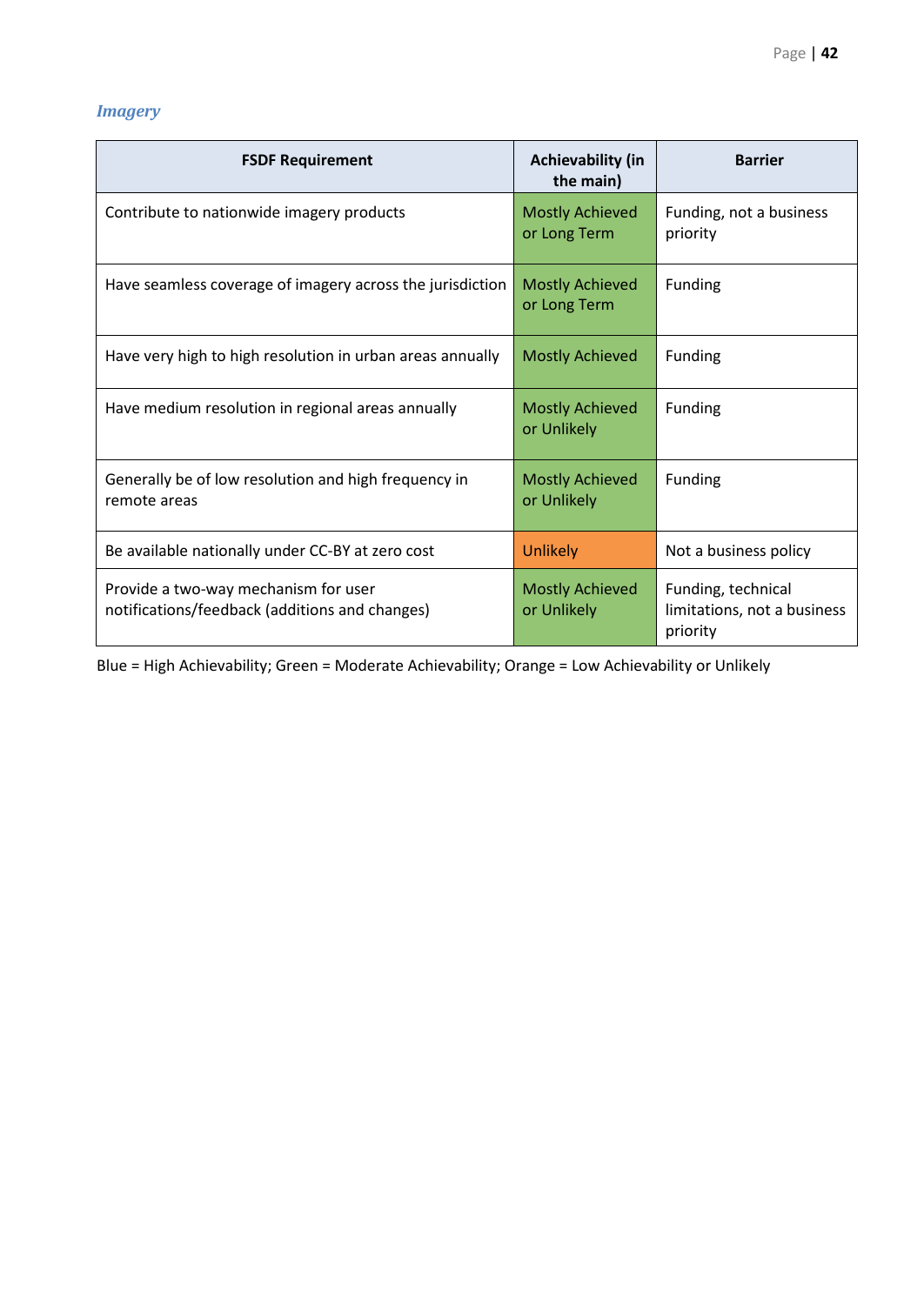### *Imagery*

| FSDF Requirement | Achievability (in the main) | Barrier |
|---|---|---|
| Contribute to nationwide imagery products | Mostly Achieved or Long Term | Funding, not a business priority |
| Have seamless coverage of imagery across the jurisdiction | Mostly Achieved or Long Term | Funding |
| Have very high to high resolution in urban areas annually | Mostly Achieved | Funding |
| Have medium resolution in regional areas annually | Mostly Achieved or Unlikely | Funding |
| Generally be of low resolution and high frequency in remote areas | Mostly Achieved or Unlikely | Funding |
| Be available nationally under CC-BY at zero cost | Unlikely | Not a business policy |
| Provide a two-way mechanism for user notifications/feedback (additions and changes) | Mostly Achieved or Unlikely | Funding, technical limitations, not a business priority |

Blue = High Achievability; Green = Moderate Achievability; Orange = Low Achievability or Unlikely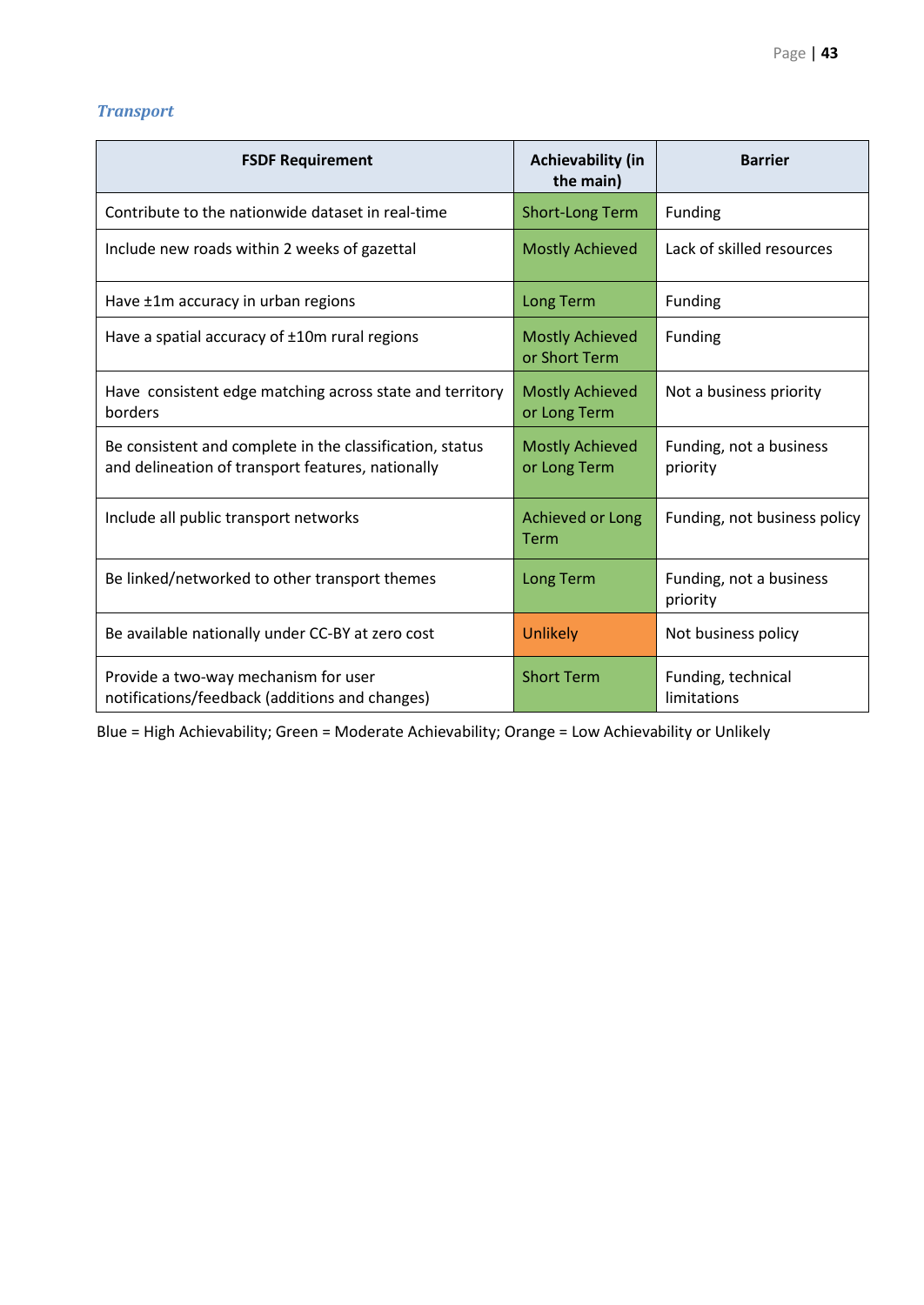### *Transport*

| FSDF Requirement | Achievability (in the main) | Barrier |
|---|---|---|
| Contribute to the nationwide dataset in real-time | Short-Long Term | Funding |
| Include new roads within 2 weeks of gazettal | Mostly Achieved | Lack of skilled resources |
| Have ±1m accuracy in urban regions | Long Term | Funding |
| Have a spatial accuracy of ±10m rural regions | Mostly Achieved or Short Term | Funding |
| Have consistent edge matching across state and territory borders | Mostly Achieved or Long Term | Not a business priority |
| Be consistent and complete in the classification, status and delineation of transport features, nationally | Mostly Achieved or Long Term | Funding, not a business priority |
| Include all public transport networks | Achieved or Long Term | Funding, not business policy |
| Be linked/networked to other transport themes | Long Term | Funding, not a business priority |
| Be available nationally under CC-BY at zero cost | Unlikely | Not business policy |
| Provide a two-way mechanism for user notifications/feedback (additions and changes) | Short Term | Funding, technical limitations |

Blue = High Achievability; Green = Moderate Achievability; Orange = Low Achievability or Unlikely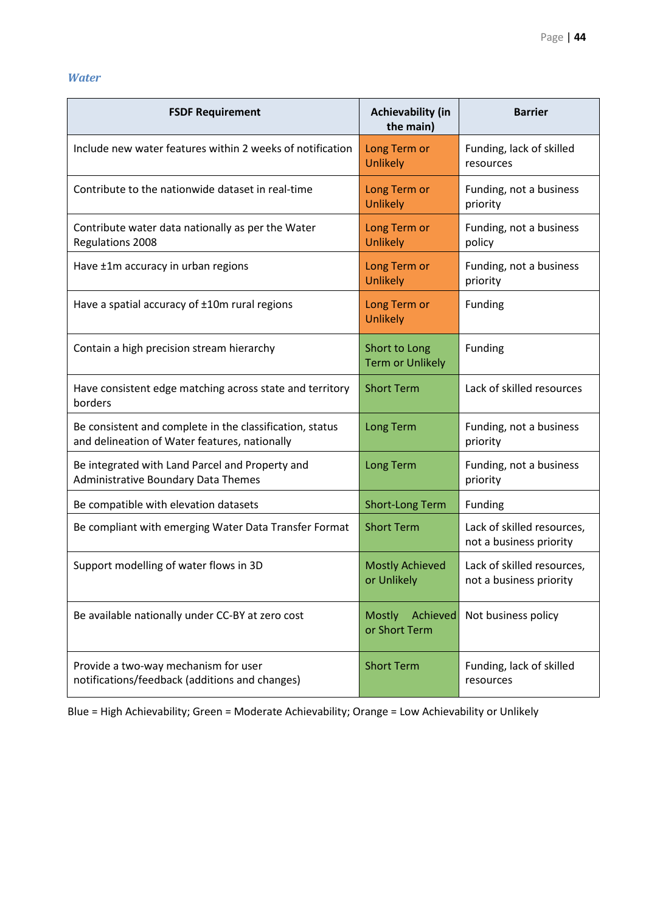### *Water*

| FSDF Requirement | Achievability (in the main) | Barrier |
|---|---|---|
| Include new water features within 2 weeks of notification | Long Term or Unlikely | Funding, lack of skilled resources |
| Contribute to the nationwide dataset in real-time | Long Term or Unlikely | Funding, not a business priority |
| Contribute water data nationally as per the Water Regulations 2008 | Long Term or Unlikely | Funding, not a business policy |
| Have ±1m accuracy in urban regions | Long Term or Unlikely | Funding, not a business priority |
| Have a spatial accuracy of ±10m rural regions | Long Term or Unlikely | Funding |
| Contain a high precision stream hierarchy | Short to Long Term or Unlikely | Funding |
| Have consistent edge matching across state and territory borders | Short Term | Lack of skilled resources |
| Be consistent and complete in the classification, status and delineation of Water features, nationally | Long Term | Funding, not a business priority |
| Be integrated with Land Parcel and Property and Administrative Boundary Data Themes | Long Term | Funding, not a business priority |
| Be compatible with elevation datasets | Short-Long Term | Funding |
| Be compliant with emerging Water Data Transfer Format | Short Term | Lack of skilled resources, not a business priority |
| Support modelling of water flows in 3D | Mostly Achieved or Unlikely | Lack of skilled resources, not a business priority |
| Be available nationally under CC-BY at zero cost | Mostly Achieved or Short Term | Not business policy |
| Provide a two-way mechanism for user notifications/feedback (additions and changes) | Short Term | Funding, lack of skilled resources |

Blue = High Achievability; Green = Moderate Achievability; Orange = Low Achievability or Unlikely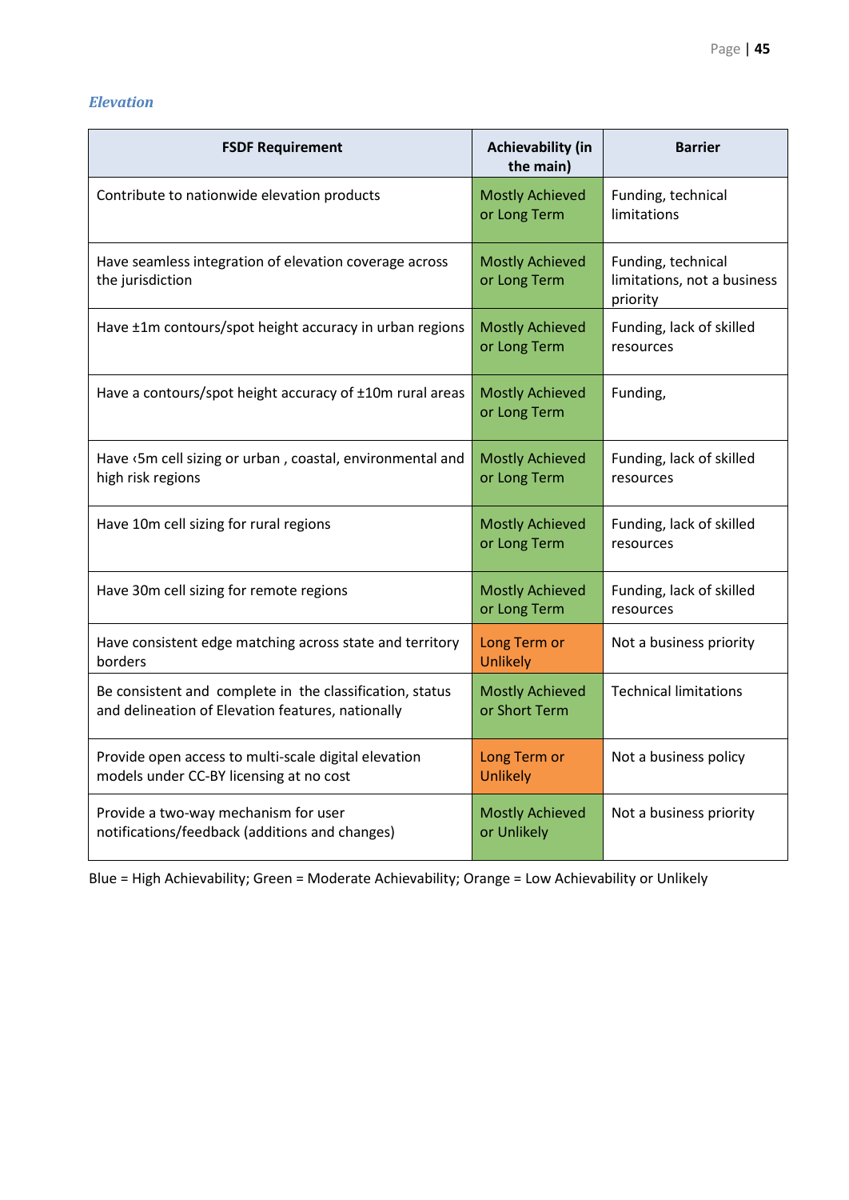### *Elevation*

| FSDF Requirement | Achievability (in the main) | Barrier |
|---|---|---|
| Contribute to nationwide elevation products | Mostly Achieved or Long Term | Funding, technical limitations |
| Have seamless integration of elevation coverage across the jurisdiction | Mostly Achieved or Long Term | Funding, technical limitations, not a business priority |
| Have ±1m contours/spot height accuracy in urban regions | Mostly Achieved or Long Term | Funding, lack of skilled resources |
| Have a contours/spot height accuracy of ±10m rural areas | Mostly Achieved or Long Term | Funding, |
| Have ‹5m cell sizing or urban , coastal, environmental and high risk regions | Mostly Achieved or Long Term | Funding, lack of skilled resources |
| Have 10m cell sizing for rural regions | Mostly Achieved or Long Term | Funding, lack of skilled resources |
| Have 30m cell sizing for remote regions | Mostly Achieved or Long Term | Funding, lack of skilled resources |
| Have consistent edge matching across state and territory borders | Long Term or Unlikely | Not a business priority |
| Be consistent and complete in the classification, status and delineation of Elevation features, nationally | Mostly Achieved or Short Term | Technical limitations |
| Provide open access to multi-scale digital elevation models under CC-BY licensing at no cost | Long Term or Unlikely | Not a business policy |
| Provide a two-way mechanism for user notifications/feedback (additions and changes) | Mostly Achieved or Unlikely | Not a business priority |

Blue = High Achievability; Green = Moderate Achievability; Orange = Low Achievability or Unlikely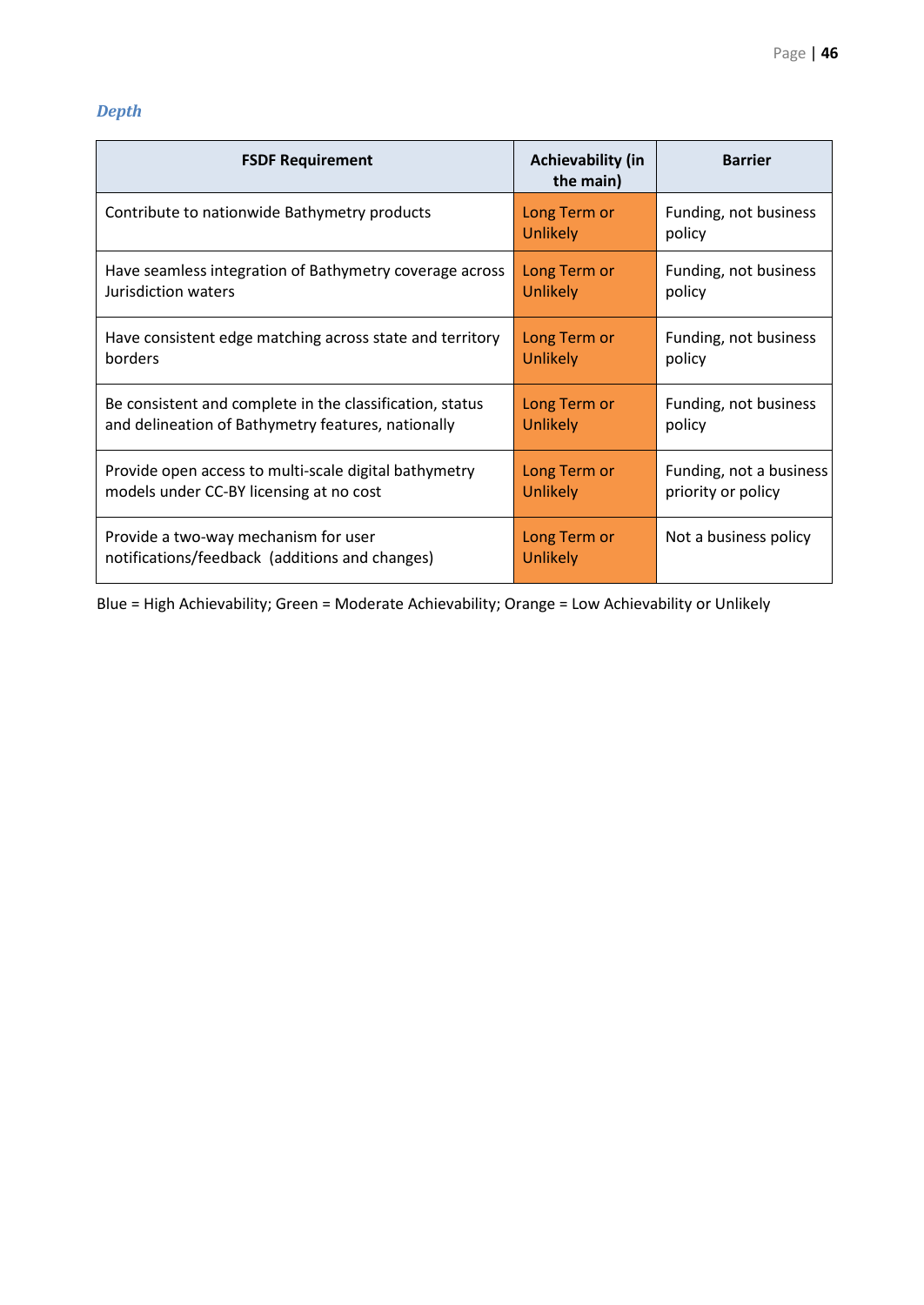### *Depth*

| FSDF Requirement | Achievability (in the main) | Barrier |
|---|---|---|
| Contribute to nationwide Bathymetry products | Long Term or Unlikely | Funding, not business policy |
| Have seamless integration of Bathymetry coverage across Jurisdiction waters | Long Term or Unlikely | Funding, not business policy |
| Have consistent edge matching across state and territory borders | Long Term or Unlikely | Funding, not business policy |
| Be consistent and complete in the classification, status and delineation of Bathymetry features, nationally | Long Term or Unlikely | Funding, not business policy |
| Provide open access to multi-scale digital bathymetry models under CC-BY licensing at no cost | Long Term or Unlikely | Funding, not a business priority or policy |
| Provide a two-way mechanism for user notifications/feedback (additions and changes) | Long Term or Unlikely | Not a business policy |

Blue = High Achievability; Green = Moderate Achievability; Orange = Low Achievability or Unlikely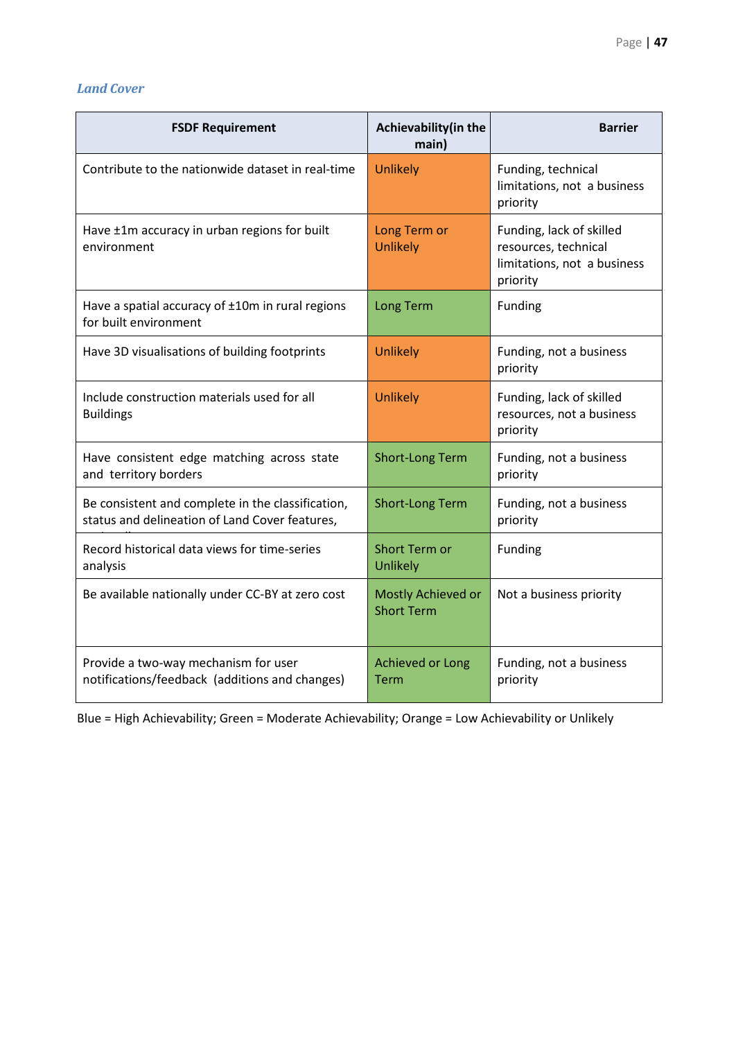### *Land Cover*

| FSDF Requirement | Achievability(in the main) | Barrier |
|---|---|---|
| Contribute to the nationwide dataset in real-time | Unlikely | Funding, technical limitations, not a business priority |
| Have ±1m accuracy in urban regions for built environment | Long Term or Unlikely | Funding, lack of skilled resources, technical limitations, not a business priority |
| Have a spatial accuracy of ±10m in rural regions for built environment | Long Term | Funding |
| Have 3D visualisations of building footprints | Unlikely | Funding, not a business priority |
| Include construction materials used for all Buildings | Unlikely | Funding, lack of skilled resources, not a business priority |
| Have consistent edge matching across state and territory borders | Short-Long Term | Funding, not a business priority |
| Be consistent and complete in the classification, status and delineation of Land Cover features, | Short-Long Term | Funding, not a business priority |
| Record historical data views for time-series analysis | Short Term or Unlikely | Funding |
| Be available nationally under CC-BY at zero cost | Mostly Achieved or Short Term | Not a business priority |
| Provide a two-way mechanism for user notifications/feedback (additions and changes) | Achieved or Long Term | Funding, not a business priority |

Blue = High Achievability; Green = Moderate Achievability; Orange = Low Achievability or Unlikely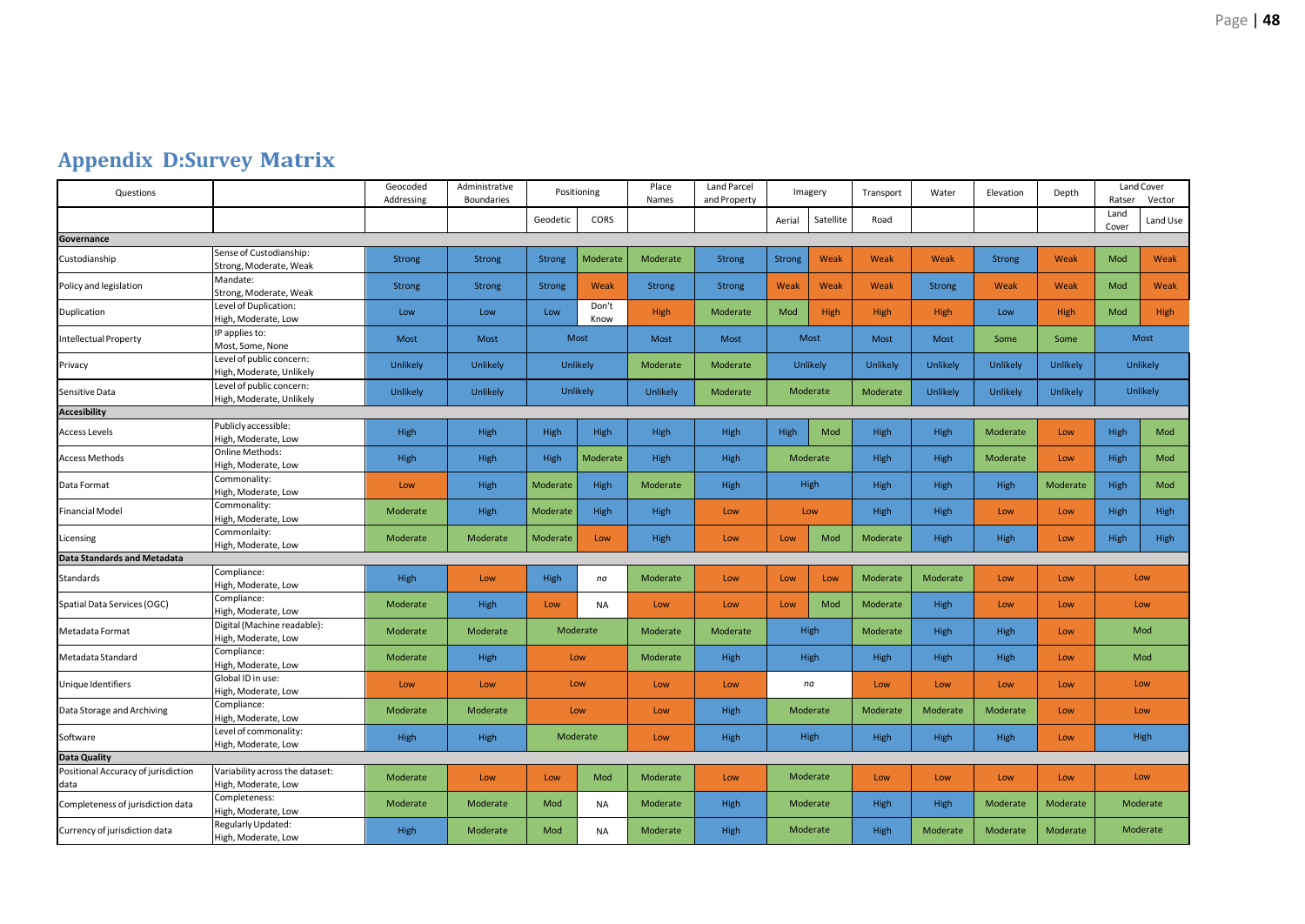# Appendix D:Survey Matrix

| Questions | | Geocoded Addressing | Administrative Boundaries | Positioning | | Place Names | Land Parcel and Property | Imagery | | Transport | Water | Elevation | Depth | Land Cover Ratser Vector | |
|---|---|---|---|---|---|---|---|---|---|---|---|---|---|---|---|
| | | | | Geodetic | CORS | | | Aerial | Satellite | Road | | | | Land Cover | Land Use |
| **Governance** | | | | | | | | | | | | | | | |
| Custodianship | Sense of Custodianship: Strong, Moderate, Weak | Strong | Strong | Strong | Moderate | Moderate | Strong | Strong | Weak | Weak | Weak | Strong | Weak | Mod | Weak |
| Policy and legislation | Mandate: Strong, Moderate, Weak | Strong | Strong | Strong | Weak | Strong | Strong | Weak | Weak | Weak | Strong | Weak | Weak | Mod | Weak |
| Duplication | Level of Duplication: High, Moderate, Low | Low | Low | Low | Don't Know | High | Moderate | Mod | High | High | High | Low | High | Mod | High |
| Intellectual Property | IP applies to: Most, Some, None | Most | Most | Most | | Most | Most | Most | | Most | Most | Some | Some | Most | |
| Privacy | Level of public concern: High, Moderate, Unlikely | Unlikely | Unlikely | Unlikely | | Moderate | Moderate | Unlikely | | Unlikely | Unlikely | Unlikely | Unlikely | Unlikely | |
| Sensitive Data | Level of public concern: High, Moderate, Unlikely | Unlikely | Unlikely | Unlikely | | Unlikely | Moderate | Moderate | | Moderate | Unlikely | Unlikely | Unlikely | Unlikely | |
| **Accesibility** | | | | | | | | | | | | | | | |
| Access Levels | Publicly accessible: High, Moderate, Low | High | High | High | High | High | High | High | Mod | High | High | Moderate | Low | High | Mod |
| Access Methods | Online Methods: High, Moderate, Low | High | High | High | Moderate | High | High | Moderate | | High | High | Moderate | Low | High | Mod |
| Data Format | Commonality: High, Moderate, Low | Low | High | Moderate | High | Moderate | High | High | | High | High | High | Moderate | High | Mod |
| Financial Model | Commonality: High, Moderate, Low | Moderate | High | Moderate | High | High | Low | Low | | High | High | Low | Low | High | High |
| Licensing | Commonlaity: High, Moderate, Low | Moderate | Moderate | Moderate | Low | High | Low | Low | Mod | Moderate | High | High | Low | High | High |
| **Data Standards and Metadata** | | | | | | | | | | | | | | | |
| Standards | Compliance: High, Moderate, Low | High | Low | High | *na* | Moderate | Low | Low | Low | Moderate | Moderate | Low | Low | Low | |
| Spatial Data Services (OGC) | Compliance: High, Moderate, Low | Moderate | High | Low | NA | Low | Low | Low | Mod | Moderate | High | Low | Low | Low | |
| Metadata Format | Digital (Machine readable): High, Moderate, Low | Moderate | Moderate | Moderate | | Moderate | Moderate | High | | Moderate | High | High | Low | Mod | |
| Metadata Standard | Compliance: High, Moderate, Low | Moderate | High | Low | | Moderate | High | High | | High | High | High | Low | Mod | |
| Unique Identifiers | Global ID in use: High, Moderate, Low | Low | Low | Low | | Low | Low | *na* | | Low | Low | Low | Low | Low | |
| Data Storage and Archiving | Compliance: High, Moderate, Low | Moderate | Moderate | Low | | Low | High | Moderate | | Moderate | Moderate | Moderate | Low | Low | |
| Software | Level of commonality: High, Moderate, Low | High | High | Moderate | | Low | High | High | | High | High | High | Low | High | |
| **Data Quality** | | | | | | | | | | | | | | | |
| Positional Accuracy of jurisdiction data | Variability across the dataset: High, Moderate, Low | Moderate | Low | Low | Mod | Moderate | Low | Moderate | | Low | Low | Low | Low | Low | |
| Completeness of jurisdiction data | Completeness: High, Moderate, Low | Moderate | Moderate | Mod | NA | Moderate | High | Moderate | | High | High | Moderate | Moderate | Moderate | |
| Currency of jurisdiction data | Regularly Updated: High, Moderate, Low | High | Moderate | Mod | NA | Moderate | High | Moderate | | High | Moderate | Moderate | Moderate | Moderate | |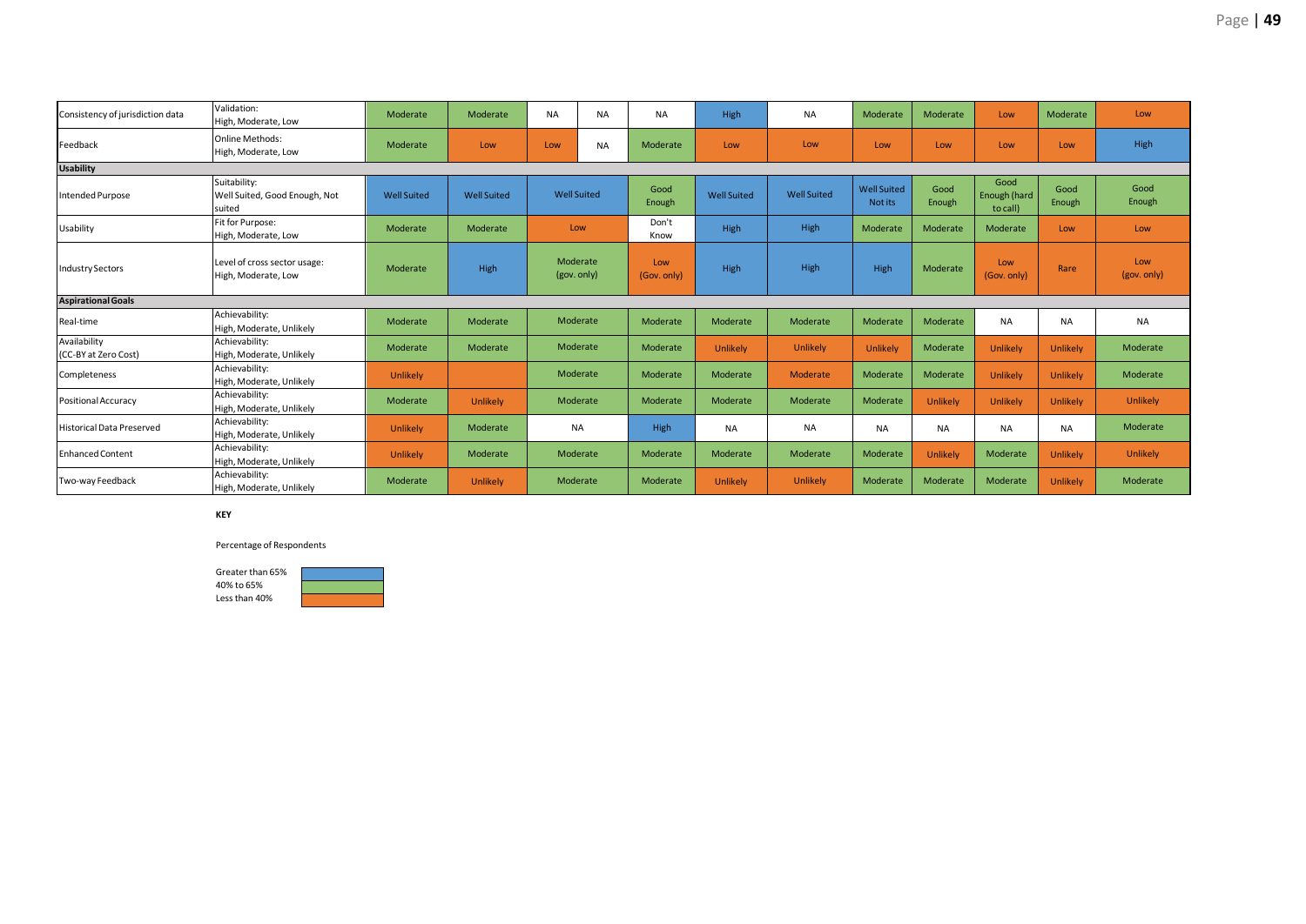| | | | | | | | | | | | | | |
|---|---|---|---|---|---|---|---|---|---|---|---|---|---|
| Consistency of jurisdiction data | Validation: High, Moderate, Low | Moderate | Moderate | NA | NA | NA | High | NA | Moderate | Moderate | Low | Moderate | Low |
| Feedback | Online Methods: High, Moderate, Low | Moderate | Low | Low | NA | Moderate | Low | Low | Low | Low | Low | Low | High |
| **Usability** | | | | | | | | | | | | | |
| Intended Purpose | Suitability: Well Suited, Good Enough, Not suited | Well Suited | Well Suited | Well Suited | | Good Enough | Well Suited | Well Suited | Well Suited Not its | Good Enough | Good Enough (hard to call) | Good Enough | Good Enough |
| Usability | Fit for Purpose: High, Moderate, Low | Moderate | Moderate | Low | | Don't Know | High | High | Moderate | Moderate | Moderate | Low | Low |
| Industry Sectors | Level of cross sector usage: High, Moderate, Low | Moderate | High | Moderate (gov. only) | | Low (Gov. only) | High | High | High | Moderate | Low (Gov. only) | Rare | Low (gov. only) |
| **Aspirational Goals** | | | | | | | | | | | | | |
| Real-time | Achievability: High, Moderate, Unlikely | Moderate | Moderate | Moderate | | Moderate | Moderate | Moderate | Moderate | Moderate | NA | NA | NA |
| Availability (CC-BY at Zero Cost) | Achievability: High, Moderate, Unlikely | Moderate | Moderate | Moderate | | Moderate | Unlikely | Unlikely | Unlikely | Moderate | Unlikely | Unlikely | Moderate |
| Completeness | Achievability: High, Moderate, Unlikely | Unlikely | | Moderate | | Moderate | Moderate | Moderate | Moderate | Moderate | Unlikely | Unlikely | Moderate |
| Positional Accuracy | Achievability: High, Moderate, Unlikely | Moderate | Unlikely | Moderate | | Moderate | Moderate | Moderate | Moderate | Unlikely | Unlikely | Unlikely | Unlikely |
| Historical Data Preserved | Achievability: High, Moderate, Unlikely | Unlikely | Moderate | NA | | High | NA | NA | NA | NA | NA | NA | Moderate |
| Enhanced Content | Achievability: High, Moderate, Unlikely | Unlikely | Moderate | Moderate | | Moderate | Moderate | Moderate | Moderate | Unlikely | Moderate | Unlikely | Unlikely |
| Two-way Feedback | Achievability: High, Moderate, Unlikely | Moderate | Unlikely | Moderate | | Moderate | Unlikely | Unlikely | Moderate | Moderate | Moderate | Unlikely | Moderate |

**KEY**

Percentage of Respondents

- Greater than 65% (blue)
- 40% to 65% (green)
- Less than 40% (orange)